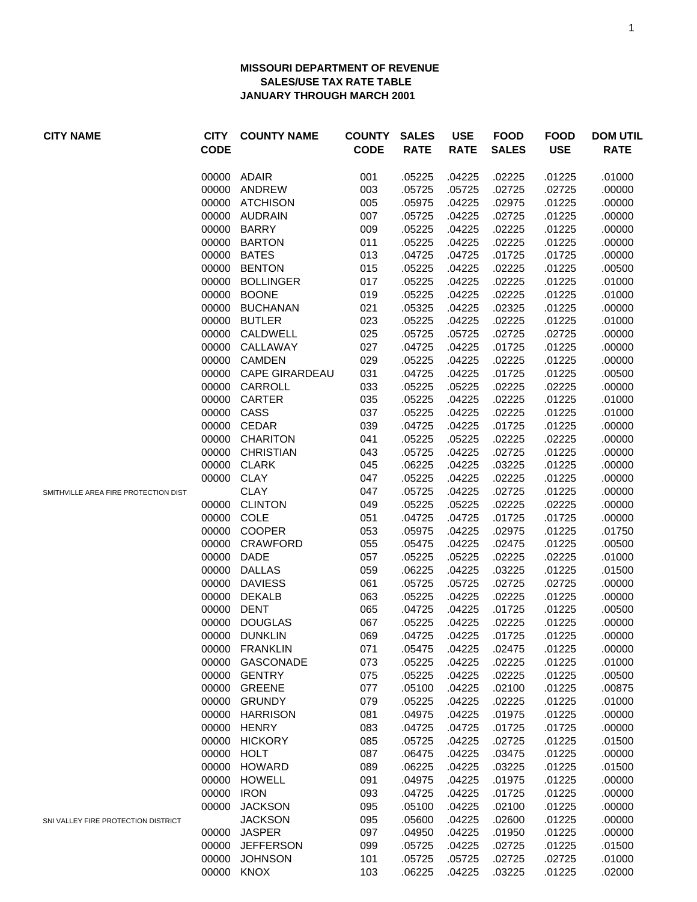**MISSOURI DEPARTMENT OF REVENUE**
**SALES/USE TAX RATE TABLE**
**JANUARY THROUGH MARCH 2001**

| CITY NAME | CITY CODE | COUNTY NAME | COUNTY CODE | SALES RATE | USE RATE | FOOD SALES | FOOD USE | DOM UTIL RATE |
|---|---|---|---|---|---|---|---|---|
| | 00000 | ADAIR | 001 | .05225 | .04225 | .02225 | .01225 | .01000 |
| | 00000 | ANDREW | 003 | .05725 | .05725 | .02725 | .02725 | .00000 |
| | 00000 | ATCHISON | 005 | .05975 | .04225 | .02975 | .01225 | .00000 |
| | 00000 | AUDRAIN | 007 | .05725 | .04225 | .02725 | .01225 | .00000 |
| | 00000 | BARRY | 009 | .05225 | .04225 | .02225 | .01225 | .00000 |
| | 00000 | BARTON | 011 | .05225 | .04225 | .02225 | .01225 | .00000 |
| | 00000 | BATES | 013 | .04725 | .04725 | .01725 | .01725 | .00000 |
| | 00000 | BENTON | 015 | .05225 | .04225 | .02225 | .01225 | .00500 |
| | 00000 | BOLLINGER | 017 | .05225 | .04225 | .02225 | .01225 | .01000 |
| | 00000 | BOONE | 019 | .05225 | .04225 | .02225 | .01225 | .01000 |
| | 00000 | BUCHANAN | 021 | .05325 | .04225 | .02325 | .01225 | .00000 |
| | 00000 | BUTLER | 023 | .05225 | .04225 | .02225 | .01225 | .01000 |
| | 00000 | CALDWELL | 025 | .05725 | .05725 | .02725 | .02725 | .00000 |
| | 00000 | CALLAWAY | 027 | .04725 | .04225 | .01725 | .01225 | .00000 |
| | 00000 | CAMDEN | 029 | .05225 | .04225 | .02225 | .01225 | .00000 |
| | 00000 | CAPE GIRARDEAU | 031 | .04725 | .04225 | .01725 | .01225 | .00500 |
| | 00000 | CARROLL | 033 | .05225 | .05225 | .02225 | .02225 | .00000 |
| | 00000 | CARTER | 035 | .05225 | .04225 | .02225 | .01225 | .01000 |
| | 00000 | CASS | 037 | .05225 | .04225 | .02225 | .01225 | .01000 |
| | 00000 | CEDAR | 039 | .04725 | .04225 | .01725 | .01225 | .00000 |
| | 00000 | CHARITON | 041 | .05225 | .05225 | .02225 | .02225 | .00000 |
| | 00000 | CHRISTIAN | 043 | .05725 | .04225 | .02725 | .01225 | .00000 |
| | 00000 | CLARK | 045 | .06225 | .04225 | .03225 | .01225 | .00000 |
| | 00000 | CLAY | 047 | .05225 | .04225 | .02225 | .01225 | .00000 |
| SMITHVILLE AREA FIRE PROTECTION DIST | | CLAY | 047 | .05725 | .04225 | .02725 | .01225 | .00000 |
| | 00000 | CLINTON | 049 | .05225 | .05225 | .02225 | .02225 | .00000 |
| | 00000 | COLE | 051 | .04725 | .04725 | .01725 | .01725 | .00000 |
| | 00000 | COOPER | 053 | .05975 | .04225 | .02975 | .01225 | .01750 |
| | 00000 | CRAWFORD | 055 | .05475 | .04225 | .02475 | .01225 | .00500 |
| | 00000 | DADE | 057 | .05225 | .05225 | .02225 | .02225 | .01000 |
| | 00000 | DALLAS | 059 | .06225 | .04225 | .03225 | .01225 | .01500 |
| | 00000 | DAVIESS | 061 | .05725 | .05725 | .02725 | .02725 | .00000 |
| | 00000 | DEKALB | 063 | .05225 | .04225 | .02225 | .01225 | .00000 |
| | 00000 | DENT | 065 | .04725 | .04225 | .01725 | .01225 | .00500 |
| | 00000 | DOUGLAS | 067 | .05225 | .04225 | .02225 | .01225 | .00000 |
| | 00000 | DUNKLIN | 069 | .04725 | .04225 | .01725 | .01225 | .00000 |
| | 00000 | FRANKLIN | 071 | .05475 | .04225 | .02475 | .01225 | .00000 |
| | 00000 | GASCONADE | 073 | .05225 | .04225 | .02225 | .01225 | .01000 |
| | 00000 | GENTRY | 075 | .05225 | .04225 | .02225 | .01225 | .00500 |
| | 00000 | GREENE | 077 | .05100 | .04225 | .02100 | .01225 | .00875 |
| | 00000 | GRUNDY | 079 | .05225 | .04225 | .02225 | .01225 | .01000 |
| | 00000 | HARRISON | 081 | .04975 | .04225 | .01975 | .01225 | .00000 |
| | 00000 | HENRY | 083 | .04725 | .04725 | .01725 | .01725 | .00000 |
| | 00000 | HICKORY | 085 | .05725 | .04225 | .02725 | .01225 | .01500 |
| | 00000 | HOLT | 087 | .06475 | .04225 | .03475 | .01225 | .00000 |
| | 00000 | HOWARD | 089 | .06225 | .04225 | .03225 | .01225 | .01500 |
| | 00000 | HOWELL | 091 | .04975 | .04225 | .01975 | .01225 | .00000 |
| | 00000 | IRON | 093 | .04725 | .04225 | .01725 | .01225 | .00000 |
| | 00000 | JACKSON | 095 | .05100 | .04225 | .02100 | .01225 | .00000 |
| SNI VALLEY FIRE PROTECTION DISTRICT | | JACKSON | 095 | .05600 | .04225 | .02600 | .01225 | .00000 |
| | 00000 | JASPER | 097 | .04950 | .04225 | .01950 | .01225 | .00000 |
| | 00000 | JEFFERSON | 099 | .05725 | .04225 | .02725 | .01225 | .01500 |
| | 00000 | JOHNSON | 101 | .05725 | .05725 | .02725 | .02725 | .01000 |
| | 00000 | KNOX | 103 | .06225 | .04225 | .03225 | .01225 | .02000 |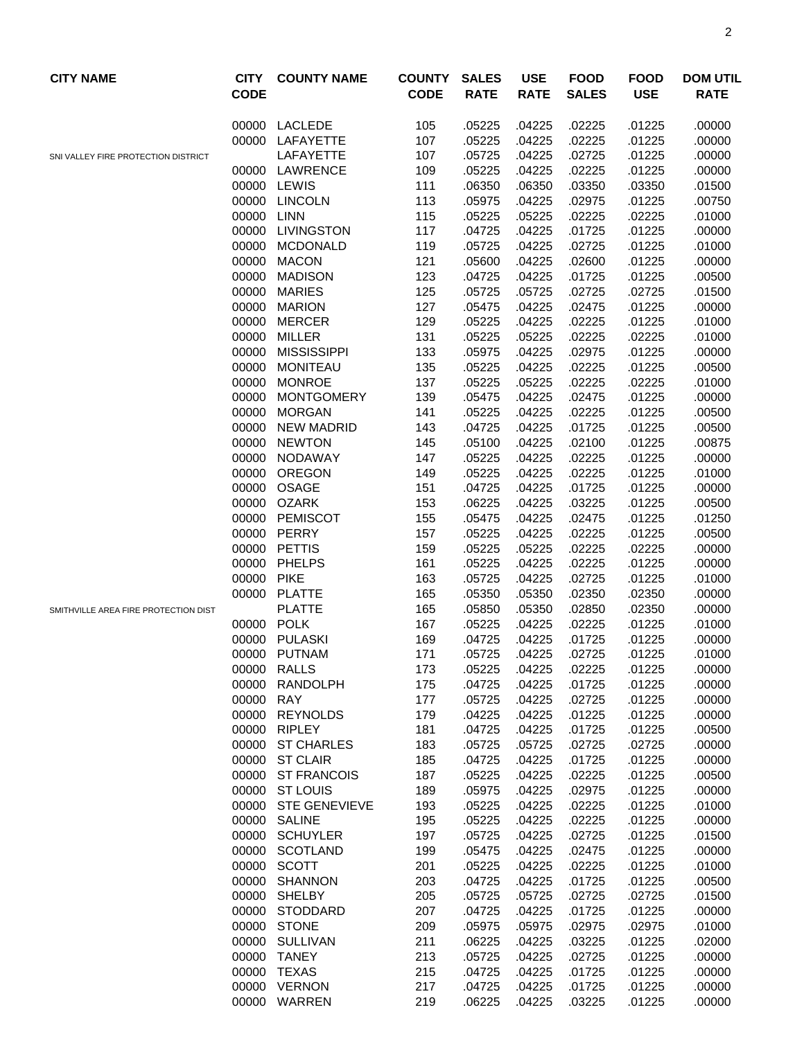| CITY NAME | CITY CODE | COUNTY NAME | COUNTY CODE | SALES RATE | USE RATE | FOOD SALES | FOOD USE | DOM UTIL RATE |
|---|---|---|---|---|---|---|---|---|
| | 00000 | LACLEDE | 105 | .05225 | .04225 | .02225 | .01225 | .00000 |
| | 00000 | LAFAYETTE | 107 | .05225 | .04225 | .02225 | .01225 | .00000 |
| SNI VALLEY FIRE PROTECTION DISTRICT | | LAFAYETTE | 107 | .05725 | .04225 | .02725 | .01225 | .00000 |
| | 00000 | LAWRENCE | 109 | .05225 | .04225 | .02225 | .01225 | .00000 |
| | 00000 | LEWIS | 111 | .06350 | .06350 | .03350 | .03350 | .01500 |
| | 00000 | LINCOLN | 113 | .05975 | .04225 | .02975 | .01225 | .00750 |
| | 00000 | LINN | 115 | .05225 | .05225 | .02225 | .02225 | .01000 |
| | 00000 | LIVINGSTON | 117 | .04725 | .04225 | .01725 | .01225 | .00000 |
| | 00000 | MCDONALD | 119 | .05725 | .04225 | .02725 | .01225 | .01000 |
| | 00000 | MACON | 121 | .05600 | .04225 | .02600 | .01225 | .00000 |
| | 00000 | MADISON | 123 | .04725 | .04225 | .01725 | .01225 | .00500 |
| | 00000 | MARIES | 125 | .05725 | .05725 | .02725 | .02725 | .01500 |
| | 00000 | MARION | 127 | .05475 | .04225 | .02475 | .01225 | .00000 |
| | 00000 | MERCER | 129 | .05225 | .04225 | .02225 | .01225 | .01000 |
| | 00000 | MILLER | 131 | .05225 | .05225 | .02225 | .02225 | .01000 |
| | 00000 | MISSISSIPPI | 133 | .05975 | .04225 | .02975 | .01225 | .00000 |
| | 00000 | MONITEAU | 135 | .05225 | .04225 | .02225 | .01225 | .00500 |
| | 00000 | MONROE | 137 | .05225 | .05225 | .02225 | .02225 | .01000 |
| | 00000 | MONTGOMERY | 139 | .05475 | .04225 | .02475 | .01225 | .00000 |
| | 00000 | MORGAN | 141 | .05225 | .04225 | .02225 | .01225 | .00500 |
| | 00000 | NEW MADRID | 143 | .04725 | .04225 | .01725 | .01225 | .00500 |
| | 00000 | NEWTON | 145 | .05100 | .04225 | .02100 | .01225 | .00875 |
| | 00000 | NODAWAY | 147 | .05225 | .04225 | .02225 | .01225 | .00000 |
| | 00000 | OREGON | 149 | .05225 | .04225 | .02225 | .01225 | .01000 |
| | 00000 | OSAGE | 151 | .04725 | .04225 | .01725 | .01225 | .00000 |
| | 00000 | OZARK | 153 | .06225 | .04225 | .03225 | .01225 | .00500 |
| | 00000 | PEMISCOT | 155 | .05475 | .04225 | .02475 | .01225 | .01250 |
| | 00000 | PERRY | 157 | .05225 | .04225 | .02225 | .01225 | .00500 |
| | 00000 | PETTIS | 159 | .05225 | .05225 | .02225 | .02225 | .00000 |
| | 00000 | PHELPS | 161 | .05225 | .04225 | .02225 | .01225 | .00000 |
| | 00000 | PIKE | 163 | .05725 | .04225 | .02725 | .01225 | .01000 |
| | 00000 | PLATTE | 165 | .05350 | .05350 | .02350 | .02350 | .00000 |
| SMITHVILLE AREA FIRE PROTECTION DIST | | PLATTE | 165 | .05850 | .05350 | .02850 | .02350 | .00000 |
| | 00000 | POLK | 167 | .05225 | .04225 | .02225 | .01225 | .01000 |
| | 00000 | PULASKI | 169 | .04725 | .04225 | .01725 | .01225 | .00000 |
| | 00000 | PUTNAM | 171 | .05725 | .04225 | .02725 | .01225 | .01000 |
| | 00000 | RALLS | 173 | .05225 | .04225 | .02225 | .01225 | .00000 |
| | 00000 | RANDOLPH | 175 | .04725 | .04225 | .01725 | .01225 | .00000 |
| | 00000 | RAY | 177 | .05725 | .04225 | .02725 | .01225 | .00000 |
| | 00000 | REYNOLDS | 179 | .04225 | .04225 | .01225 | .01225 | .00000 |
| | 00000 | RIPLEY | 181 | .04725 | .04225 | .01725 | .01225 | .00500 |
| | 00000 | ST CHARLES | 183 | .05725 | .05725 | .02725 | .02725 | .00000 |
| | 00000 | ST CLAIR | 185 | .04725 | .04225 | .01725 | .01225 | .00000 |
| | 00000 | ST FRANCOIS | 187 | .05225 | .04225 | .02225 | .01225 | .00500 |
| | 00000 | ST LOUIS | 189 | .05975 | .04225 | .02975 | .01225 | .00000 |
| | 00000 | STE GENEVIEVE | 193 | .05225 | .04225 | .02225 | .01225 | .01000 |
| | 00000 | SALINE | 195 | .05225 | .04225 | .02225 | .01225 | .00000 |
| | 00000 | SCHUYLER | 197 | .05725 | .04225 | .02725 | .01225 | .01500 |
| | 00000 | SCOTLAND | 199 | .05475 | .04225 | .02475 | .01225 | .00000 |
| | 00000 | SCOTT | 201 | .05225 | .04225 | .02225 | .01225 | .01000 |
| | 00000 | SHANNON | 203 | .04725 | .04225 | .01725 | .01225 | .00500 |
| | 00000 | SHELBY | 205 | .05725 | .05725 | .02725 | .02725 | .01500 |
| | 00000 | STODDARD | 207 | .04725 | .04225 | .01725 | .01225 | .00000 |
| | 00000 | STONE | 209 | .05975 | .05975 | .02975 | .02975 | .01000 |
| | 00000 | SULLIVAN | 211 | .06225 | .04225 | .03225 | .01225 | .02000 |
| | 00000 | TANEY | 213 | .05725 | .04225 | .02725 | .01225 | .00000 |
| | 00000 | TEXAS | 215 | .04725 | .04225 | .01725 | .01225 | .00000 |
| | 00000 | VERNON | 217 | .04725 | .04225 | .01725 | .01225 | .00000 |
| | 00000 | WARREN | 219 | .06225 | .04225 | .03225 | .01225 | .00000 |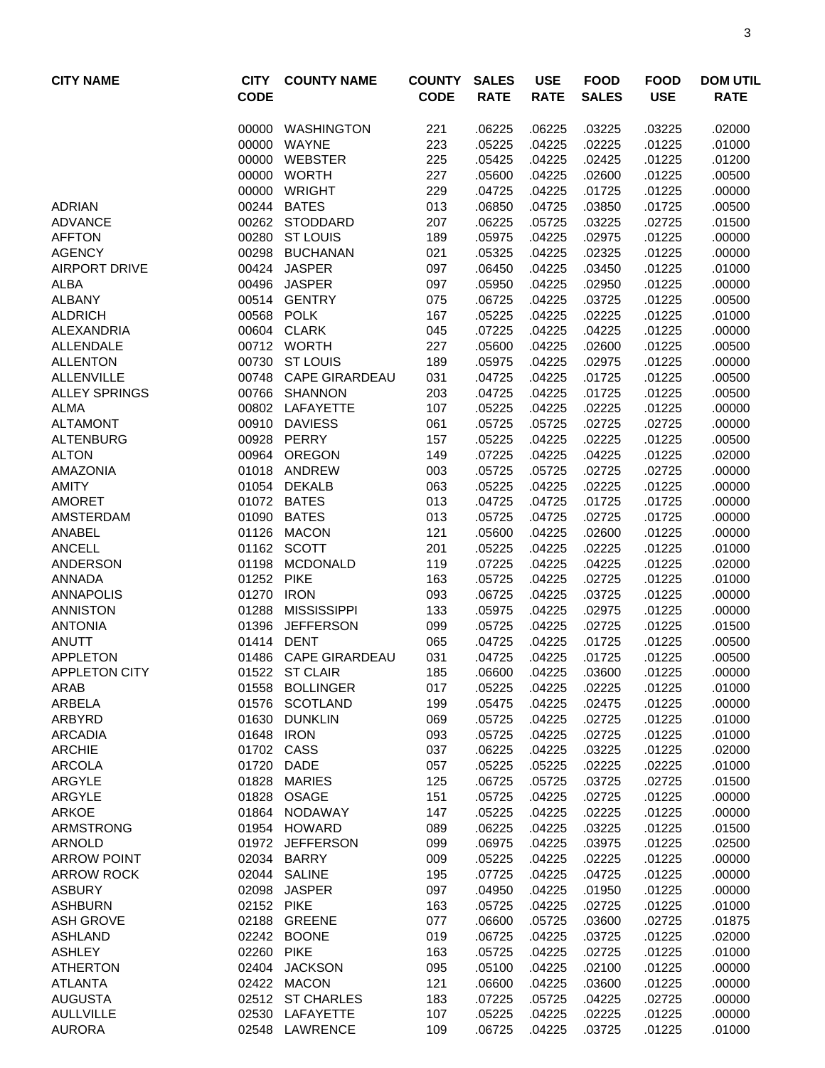| CITY NAME | CITY CODE | COUNTY NAME | COUNTY CODE | SALES RATE | USE RATE | FOOD SALES | FOOD USE | DOM UTIL RATE |
|---|---|---|---|---|---|---|---|---|
| | 00000 | WASHINGTON | 221 | .06225 | .06225 | .03225 | .03225 | .02000 |
| | 00000 | WAYNE | 223 | .05225 | .04225 | .02225 | .01225 | .01000 |
| | 00000 | WEBSTER | 225 | .05425 | .04225 | .02425 | .01225 | .01200 |
| | 00000 | WORTH | 227 | .05600 | .04225 | .02600 | .01225 | .00500 |
| | 00000 | WRIGHT | 229 | .04725 | .04225 | .01725 | .01225 | .00000 |
| ADRIAN | 00244 | BATES | 013 | .06850 | .04725 | .03850 | .01725 | .00500 |
| ADVANCE | 00262 | STODDARD | 207 | .06225 | .05725 | .03225 | .02725 | .01500 |
| AFFTON | 00280 | ST LOUIS | 189 | .05975 | .04225 | .02975 | .01225 | .00000 |
| AGENCY | 00298 | BUCHANAN | 021 | .05325 | .04225 | .02325 | .01225 | .00000 |
| AIRPORT DRIVE | 00424 | JASPER | 097 | .06450 | .04225 | .03450 | .01225 | .01000 |
| ALBA | 00496 | JASPER | 097 | .05950 | .04225 | .02950 | .01225 | .00000 |
| ALBANY | 00514 | GENTRY | 075 | .06725 | .04225 | .03725 | .01225 | .00500 |
| ALDRICH | 00568 | POLK | 167 | .05225 | .04225 | .02225 | .01225 | .01000 |
| ALEXANDRIA | 00604 | CLARK | 045 | .07225 | .04225 | .04225 | .01225 | .00000 |
| ALLENDALE | 00712 | WORTH | 227 | .05600 | .04225 | .02600 | .01225 | .00500 |
| ALLENTON | 00730 | ST LOUIS | 189 | .05975 | .04225 | .02975 | .01225 | .00000 |
| ALLENVILLE | 00748 | CAPE GIRARDEAU | 031 | .04725 | .04225 | .01725 | .01225 | .00500 |
| ALLEY SPRINGS | 00766 | SHANNON | 203 | .04725 | .04225 | .01725 | .01225 | .00500 |
| ALMA | 00802 | LAFAYETTE | 107 | .05225 | .04225 | .02225 | .01225 | .00000 |
| ALTAMONT | 00910 | DAVIESS | 061 | .05725 | .05725 | .02725 | .02725 | .00000 |
| ALTENBURG | 00928 | PERRY | 157 | .05225 | .04225 | .02225 | .01225 | .00500 |
| ALTON | 00964 | OREGON | 149 | .07225 | .04225 | .04225 | .01225 | .02000 |
| AMAZONIA | 01018 | ANDREW | 003 | .05725 | .05725 | .02725 | .02725 | .00000 |
| AMITY | 01054 | DEKALB | 063 | .05225 | .04225 | .02225 | .01225 | .00000 |
| AMORET | 01072 | BATES | 013 | .04725 | .04725 | .01725 | .01725 | .00000 |
| AMSTERDAM | 01090 | BATES | 013 | .05725 | .04725 | .02725 | .01725 | .00000 |
| ANABEL | 01126 | MACON | 121 | .05600 | .04225 | .02600 | .01225 | .00000 |
| ANCELL | 01162 | SCOTT | 201 | .05225 | .04225 | .02225 | .01225 | .01000 |
| ANDERSON | 01198 | MCDONALD | 119 | .07225 | .04225 | .04225 | .01225 | .02000 |
| ANNADA | 01252 | PIKE | 163 | .05725 | .04225 | .02725 | .01225 | .01000 |
| ANNAPOLIS | 01270 | IRON | 093 | .06725 | .04225 | .03725 | .01225 | .00000 |
| ANNISTON | 01288 | MISSISSIPPI | 133 | .05975 | .04225 | .02975 | .01225 | .00000 |
| ANTONIA | 01396 | JEFFERSON | 099 | .05725 | .04225 | .02725 | .01225 | .01500 |
| ANUTT | 01414 | DENT | 065 | .04725 | .04225 | .01725 | .01225 | .00500 |
| APPLETON | 01486 | CAPE GIRARDEAU | 031 | .04725 | .04225 | .01725 | .01225 | .00500 |
| APPLETON CITY | 01522 | ST CLAIR | 185 | .06600 | .04225 | .03600 | .01225 | .00000 |
| ARAB | 01558 | BOLLINGER | 017 | .05225 | .04225 | .02225 | .01225 | .01000 |
| ARBELA | 01576 | SCOTLAND | 199 | .05475 | .04225 | .02475 | .01225 | .00000 |
| ARBYRD | 01630 | DUNKLIN | 069 | .05725 | .04225 | .02725 | .01225 | .01000 |
| ARCADIA | 01648 | IRON | 093 | .05725 | .04225 | .02725 | .01225 | .01000 |
| ARCHIE | 01702 | CASS | 037 | .06225 | .04225 | .03225 | .01225 | .02000 |
| ARCOLA | 01720 | DADE | 057 | .05225 | .05225 | .02225 | .02225 | .01000 |
| ARGYLE | 01828 | MARIES | 125 | .06725 | .05725 | .03725 | .02725 | .01500 |
| ARGYLE | 01828 | OSAGE | 151 | .05725 | .04225 | .02725 | .01225 | .00000 |
| ARKOE | 01864 | NODAWAY | 147 | .05225 | .04225 | .02225 | .01225 | .00000 |
| ARMSTRONG | 01954 | HOWARD | 089 | .06225 | .04225 | .03225 | .01225 | .01500 |
| ARNOLD | 01972 | JEFFERSON | 099 | .06975 | .04225 | .03975 | .01225 | .02500 |
| ARROW POINT | 02034 | BARRY | 009 | .05225 | .04225 | .02225 | .01225 | .00000 |
| ARROW ROCK | 02044 | SALINE | 195 | .07725 | .04225 | .04725 | .01225 | .00000 |
| ASBURY | 02098 | JASPER | 097 | .04950 | .04225 | .01950 | .01225 | .00000 |
| ASHBURN | 02152 | PIKE | 163 | .05725 | .04225 | .02725 | .01225 | .01000 |
| ASH GROVE | 02188 | GREENE | 077 | .06600 | .05725 | .03600 | .02725 | .01875 |
| ASHLAND | 02242 | BOONE | 019 | .06725 | .04225 | .03725 | .01225 | .02000 |
| ASHLEY | 02260 | PIKE | 163 | .05725 | .04225 | .02725 | .01225 | .01000 |
| ATHERTON | 02404 | JACKSON | 095 | .05100 | .04225 | .02100 | .01225 | .00000 |
| ATLANTA | 02422 | MACON | 121 | .06600 | .04225 | .03600 | .01225 | .00000 |
| AUGUSTA | 02512 | ST CHARLES | 183 | .07225 | .05725 | .04225 | .02725 | .00000 |
| AULLVILLE | 02530 | LAFAYETTE | 107 | .05225 | .04225 | .02225 | .01225 | .00000 |
| AURORA | 02548 | LAWRENCE | 109 | .06725 | .04225 | .03725 | .01225 | .01000 |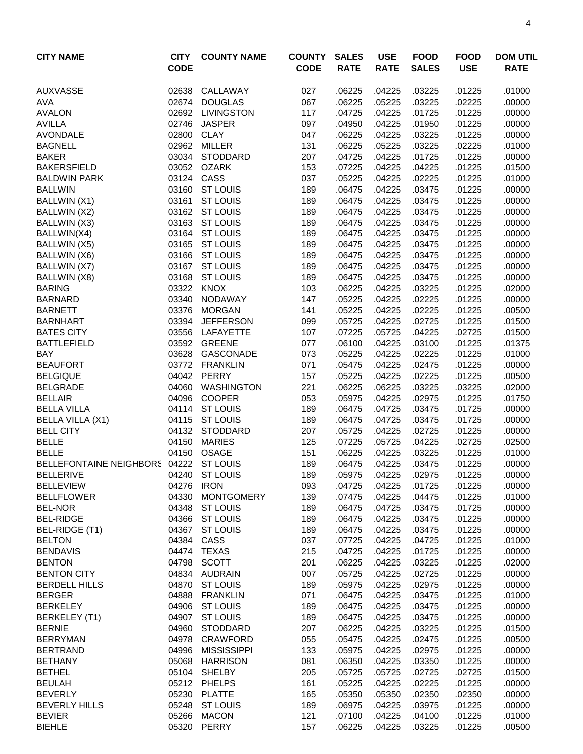| CITY NAME | CITY CODE | COUNTY NAME | COUNTY CODE | SALES RATE | USE RATE | FOOD SALES | FOOD USE | DOM UTIL RATE |
|---|---|---|---|---|---|---|---|---|
| AUXVASSE | 02638 | CALLAWAY | 027 | .06225 | .04225 | .03225 | .01225 | .01000 |
| AVA | 02674 | DOUGLAS | 067 | .06225 | .05225 | .03225 | .02225 | .00000 |
| AVALON | 02692 | LIVINGSTON | 117 | .04725 | .04225 | .01725 | .01225 | .00000 |
| AVILLA | 02746 | JASPER | 097 | .04950 | .04225 | .01950 | .01225 | .00000 |
| AVONDALE | 02800 | CLAY | 047 | .06225 | .04225 | .03225 | .01225 | .00000 |
| BAGNELL | 02962 | MILLER | 131 | .06225 | .05225 | .03225 | .02225 | .01000 |
| BAKER | 03034 | STODDARD | 207 | .04725 | .04225 | .01725 | .01225 | .00000 |
| BAKERSFIELD | 03052 | OZARK | 153 | .07225 | .04225 | .04225 | .01225 | .01500 |
| BALDWIN PARK | 03124 | CASS | 037 | .05225 | .04225 | .02225 | .01225 | .01000 |
| BALLWIN | 03160 | ST LOUIS | 189 | .06475 | .04225 | .03475 | .01225 | .00000 |
| BALLWIN (X1) | 03161 | ST LOUIS | 189 | .06475 | .04225 | .03475 | .01225 | .00000 |
| BALLWIN (X2) | 03162 | ST LOUIS | 189 | .06475 | .04225 | .03475 | .01225 | .00000 |
| BALLWIN (X3) | 03163 | ST LOUIS | 189 | .06475 | .04225 | .03475 | .01225 | .00000 |
| BALLWIN(X4) | 03164 | ST LOUIS | 189 | .06475 | .04225 | .03475 | .01225 | .00000 |
| BALLWIN (X5) | 03165 | ST LOUIS | 189 | .06475 | .04225 | .03475 | .01225 | .00000 |
| BALLWIN (X6) | 03166 | ST LOUIS | 189 | .06475 | .04225 | .03475 | .01225 | .00000 |
| BALLWIN (X7) | 03167 | ST LOUIS | 189 | .06475 | .04225 | .03475 | .01225 | .00000 |
| BALLWIN (X8) | 03168 | ST LOUIS | 189 | .06475 | .04225 | .03475 | .01225 | .00000 |
| BARING | 03322 | KNOX | 103 | .06225 | .04225 | .03225 | .01225 | .02000 |
| BARNARD | 03340 | NODAWAY | 147 | .05225 | .04225 | .02225 | .01225 | .00000 |
| BARNETT | 03376 | MORGAN | 141 | .05225 | .04225 | .02225 | .01225 | .00500 |
| BARNHART | 03394 | JEFFERSON | 099 | .05725 | .04225 | .02725 | .01225 | .01500 |
| BATES CITY | 03556 | LAFAYETTE | 107 | .07225 | .05725 | .04225 | .02725 | .01500 |
| BATTLEFIELD | 03592 | GREENE | 077 | .06100 | .04225 | .03100 | .01225 | .01375 |
| BAY | 03628 | GASCONADE | 073 | .05225 | .04225 | .02225 | .01225 | .01000 |
| BEAUFORT | 03772 | FRANKLIN | 071 | .05475 | .04225 | .02475 | .01225 | .00000 |
| BELGIQUE | 04042 | PERRY | 157 | .05225 | .04225 | .02225 | .01225 | .00500 |
| BELGRADE | 04060 | WASHINGTON | 221 | .06225 | .06225 | .03225 | .03225 | .02000 |
| BELLAIR | 04096 | COOPER | 053 | .05975 | .04225 | .02975 | .01225 | .01750 |
| BELLA VILLA | 04114 | ST LOUIS | 189 | .06475 | .04725 | .03475 | .01725 | .00000 |
| BELLA VILLA (X1) | 04115 | ST LOUIS | 189 | .06475 | .04725 | .03475 | .01725 | .00000 |
| BELL CITY | 04132 | STODDARD | 207 | .05725 | .04225 | .02725 | .01225 | .00000 |
| BELLE | 04150 | MARIES | 125 | .07225 | .05725 | .04225 | .02725 | .02500 |
| BELLE | 04150 | OSAGE | 151 | .06225 | .04225 | .03225 | .01225 | .01000 |
| BELLEFONTAINE NEIGHBORS | 04222 | ST LOUIS | 189 | .06475 | .04225 | .03475 | .01225 | .00000 |
| BELLERIVE | 04240 | ST LOUIS | 189 | .05975 | .04225 | .02975 | .01225 | .00000 |
| BELLEVIEW | 04276 | IRON | 093 | .04725 | .04225 | .01725 | .01225 | .00000 |
| BELLFLOWER | 04330 | MONTGOMERY | 139 | .07475 | .04225 | .04475 | .01225 | .01000 |
| BEL-NOR | 04348 | ST LOUIS | 189 | .06475 | .04725 | .03475 | .01725 | .00000 |
| BEL-RIDGE | 04366 | ST LOUIS | 189 | .06475 | .04225 | .03475 | .01225 | .00000 |
| BEL-RIDGE (T1) | 04367 | ST LOUIS | 189 | .06475 | .04225 | .03475 | .01225 | .00000 |
| BELTON | 04384 | CASS | 037 | .07725 | .04225 | .04725 | .01225 | .01000 |
| BENDAVIS | 04474 | TEXAS | 215 | .04725 | .04225 | .01725 | .01225 | .00000 |
| BENTON | 04798 | SCOTT | 201 | .06225 | .04225 | .03225 | .01225 | .02000 |
| BENTON CITY | 04834 | AUDRAIN | 007 | .05725 | .04225 | .02725 | .01225 | .00000 |
| BERDELL HILLS | 04870 | ST LOUIS | 189 | .05975 | .04225 | .02975 | .01225 | .00000 |
| BERGER | 04888 | FRANKLIN | 071 | .06475 | .04225 | .03475 | .01225 | .01000 |
| BERKELEY | 04906 | ST LOUIS | 189 | .06475 | .04225 | .03475 | .01225 | .00000 |
| BERKELEY (T1) | 04907 | ST LOUIS | 189 | .06475 | .04225 | .03475 | .01225 | .00000 |
| BERNIE | 04960 | STODDARD | 207 | .06225 | .04225 | .03225 | .01225 | .01500 |
| BERRYMAN | 04978 | CRAWFORD | 055 | .05475 | .04225 | .02475 | .01225 | .00500 |
| BERTRAND | 04996 | MISSISSIPPI | 133 | .05975 | .04225 | .02975 | .01225 | .00000 |
| BETHANY | 05068 | HARRISON | 081 | .06350 | .04225 | .03350 | .01225 | .00000 |
| BETHEL | 05104 | SHELBY | 205 | .05725 | .05725 | .02725 | .02725 | .01500 |
| BEULAH | 05212 | PHELPS | 161 | .05225 | .04225 | .02225 | .01225 | .00000 |
| BEVERLY | 05230 | PLATTE | 165 | .05350 | .05350 | .02350 | .02350 | .00000 |
| BEVERLY HILLS | 05248 | ST LOUIS | 189 | .06975 | .04225 | .03975 | .01225 | .00000 |
| BEVIER | 05266 | MACON | 121 | .07100 | .04225 | .04100 | .01225 | .01000 |
| BIEHLE | 05320 | PERRY | 157 | .06225 | .04225 | .03225 | .01225 | .00500 |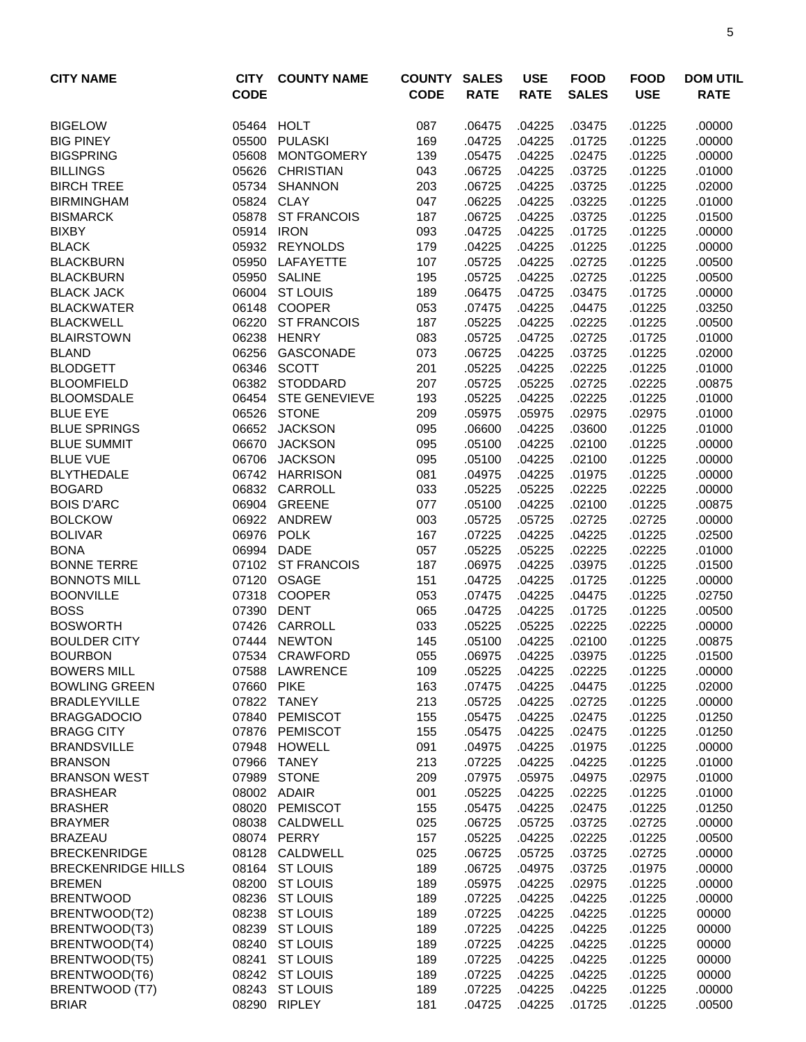| CITY NAME | CITY CODE | COUNTY NAME | COUNTY CODE | SALES RATE | USE RATE | FOOD SALES | FOOD USE | DOM UTIL RATE |
|---|---|---|---|---|---|---|---|---|
| BIGELOW | 05464 | HOLT | 087 | .06475 | .04225 | .03475 | .01225 | .00000 |
| BIG PINEY | 05500 | PULASKI | 169 | .04725 | .04225 | .01725 | .01225 | .00000 |
| BIGSPRING | 05608 | MONTGOMERY | 139 | .05475 | .04225 | .02475 | .01225 | .00000 |
| BILLINGS | 05626 | CHRISTIAN | 043 | .06725 | .04225 | .03725 | .01225 | .01000 |
| BIRCH TREE | 05734 | SHANNON | 203 | .06725 | .04225 | .03725 | .01225 | .02000 |
| BIRMINGHAM | 05824 | CLAY | 047 | .06225 | .04225 | .03225 | .01225 | .01000 |
| BISMARCK | 05878 | ST FRANCOIS | 187 | .06725 | .04225 | .03725 | .01225 | .01500 |
| BIXBY | 05914 | IRON | 093 | .04725 | .04225 | .01725 | .01225 | .00000 |
| BLACK | 05932 | REYNOLDS | 179 | .04225 | .04225 | .01225 | .01225 | .00000 |
| BLACKBURN | 05950 | LAFAYETTE | 107 | .05725 | .04225 | .02725 | .01225 | .00500 |
| BLACKBURN | 05950 | SALINE | 195 | .05725 | .04225 | .02725 | .01225 | .00500 |
| BLACK JACK | 06004 | ST LOUIS | 189 | .06475 | .04725 | .03475 | .01725 | .00000 |
| BLACKWATER | 06148 | COOPER | 053 | .07475 | .04225 | .04475 | .01225 | .03250 |
| BLACKWELL | 06220 | ST FRANCOIS | 187 | .05225 | .04225 | .02225 | .01225 | .00500 |
| BLAIRSTOWN | 06238 | HENRY | 083 | .05725 | .04725 | .02725 | .01725 | .01000 |
| BLAND | 06256 | GASCONADE | 073 | .06725 | .04225 | .03725 | .01225 | .02000 |
| BLODGETT | 06346 | SCOTT | 201 | .05225 | .04225 | .02225 | .01225 | .01000 |
| BLOOMFIELD | 06382 | STODDARD | 207 | .05725 | .05225 | .02725 | .02225 | .00875 |
| BLOOMSDALE | 06454 | STE GENEVIEVE | 193 | .05225 | .04225 | .02225 | .01225 | .01000 |
| BLUE EYE | 06526 | STONE | 209 | .05975 | .05975 | .02975 | .02975 | .01000 |
| BLUE SPRINGS | 06652 | JACKSON | 095 | .06600 | .04225 | .03600 | .01225 | .01000 |
| BLUE SUMMIT | 06670 | JACKSON | 095 | .05100 | .04225 | .02100 | .01225 | .00000 |
| BLUE VUE | 06706 | JACKSON | 095 | .05100 | .04225 | .02100 | .01225 | .00000 |
| BLYTHEDALE | 06742 | HARRISON | 081 | .04975 | .04225 | .01975 | .01225 | .00000 |
| BOGARD | 06832 | CARROLL | 033 | .05225 | .05225 | .02225 | .02225 | .00000 |
| BOIS D'ARC | 06904 | GREENE | 077 | .05100 | .04225 | .02100 | .01225 | .00875 |
| BOLCKOW | 06922 | ANDREW | 003 | .05725 | .05725 | .02725 | .02725 | .00000 |
| BOLIVAR | 06976 | POLK | 167 | .07225 | .04225 | .04225 | .01225 | .02500 |
| BONA | 06994 | DADE | 057 | .05225 | .05225 | .02225 | .02225 | .01000 |
| BONNE TERRE | 07102 | ST FRANCOIS | 187 | .06975 | .04225 | .03975 | .01225 | .01500 |
| BONNOTS MILL | 07120 | OSAGE | 151 | .04725 | .04225 | .01725 | .01225 | .00000 |
| BOONVILLE | 07318 | COOPER | 053 | .07475 | .04225 | .04475 | .01225 | .02750 |
| BOSS | 07390 | DENT | 065 | .04725 | .04225 | .01725 | .01225 | .00500 |
| BOSWORTH | 07426 | CARROLL | 033 | .05225 | .05225 | .02225 | .02225 | .00000 |
| BOULDER CITY | 07444 | NEWTON | 145 | .05100 | .04225 | .02100 | .01225 | .00875 |
| BOURBON | 07534 | CRAWFORD | 055 | .06975 | .04225 | .03975 | .01225 | .01500 |
| BOWERS MILL | 07588 | LAWRENCE | 109 | .05225 | .04225 | .02225 | .01225 | .00000 |
| BOWLING GREEN | 07660 | PIKE | 163 | .07475 | .04225 | .04475 | .01225 | .02000 |
| BRADLEYVILLE | 07822 | TANEY | 213 | .05725 | .04225 | .02725 | .01225 | .00000 |
| BRAGGADOCIO | 07840 | PEMISCOT | 155 | .05475 | .04225 | .02475 | .01225 | .01250 |
| BRAGG CITY | 07876 | PEMISCOT | 155 | .05475 | .04225 | .02475 | .01225 | .01250 |
| BRANDSVILLE | 07948 | HOWELL | 091 | .04975 | .04225 | .01975 | .01225 | .00000 |
| BRANSON | 07966 | TANEY | 213 | .07225 | .04225 | .04225 | .01225 | .01000 |
| BRANSON WEST | 07989 | STONE | 209 | .07975 | .05975 | .04975 | .02975 | .01000 |
| BRASHEAR | 08002 | ADAIR | 001 | .05225 | .04225 | .02225 | .01225 | .01000 |
| BRASHER | 08020 | PEMISCOT | 155 | .05475 | .04225 | .02475 | .01225 | .01250 |
| BRAYMER | 08038 | CALDWELL | 025 | .06725 | .05725 | .03725 | .02725 | .00000 |
| BRAZEAU | 08074 | PERRY | 157 | .05225 | .04225 | .02225 | .01225 | .00500 |
| BRECKENRIDGE | 08128 | CALDWELL | 025 | .06725 | .05725 | .03725 | .02725 | .00000 |
| BRECKENRIDGE HILLS | 08164 | ST LOUIS | 189 | .06725 | .04975 | .03725 | .01975 | .00000 |
| BREMEN | 08200 | ST LOUIS | 189 | .05975 | .04225 | .02975 | .01225 | .00000 |
| BRENTWOOD | 08236 | ST LOUIS | 189 | .07225 | .04225 | .04225 | .01225 | .00000 |
| BRENTWOOD(T2) | 08238 | ST LOUIS | 189 | .07225 | .04225 | .04225 | .01225 | 00000 |
| BRENTWOOD(T3) | 08239 | ST LOUIS | 189 | .07225 | .04225 | .04225 | .01225 | 00000 |
| BRENTWOOD(T4) | 08240 | ST LOUIS | 189 | .07225 | .04225 | .04225 | .01225 | 00000 |
| BRENTWOOD(T5) | 08241 | ST LOUIS | 189 | .07225 | .04225 | .04225 | .01225 | 00000 |
| BRENTWOOD(T6) | 08242 | ST LOUIS | 189 | .07225 | .04225 | .04225 | .01225 | 00000 |
| BRENTWOOD (T7) | 08243 | ST LOUIS | 189 | .07225 | .04225 | .04225 | .01225 | .00000 |
| BRIAR | 08290 | RIPLEY | 181 | .04725 | .04225 | .01725 | .01225 | .00500 |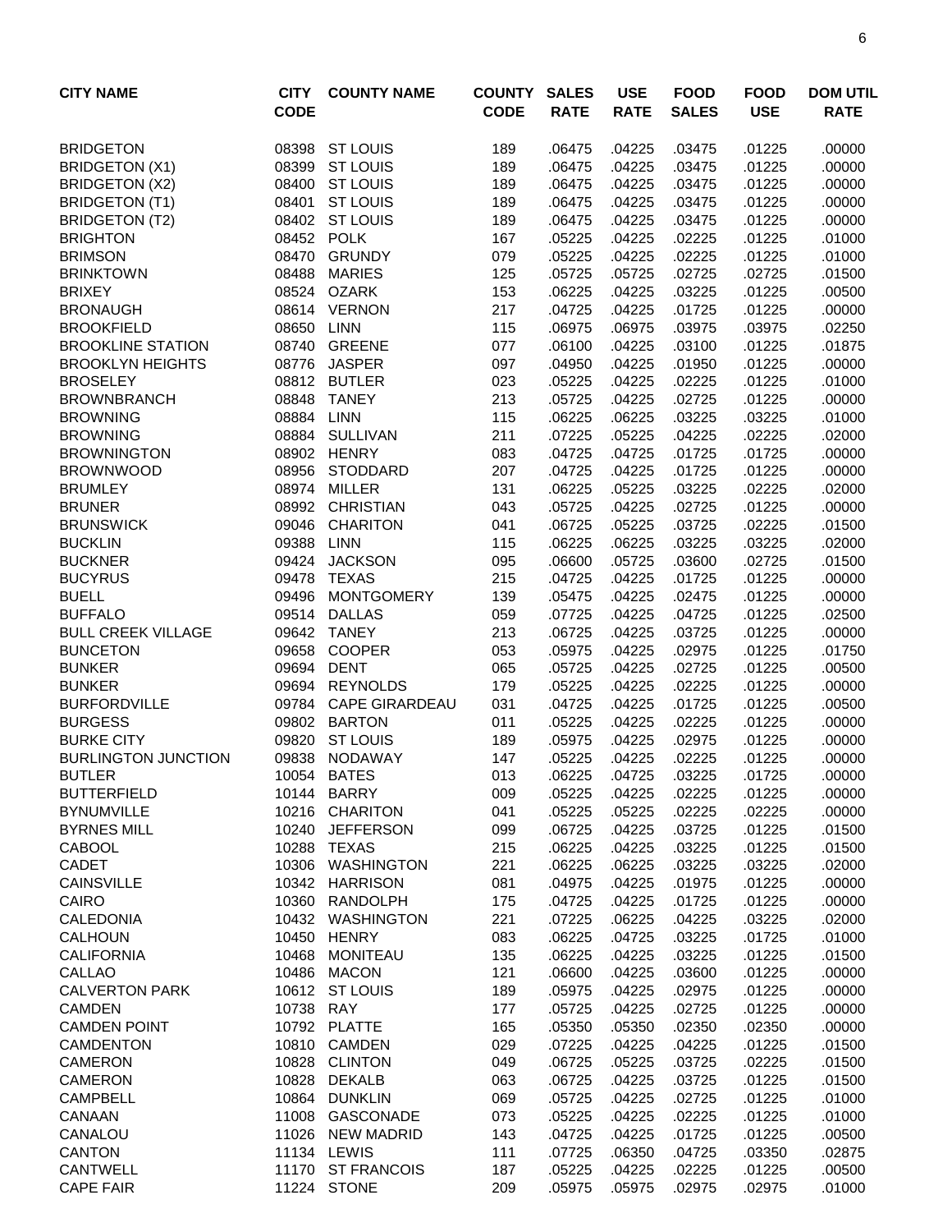| CITY NAME | CITY CODE | COUNTY NAME | COUNTY CODE | SALES RATE | USE RATE | FOOD SALES | FOOD USE | DOM UTIL RATE |
|---|---|---|---|---|---|---|---|---|
| BRIDGETON | 08398 | ST LOUIS | 189 | .06475 | .04225 | .03475 | .01225 | .00000 |
| BRIDGETON (X1) | 08399 | ST LOUIS | 189 | .06475 | .04225 | .03475 | .01225 | .00000 |
| BRIDGETON (X2) | 08400 | ST LOUIS | 189 | .06475 | .04225 | .03475 | .01225 | .00000 |
| BRIDGETON (T1) | 08401 | ST LOUIS | 189 | .06475 | .04225 | .03475 | .01225 | .00000 |
| BRIDGETON (T2) | 08402 | ST LOUIS | 189 | .06475 | .04225 | .03475 | .01225 | .00000 |
| BRIGHTON | 08452 | POLK | 167 | .05225 | .04225 | .02225 | .01225 | .01000 |
| BRIMSON | 08470 | GRUNDY | 079 | .05225 | .04225 | .02225 | .01225 | .01000 |
| BRINKTOWN | 08488 | MARIES | 125 | .05725 | .05725 | .02725 | .02725 | .01500 |
| BRIXEY | 08524 | OZARK | 153 | .06225 | .04225 | .03225 | .01225 | .00500 |
| BRONAUGH | 08614 | VERNON | 217 | .04725 | .04225 | .01725 | .01225 | .00000 |
| BROOKFIELD | 08650 | LINN | 115 | .06975 | .06975 | .03975 | .03975 | .02250 |
| BROOKLINE STATION | 08740 | GREENE | 077 | .06100 | .04225 | .03100 | .01225 | .01875 |
| BROOKLYN HEIGHTS | 08776 | JASPER | 097 | .04950 | .04225 | .01950 | .01225 | .00000 |
| BROSELEY | 08812 | BUTLER | 023 | .05225 | .04225 | .02225 | .01225 | .01000 |
| BROWNBRANCH | 08848 | TANEY | 213 | .05725 | .04225 | .02725 | .01225 | .00000 |
| BROWNING | 08884 | LINN | 115 | .06225 | .06225 | .03225 | .03225 | .01000 |
| BROWNING | 08884 | SULLIVAN | 211 | .07225 | .05225 | .04225 | .02225 | .02000 |
| BROWNINGTON | 08902 | HENRY | 083 | .04725 | .04725 | .01725 | .01725 | .00000 |
| BROWNWOOD | 08956 | STODDARD | 207 | .04725 | .04225 | .01725 | .01225 | .00000 |
| BRUMLEY | 08974 | MILLER | 131 | .06225 | .05225 | .03225 | .02225 | .02000 |
| BRUNER | 08992 | CHRISTIAN | 043 | .05725 | .04225 | .02725 | .01225 | .00000 |
| BRUNSWICK | 09046 | CHARITON | 041 | .06725 | .05225 | .03725 | .02225 | .01500 |
| BUCKLIN | 09388 | LINN | 115 | .06225 | .06225 | .03225 | .03225 | .02000 |
| BUCKNER | 09424 | JACKSON | 095 | .06600 | .05725 | .03600 | .02725 | .01500 |
| BUCYRUS | 09478 | TEXAS | 215 | .04725 | .04225 | .01725 | .01225 | .00000 |
| BUELL | 09496 | MONTGOMERY | 139 | .05475 | .04225 | .02475 | .01225 | .00000 |
| BUFFALO | 09514 | DALLAS | 059 | .07725 | .04225 | .04725 | .01225 | .02500 |
| BULL CREEK VILLAGE | 09642 | TANEY | 213 | .06725 | .04225 | .03725 | .01225 | .00000 |
| BUNCETON | 09658 | COOPER | 053 | .05975 | .04225 | .02975 | .01225 | .01750 |
| BUNKER | 09694 | DENT | 065 | .05725 | .04225 | .02725 | .01225 | .00500 |
| BUNKER | 09694 | REYNOLDS | 179 | .05225 | .04225 | .02225 | .01225 | .00000 |
| BURFORDVILLE | 09784 | CAPE GIRARDEAU | 031 | .04725 | .04225 | .01725 | .01225 | .00500 |
| BURGESS | 09802 | BARTON | 011 | .05225 | .04225 | .02225 | .01225 | .00000 |
| BURKE CITY | 09820 | ST LOUIS | 189 | .05975 | .04225 | .02975 | .01225 | .00000 |
| BURLINGTON JUNCTION | 09838 | NODAWAY | 147 | .05225 | .04225 | .02225 | .01225 | .00000 |
| BUTLER | 10054 | BATES | 013 | .06225 | .04725 | .03225 | .01725 | .00000 |
| BUTTERFIELD | 10144 | BARRY | 009 | .05225 | .04225 | .02225 | .01225 | .00000 |
| BYNUMVILLE | 10216 | CHARITON | 041 | .05225 | .05225 | .02225 | .02225 | .00000 |
| BYRNES MILL | 10240 | JEFFERSON | 099 | .06725 | .04225 | .03725 | .01225 | .01500 |
| CABOOL | 10288 | TEXAS | 215 | .06225 | .04225 | .03225 | .01225 | .01500 |
| CADET | 10306 | WASHINGTON | 221 | .06225 | .06225 | .03225 | .03225 | .02000 |
| CAINSVILLE | 10342 | HARRISON | 081 | .04975 | .04225 | .01975 | .01225 | .00000 |
| CAIRO | 10360 | RANDOLPH | 175 | .04725 | .04225 | .01725 | .01225 | .00000 |
| CALEDONIA | 10432 | WASHINGTON | 221 | .07225 | .06225 | .04225 | .03225 | .02000 |
| CALHOUN | 10450 | HENRY | 083 | .06225 | .04725 | .03225 | .01725 | .01000 |
| CALIFORNIA | 10468 | MONITEAU | 135 | .06225 | .04225 | .03225 | .01225 | .01500 |
| CALLAO | 10486 | MACON | 121 | .06600 | .04225 | .03600 | .01225 | .00000 |
| CALVERTON PARK | 10612 | ST LOUIS | 189 | .05975 | .04225 | .02975 | .01225 | .00000 |
| CAMDEN | 10738 | RAY | 177 | .05725 | .04225 | .02725 | .01225 | .00000 |
| CAMDEN POINT | 10792 | PLATTE | 165 | .05350 | .05350 | .02350 | .02350 | .00000 |
| CAMDENTON | 10810 | CAMDEN | 029 | .07225 | .04225 | .04225 | .01225 | .01500 |
| CAMERON | 10828 | CLINTON | 049 | .06725 | .05225 | .03725 | .02225 | .01500 |
| CAMERON | 10828 | DEKALB | 063 | .06725 | .04225 | .03725 | .01225 | .01500 |
| CAMPBELL | 10864 | DUNKLIN | 069 | .05725 | .04225 | .02725 | .01225 | .01000 |
| CANAAN | 11008 | GASCONADE | 073 | .05225 | .04225 | .02225 | .01225 | .01000 |
| CANALOU | 11026 | NEW MADRID | 143 | .04725 | .04225 | .01725 | .01225 | .00500 |
| CANTON | 11134 | LEWIS | 111 | .07725 | .06350 | .04725 | .03350 | .02875 |
| CANTWELL | 11170 | ST FRANCOIS | 187 | .05225 | .04225 | .02225 | .01225 | .00500 |
| CAPE FAIR | 11224 | STONE | 209 | .05975 | .05975 | .02975 | .02975 | .01000 |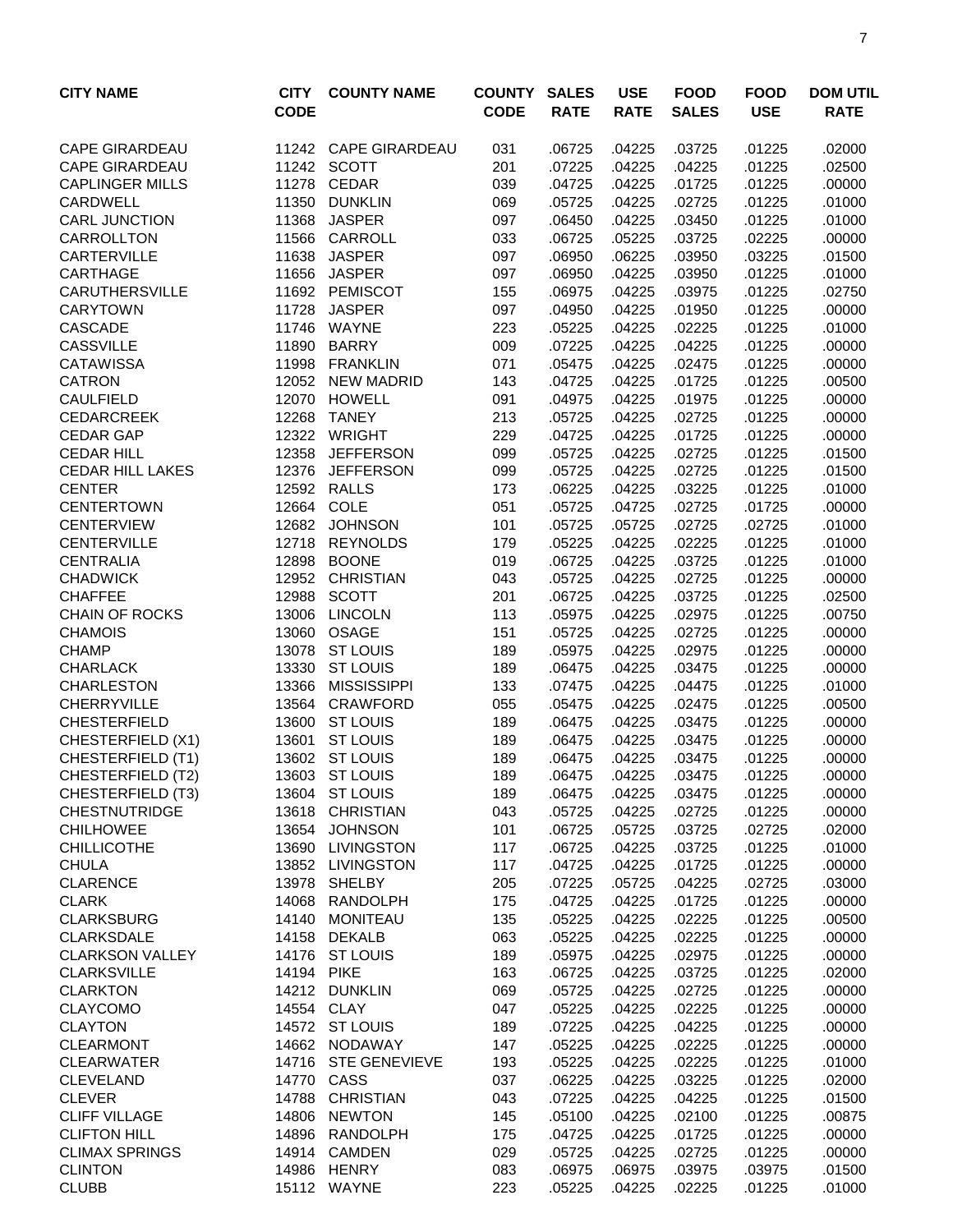| CITY NAME | CITY CODE | COUNTY NAME | COUNTY CODE | SALES RATE | USE RATE | FOOD SALES | FOOD USE | DOM UTIL RATE |
|---|---|---|---|---|---|---|---|---|
| CAPE GIRARDEAU | 11242 | CAPE GIRARDEAU | 031 | .06725 | .04225 | .03725 | .01225 | .02000 |
| CAPE GIRARDEAU | 11242 | SCOTT | 201 | .07225 | .04225 | .04225 | .01225 | .02500 |
| CAPLINGER MILLS | 11278 | CEDAR | 039 | .04725 | .04225 | .01725 | .01225 | .00000 |
| CARDWELL | 11350 | DUNKLIN | 069 | .05725 | .04225 | .02725 | .01225 | .01000 |
| CARL JUNCTION | 11368 | JASPER | 097 | .06450 | .04225 | .03450 | .01225 | .01000 |
| CARROLLTON | 11566 | CARROLL | 033 | .06725 | .05225 | .03725 | .02225 | .00000 |
| CARTERVILLE | 11638 | JASPER | 097 | .06950 | .06225 | .03950 | .03225 | .01500 |
| CARTHAGE | 11656 | JASPER | 097 | .06950 | .04225 | .03950 | .01225 | .01000 |
| CARUTHERSVILLE | 11692 | PEMISCOT | 155 | .06975 | .04225 | .03975 | .01225 | .02750 |
| CARYTOWN | 11728 | JASPER | 097 | .04950 | .04225 | .01950 | .01225 | .00000 |
| CASCADE | 11746 | WAYNE | 223 | .05225 | .04225 | .02225 | .01225 | .01000 |
| CASSVILLE | 11890 | BARRY | 009 | .07225 | .04225 | .04225 | .01225 | .00000 |
| CATAWISSA | 11998 | FRANKLIN | 071 | .05475 | .04225 | .02475 | .01225 | .00000 |
| CATRON | 12052 | NEW MADRID | 143 | .04725 | .04225 | .01725 | .01225 | .00500 |
| CAULFIELD | 12070 | HOWELL | 091 | .04975 | .04225 | .01975 | .01225 | .00000 |
| CEDARCREEK | 12268 | TANEY | 213 | .05725 | .04225 | .02725 | .01225 | .00000 |
| CEDAR GAP | 12322 | WRIGHT | 229 | .04725 | .04225 | .01725 | .01225 | .00000 |
| CEDAR HILL | 12358 | JEFFERSON | 099 | .05725 | .04225 | .02725 | .01225 | .01500 |
| CEDAR HILL LAKES | 12376 | JEFFERSON | 099 | .05725 | .04225 | .02725 | .01225 | .01500 |
| CENTER | 12592 | RALLS | 173 | .06225 | .04225 | .03225 | .01225 | .01000 |
| CENTERTOWN | 12664 | COLE | 051 | .05725 | .04725 | .02725 | .01725 | .00000 |
| CENTERVIEW | 12682 | JOHNSON | 101 | .05725 | .05725 | .02725 | .02725 | .01000 |
| CENTERVILLE | 12718 | REYNOLDS | 179 | .05225 | .04225 | .02225 | .01225 | .01000 |
| CENTRALIA | 12898 | BOONE | 019 | .06725 | .04225 | .03725 | .01225 | .01000 |
| CHADWICK | 12952 | CHRISTIAN | 043 | .05725 | .04225 | .02725 | .01225 | .00000 |
| CHAFFEE | 12988 | SCOTT | 201 | .06725 | .04225 | .03725 | .01225 | .02500 |
| CHAIN OF ROCKS | 13006 | LINCOLN | 113 | .05975 | .04225 | .02975 | .01225 | .00750 |
| CHAMOIS | 13060 | OSAGE | 151 | .05725 | .04225 | .02725 | .01225 | .00000 |
| CHAMP | 13078 | ST LOUIS | 189 | .05975 | .04225 | .02975 | .01225 | .00000 |
| CHARLACK | 13330 | ST LOUIS | 189 | .06475 | .04225 | .03475 | .01225 | .00000 |
| CHARLESTON | 13366 | MISSISSIPPI | 133 | .07475 | .04225 | .04475 | .01225 | .01000 |
| CHERRYVILLE | 13564 | CRAWFORD | 055 | .05475 | .04225 | .02475 | .01225 | .00500 |
| CHESTERFIELD | 13600 | ST LOUIS | 189 | .06475 | .04225 | .03475 | .01225 | .00000 |
| CHESTERFIELD (X1) | 13601 | ST LOUIS | 189 | .06475 | .04225 | .03475 | .01225 | .00000 |
| CHESTERFIELD (T1) | 13602 | ST LOUIS | 189 | .06475 | .04225 | .03475 | .01225 | .00000 |
| CHESTERFIELD (T2) | 13603 | ST LOUIS | 189 | .06475 | .04225 | .03475 | .01225 | .00000 |
| CHESTERFIELD (T3) | 13604 | ST LOUIS | 189 | .06475 | .04225 | .03475 | .01225 | .00000 |
| CHESTNUTRIDGE | 13618 | CHRISTIAN | 043 | .05725 | .04225 | .02725 | .01225 | .00000 |
| CHILHOWEE | 13654 | JOHNSON | 101 | .06725 | .05725 | .03725 | .02725 | .02000 |
| CHILLICOTHE | 13690 | LIVINGSTON | 117 | .06725 | .04225 | .03725 | .01225 | .01000 |
| CHULA | 13852 | LIVINGSTON | 117 | .04725 | .04225 | .01725 | .01225 | .00000 |
| CLARENCE | 13978 | SHELBY | 205 | .07225 | .05725 | .04225 | .02725 | .03000 |
| CLARK | 14068 | RANDOLPH | 175 | .04725 | .04225 | .01725 | .01225 | .00000 |
| CLARKSBURG | 14140 | MONITEAU | 135 | .05225 | .04225 | .02225 | .01225 | .00500 |
| CLARKSDALE | 14158 | DEKALB | 063 | .05225 | .04225 | .02225 | .01225 | .00000 |
| CLARKSON VALLEY | 14176 | ST LOUIS | 189 | .05975 | .04225 | .02975 | .01225 | .00000 |
| CLARKSVILLE | 14194 | PIKE | 163 | .06725 | .04225 | .03725 | .01225 | .02000 |
| CLARKTON | 14212 | DUNKLIN | 069 | .05725 | .04225 | .02725 | .01225 | .00000 |
| CLAYCOMO | 14554 | CLAY | 047 | .05225 | .04225 | .02225 | .01225 | .00000 |
| CLAYTON | 14572 | ST LOUIS | 189 | .07225 | .04225 | .04225 | .01225 | .00000 |
| CLEARMONT | 14662 | NODAWAY | 147 | .05225 | .04225 | .02225 | .01225 | .00000 |
| CLEARWATER | 14716 | STE GENEVIEVE | 193 | .05225 | .04225 | .02225 | .01225 | .01000 |
| CLEVELAND | 14770 | CASS | 037 | .06225 | .04225 | .03225 | .01225 | .02000 |
| CLEVER | 14788 | CHRISTIAN | 043 | .07225 | .04225 | .04225 | .01225 | .01500 |
| CLIFF VILLAGE | 14806 | NEWTON | 145 | .05100 | .04225 | .02100 | .01225 | .00875 |
| CLIFTON HILL | 14896 | RANDOLPH | 175 | .04725 | .04225 | .01725 | .01225 | .00000 |
| CLIMAX SPRINGS | 14914 | CAMDEN | 029 | .05725 | .04225 | .02725 | .01225 | .00000 |
| CLINTON | 14986 | HENRY | 083 | .06975 | .06975 | .03975 | .03975 | .01500 |
| CLUBB | 15112 | WAYNE | 223 | .05225 | .04225 | .02225 | .01225 | .01000 |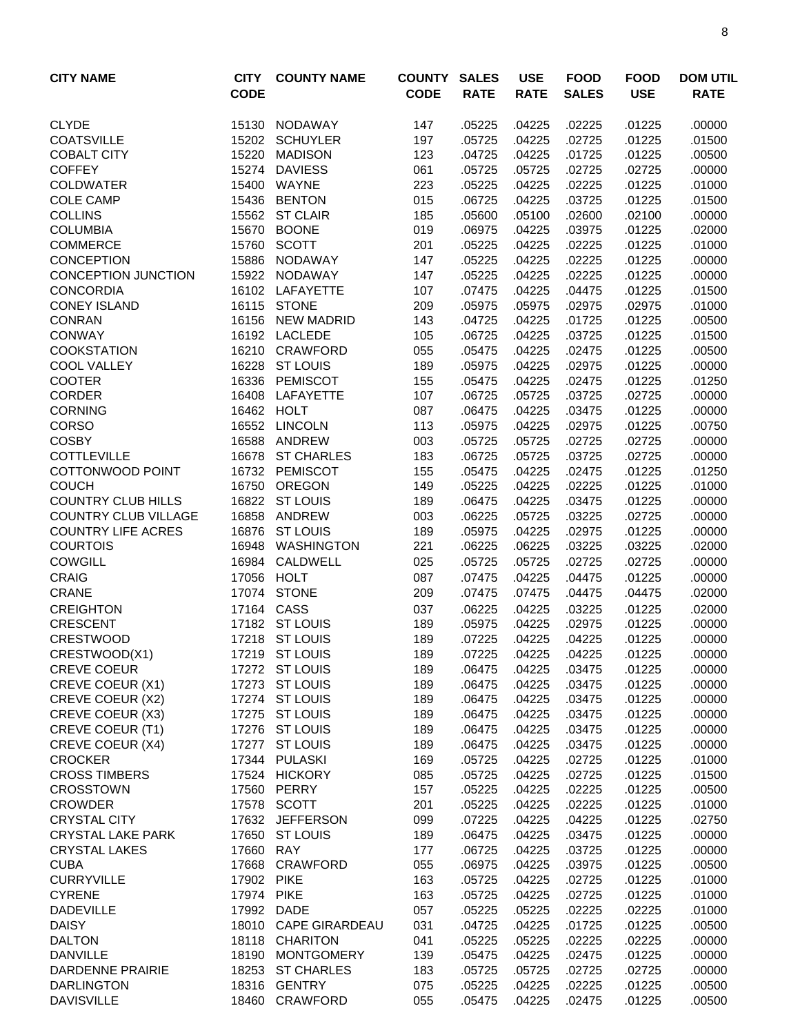| CITY NAME | CITY CODE | COUNTY NAME | COUNTY CODE | SALES RATE | USE RATE | FOOD SALES | FOOD USE | DOM UTIL RATE |
|---|---|---|---|---|---|---|---|---|
| CLYDE | 15130 | NODAWAY | 147 | .05225 | .04225 | .02225 | .01225 | .00000 |
| COATSVILLE | 15202 | SCHUYLER | 197 | .05725 | .04225 | .02725 | .01225 | .01500 |
| COBALT CITY | 15220 | MADISON | 123 | .04725 | .04225 | .01725 | .01225 | .00500 |
| COFFEY | 15274 | DAVIESS | 061 | .05725 | .05725 | .02725 | .02725 | .00000 |
| COLDWATER | 15400 | WAYNE | 223 | .05225 | .04225 | .02225 | .01225 | .01000 |
| COLE CAMP | 15436 | BENTON | 015 | .06725 | .04225 | .03725 | .01225 | .01500 |
| COLLINS | 15562 | ST CLAIR | 185 | .05600 | .05100 | .02600 | .02100 | .00000 |
| COLUMBIA | 15670 | BOONE | 019 | .06975 | .04225 | .03975 | .01225 | .02000 |
| COMMERCE | 15760 | SCOTT | 201 | .05225 | .04225 | .02225 | .01225 | .01000 |
| CONCEPTION | 15886 | NODAWAY | 147 | .05225 | .04225 | .02225 | .01225 | .00000 |
| CONCEPTION JUNCTION | 15922 | NODAWAY | 147 | .05225 | .04225 | .02225 | .01225 | .00000 |
| CONCORDIA | 16102 | LAFAYETTE | 107 | .07475 | .04225 | .04475 | .01225 | .01500 |
| CONEY ISLAND | 16115 | STONE | 209 | .05975 | .05975 | .02975 | .02975 | .01000 |
| CONRAN | 16156 | NEW MADRID | 143 | .04725 | .04225 | .01725 | .01225 | .00500 |
| CONWAY | 16192 | LACLEDE | 105 | .06725 | .04225 | .03725 | .01225 | .01500 |
| COOKSTATION | 16210 | CRAWFORD | 055 | .05475 | .04225 | .02475 | .01225 | .00500 |
| COOL VALLEY | 16228 | ST LOUIS | 189 | .05975 | .04225 | .02975 | .01225 | .00000 |
| COOTER | 16336 | PEMISCOT | 155 | .05475 | .04225 | .02475 | .01225 | .01250 |
| CORDER | 16408 | LAFAYETTE | 107 | .06725 | .05725 | .03725 | .02725 | .00000 |
| CORNING | 16462 | HOLT | 087 | .06475 | .04225 | .03475 | .01225 | .00000 |
| CORSO | 16552 | LINCOLN | 113 | .05975 | .04225 | .02975 | .01225 | .00750 |
| COSBY | 16588 | ANDREW | 003 | .05725 | .05725 | .02725 | .02725 | .00000 |
| COTTLEVILLE | 16678 | ST CHARLES | 183 | .06725 | .05725 | .03725 | .02725 | .00000 |
| COTTONWOOD POINT | 16732 | PEMISCOT | 155 | .05475 | .04225 | .02475 | .01225 | .01250 |
| COUCH | 16750 | OREGON | 149 | .05225 | .04225 | .02225 | .01225 | .01000 |
| COUNTRY CLUB HILLS | 16822 | ST LOUIS | 189 | .06475 | .04225 | .03475 | .01225 | .00000 |
| COUNTRY CLUB VILLAGE | 16858 | ANDREW | 003 | .06225 | .05725 | .03225 | .02725 | .00000 |
| COUNTRY LIFE ACRES | 16876 | ST LOUIS | 189 | .05975 | .04225 | .02975 | .01225 | .00000 |
| COURTOIS | 16948 | WASHINGTON | 221 | .06225 | .06225 | .03225 | .03225 | .02000 |
| COWGILL | 16984 | CALDWELL | 025 | .05725 | .05725 | .02725 | .02725 | .00000 |
| CRAIG | 17056 | HOLT | 087 | .07475 | .04225 | .04475 | .01225 | .00000 |
| CRANE | 17074 | STONE | 209 | .07475 | .07475 | .04475 | .04475 | .02000 |
| CREIGHTON | 17164 | CASS | 037 | .06225 | .04225 | .03225 | .01225 | .02000 |
| CRESCENT | 17182 | ST LOUIS | 189 | .05975 | .04225 | .02975 | .01225 | .00000 |
| CRESTWOOD | 17218 | ST LOUIS | 189 | .07225 | .04225 | .04225 | .01225 | .00000 |
| CRESTWOOD(X1) | 17219 | ST LOUIS | 189 | .07225 | .04225 | .04225 | .01225 | .00000 |
| CREVE COEUR | 17272 | ST LOUIS | 189 | .06475 | .04225 | .03475 | .01225 | .00000 |
| CREVE COEUR (X1) | 17273 | ST LOUIS | 189 | .06475 | .04225 | .03475 | .01225 | .00000 |
| CREVE COEUR (X2) | 17274 | ST LOUIS | 189 | .06475 | .04225 | .03475 | .01225 | .00000 |
| CREVE COEUR (X3) | 17275 | ST LOUIS | 189 | .06475 | .04225 | .03475 | .01225 | .00000 |
| CREVE COEUR (T1) | 17276 | ST LOUIS | 189 | .06475 | .04225 | .03475 | .01225 | .00000 |
| CREVE COEUR (X4) | 17277 | ST LOUIS | 189 | .06475 | .04225 | .03475 | .01225 | .00000 |
| CROCKER | 17344 | PULASKI | 169 | .05725 | .04225 | .02725 | .01225 | .01000 |
| CROSS TIMBERS | 17524 | HICKORY | 085 | .05725 | .04225 | .02725 | .01225 | .01500 |
| CROSSTOWN | 17560 | PERRY | 157 | .05225 | .04225 | .02225 | .01225 | .00500 |
| CROWDER | 17578 | SCOTT | 201 | .05225 | .04225 | .02225 | .01225 | .01000 |
| CRYSTAL CITY | 17632 | JEFFERSON | 099 | .07225 | .04225 | .04225 | .01225 | .02750 |
| CRYSTAL LAKE PARK | 17650 | ST LOUIS | 189 | .06475 | .04225 | .03475 | .01225 | .00000 |
| CRYSTAL LAKES | 17660 | RAY | 177 | .06725 | .04225 | .03725 | .01225 | .00000 |
| CUBA | 17668 | CRAWFORD | 055 | .06975 | .04225 | .03975 | .01225 | .00500 |
| CURRYVILLE | 17902 | PIKE | 163 | .05725 | .04225 | .02725 | .01225 | .01000 |
| CYRENE | 17974 | PIKE | 163 | .05725 | .04225 | .02725 | .01225 | .01000 |
| DADEVILLE | 17992 | DADE | 057 | .05225 | .05225 | .02225 | .02225 | .01000 |
| DAISY | 18010 | CAPE GIRARDEAU | 031 | .04725 | .04225 | .01725 | .01225 | .00500 |
| DALTON | 18118 | CHARITON | 041 | .05225 | .05225 | .02225 | .02225 | .00000 |
| DANVILLE | 18190 | MONTGOMERY | 139 | .05475 | .04225 | .02475 | .01225 | .00000 |
| DARDENNE PRAIRIE | 18253 | ST CHARLES | 183 | .05725 | .05725 | .02725 | .02725 | .00000 |
| DARLINGTON | 18316 | GENTRY | 075 | .05225 | .04225 | .02225 | .01225 | .00500 |
| DAVISVILLE | 18460 | CRAWFORD | 055 | .05475 | .04225 | .02475 | .01225 | .00500 |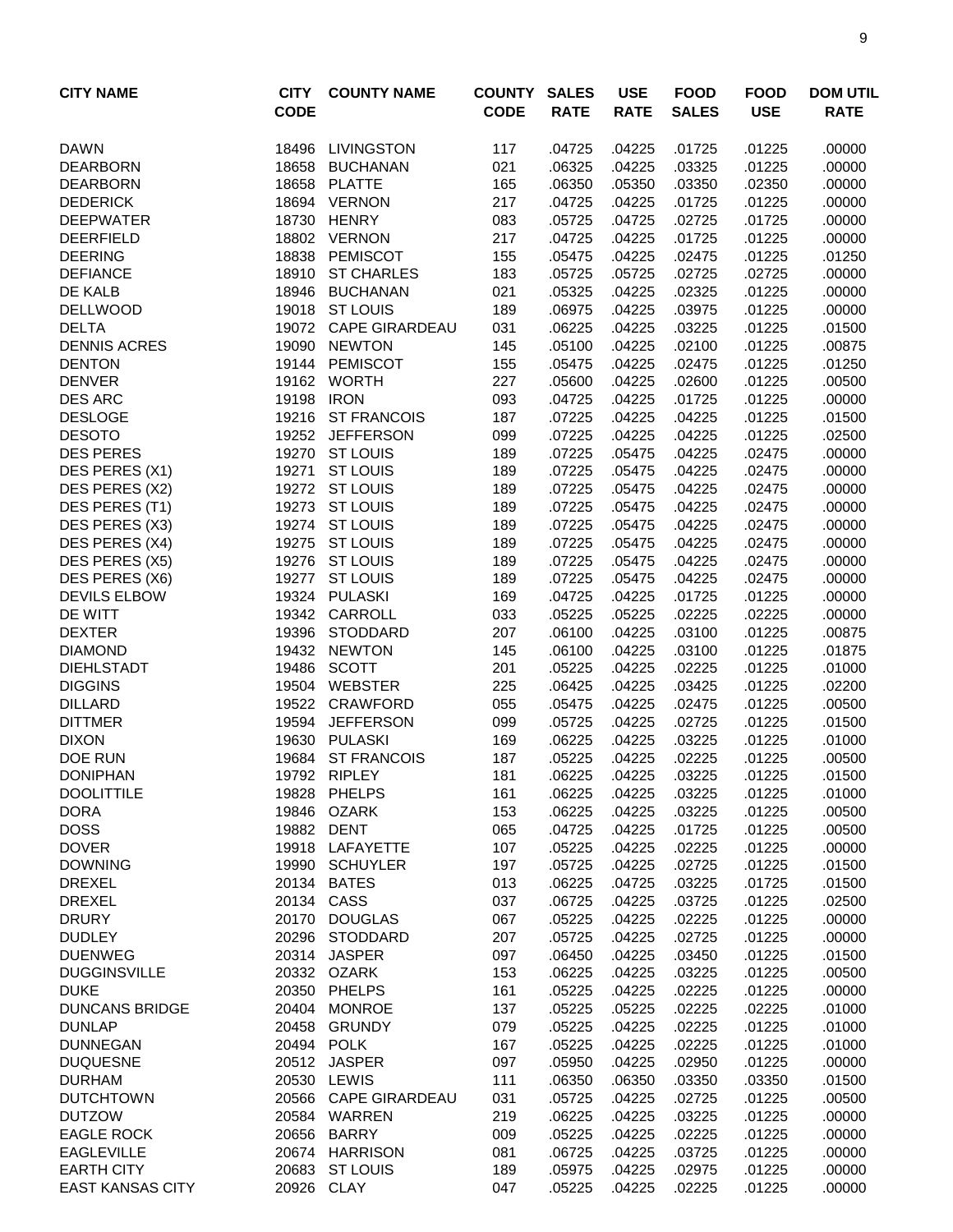| CITY NAME | CITY CODE | COUNTY NAME | COUNTY CODE | SALES RATE | USE RATE | FOOD SALES | FOOD USE | DOM UTIL RATE |
|---|---|---|---|---|---|---|---|---|
| DAWN | 18496 | LIVINGSTON | 117 | .04725 | .04225 | .01725 | .01225 | .00000 |
| DEARBORN | 18658 | BUCHANAN | 021 | .06325 | .04225 | .03325 | .01225 | .00000 |
| DEARBORN | 18658 | PLATTE | 165 | .06350 | .05350 | .03350 | .02350 | .00000 |
| DEDERICK | 18694 | VERNON | 217 | .04725 | .04225 | .01725 | .01225 | .00000 |
| DEEPWATER | 18730 | HENRY | 083 | .05725 | .04725 | .02725 | .01725 | .00000 |
| DEERFIELD | 18802 | VERNON | 217 | .04725 | .04225 | .01725 | .01225 | .00000 |
| DEERING | 18838 | PEMISCOT | 155 | .05475 | .04225 | .02475 | .01225 | .01250 |
| DEFIANCE | 18910 | ST CHARLES | 183 | .05725 | .05725 | .02725 | .02725 | .00000 |
| DE KALB | 18946 | BUCHANAN | 021 | .05325 | .04225 | .02325 | .01225 | .00000 |
| DELLWOOD | 19018 | ST LOUIS | 189 | .06975 | .04225 | .03975 | .01225 | .00000 |
| DELTA | 19072 | CAPE GIRARDEAU | 031 | .06225 | .04225 | .03225 | .01225 | .01500 |
| DENNIS ACRES | 19090 | NEWTON | 145 | .05100 | .04225 | .02100 | .01225 | .00875 |
| DENTON | 19144 | PEMISCOT | 155 | .05475 | .04225 | .02475 | .01225 | .01250 |
| DENVER | 19162 | WORTH | 227 | .05600 | .04225 | .02600 | .01225 | .00500 |
| DES ARC | 19198 | IRON | 093 | .04725 | .04225 | .01725 | .01225 | .00000 |
| DESLOGE | 19216 | ST FRANCOIS | 187 | .07225 | .04225 | .04225 | .01225 | .01500 |
| DESOTO | 19252 | JEFFERSON | 099 | .07225 | .04225 | .04225 | .01225 | .02500 |
| DES PERES | 19270 | ST LOUIS | 189 | .07225 | .05475 | .04225 | .02475 | .00000 |
| DES PERES (X1) | 19271 | ST LOUIS | 189 | .07225 | .05475 | .04225 | .02475 | .00000 |
| DES PERES (X2) | 19272 | ST LOUIS | 189 | .07225 | .05475 | .04225 | .02475 | .00000 |
| DES PERES (T1) | 19273 | ST LOUIS | 189 | .07225 | .05475 | .04225 | .02475 | .00000 |
| DES PERES (X3) | 19274 | ST LOUIS | 189 | .07225 | .05475 | .04225 | .02475 | .00000 |
| DES PERES (X4) | 19275 | ST LOUIS | 189 | .07225 | .05475 | .04225 | .02475 | .00000 |
| DES PERES (X5) | 19276 | ST LOUIS | 189 | .07225 | .05475 | .04225 | .02475 | .00000 |
| DES PERES (X6) | 19277 | ST LOUIS | 189 | .07225 | .05475 | .04225 | .02475 | .00000 |
| DEVILS ELBOW | 19324 | PULASKI | 169 | .04725 | .04225 | .01725 | .01225 | .00000 |
| DE WITT | 19342 | CARROLL | 033 | .05225 | .05225 | .02225 | .02225 | .00000 |
| DEXTER | 19396 | STODDARD | 207 | .06100 | .04225 | .03100 | .01225 | .00875 |
| DIAMOND | 19432 | NEWTON | 145 | .06100 | .04225 | .03100 | .01225 | .01875 |
| DIEHLSTADT | 19486 | SCOTT | 201 | .05225 | .04225 | .02225 | .01225 | .01000 |
| DIGGINS | 19504 | WEBSTER | 225 | .06425 | .04225 | .03425 | .01225 | .02200 |
| DILLARD | 19522 | CRAWFORD | 055 | .05475 | .04225 | .02475 | .01225 | .00500 |
| DITTMER | 19594 | JEFFERSON | 099 | .05725 | .04225 | .02725 | .01225 | .01500 |
| DIXON | 19630 | PULASKI | 169 | .06225 | .04225 | .03225 | .01225 | .01000 |
| DOE RUN | 19684 | ST FRANCOIS | 187 | .05225 | .04225 | .02225 | .01225 | .00500 |
| DONIPHAN | 19792 | RIPLEY | 181 | .06225 | .04225 | .03225 | .01225 | .01500 |
| DOOLITTILE | 19828 | PHELPS | 161 | .06225 | .04225 | .03225 | .01225 | .01000 |
| DORA | 19846 | OZARK | 153 | .06225 | .04225 | .03225 | .01225 | .00500 |
| DOSS | 19882 | DENT | 065 | .04725 | .04225 | .01725 | .01225 | .00500 |
| DOVER | 19918 | LAFAYETTE | 107 | .05225 | .04225 | .02225 | .01225 | .00000 |
| DOWNING | 19990 | SCHUYLER | 197 | .05725 | .04225 | .02725 | .01225 | .01500 |
| DREXEL | 20134 | BATES | 013 | .06225 | .04725 | .03225 | .01725 | .01500 |
| DREXEL | 20134 | CASS | 037 | .06725 | .04225 | .03725 | .01225 | .02500 |
| DRURY | 20170 | DOUGLAS | 067 | .05225 | .04225 | .02225 | .01225 | .00000 |
| DUDLEY | 20296 | STODDARD | 207 | .05725 | .04225 | .02725 | .01225 | .00000 |
| DUENWEG | 20314 | JASPER | 097 | .06450 | .04225 | .03450 | .01225 | .01500 |
| DUGGINSVILLE | 20332 | OZARK | 153 | .06225 | .04225 | .03225 | .01225 | .00500 |
| DUKE | 20350 | PHELPS | 161 | .05225 | .04225 | .02225 | .01225 | .00000 |
| DUNCANS BRIDGE | 20404 | MONROE | 137 | .05225 | .05225 | .02225 | .02225 | .01000 |
| DUNLAP | 20458 | GRUNDY | 079 | .05225 | .04225 | .02225 | .01225 | .01000 |
| DUNNEGAN | 20494 | POLK | 167 | .05225 | .04225 | .02225 | .01225 | .01000 |
| DUQUESNE | 20512 | JASPER | 097 | .05950 | .04225 | .02950 | .01225 | .00000 |
| DURHAM | 20530 | LEWIS | 111 | .06350 | .06350 | .03350 | .03350 | .01500 |
| DUTCHTOWN | 20566 | CAPE GIRARDEAU | 031 | .05725 | .04225 | .02725 | .01225 | .00500 |
| DUTZOW | 20584 | WARREN | 219 | .06225 | .04225 | .03225 | .01225 | .00000 |
| EAGLE ROCK | 20656 | BARRY | 009 | .05225 | .04225 | .02225 | .01225 | .00000 |
| EAGLEVILLE | 20674 | HARRISON | 081 | .06725 | .04225 | .03725 | .01225 | .00000 |
| EARTH CITY | 20683 | ST LOUIS | 189 | .05975 | .04225 | .02975 | .01225 | .00000 |
| EAST KANSAS CITY | 20926 | CLAY | 047 | .05225 | .04225 | .02225 | .01225 | .00000 |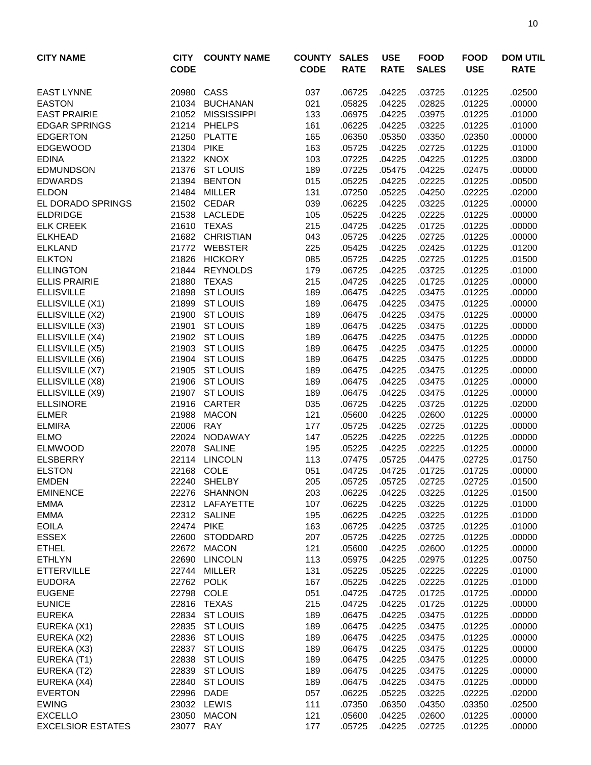| CITY NAME | CITY CODE | COUNTY NAME | COUNTY CODE | SALES RATE | USE RATE | FOOD SALES | FOOD USE | DOM UTIL RATE |
|---|---|---|---|---|---|---|---|---|
| EAST LYNNE | 20980 | CASS | 037 | .06725 | .04225 | .03725 | .01225 | .02500 |
| EASTON | 21034 | BUCHANAN | 021 | .05825 | .04225 | .02825 | .01225 | .00000 |
| EAST PRAIRIE | 21052 | MISSISSIPPI | 133 | .06975 | .04225 | .03975 | .01225 | .01000 |
| EDGAR SPRINGS | 21214 | PHELPS | 161 | .06225 | .04225 | .03225 | .01225 | .01000 |
| EDGERTON | 21250 | PLATTE | 165 | .06350 | .05350 | .03350 | .02350 | .00000 |
| EDGEWOOD | 21304 | PIKE | 163 | .05725 | .04225 | .02725 | .01225 | .01000 |
| EDINA | 21322 | KNOX | 103 | .07225 | .04225 | .04225 | .01225 | .03000 |
| EDMUNDSON | 21376 | ST LOUIS | 189 | .07225 | .05475 | .04225 | .02475 | .00000 |
| EDWARDS | 21394 | BENTON | 015 | .05225 | .04225 | .02225 | .01225 | .00500 |
| ELDON | 21484 | MILLER | 131 | .07250 | .05225 | .04250 | .02225 | .02000 |
| EL DORADO SPRINGS | 21502 | CEDAR | 039 | .06225 | .04225 | .03225 | .01225 | .00000 |
| ELDRIDGE | 21538 | LACLEDE | 105 | .05225 | .04225 | .02225 | .01225 | .00000 |
| ELK CREEK | 21610 | TEXAS | 215 | .04725 | .04225 | .01725 | .01225 | .00000 |
| ELKHEAD | 21682 | CHRISTIAN | 043 | .05725 | .04225 | .02725 | .01225 | .00000 |
| ELKLAND | 21772 | WEBSTER | 225 | .05425 | .04225 | .02425 | .01225 | .01200 |
| ELKTON | 21826 | HICKORY | 085 | .05725 | .04225 | .02725 | .01225 | .01500 |
| ELLINGTON | 21844 | REYNOLDS | 179 | .06725 | .04225 | .03725 | .01225 | .01000 |
| ELLIS PRAIRIE | 21880 | TEXAS | 215 | .04725 | .04225 | .01725 | .01225 | .00000 |
| ELLISVILLE | 21898 | ST LOUIS | 189 | .06475 | .04225 | .03475 | .01225 | .00000 |
| ELLISVILLE (X1) | 21899 | ST LOUIS | 189 | .06475 | .04225 | .03475 | .01225 | .00000 |
| ELLISVILLE (X2) | 21900 | ST LOUIS | 189 | .06475 | .04225 | .03475 | .01225 | .00000 |
| ELLISVILLE (X3) | 21901 | ST LOUIS | 189 | .06475 | .04225 | .03475 | .01225 | .00000 |
| ELLISVILLE (X4) | 21902 | ST LOUIS | 189 | .06475 | .04225 | .03475 | .01225 | .00000 |
| ELLISVILLE (X5) | 21903 | ST LOUIS | 189 | .06475 | .04225 | .03475 | .01225 | .00000 |
| ELLISVILLE (X6) | 21904 | ST LOUIS | 189 | .06475 | .04225 | .03475 | .01225 | .00000 |
| ELLISVILLE (X7) | 21905 | ST LOUIS | 189 | .06475 | .04225 | .03475 | .01225 | .00000 |
| ELLISVILLE (X8) | 21906 | ST LOUIS | 189 | .06475 | .04225 | .03475 | .01225 | .00000 |
| ELLISVILLE (X9) | 21907 | ST LOUIS | 189 | .06475 | .04225 | .03475 | .01225 | .00000 |
| ELLSINORE | 21916 | CARTER | 035 | .06725 | .04225 | .03725 | .01225 | .02000 |
| ELMER | 21988 | MACON | 121 | .05600 | .04225 | .02600 | .01225 | .00000 |
| ELMIRA | 22006 | RAY | 177 | .05725 | .04225 | .02725 | .01225 | .00000 |
| ELMO | 22024 | NODAWAY | 147 | .05225 | .04225 | .02225 | .01225 | .00000 |
| ELMWOOD | 22078 | SALINE | 195 | .05225 | .04225 | .02225 | .01225 | .00000 |
| ELSBERRY | 22114 | LINCOLN | 113 | .07475 | .05725 | .04475 | .02725 | .01750 |
| ELSTON | 22168 | COLE | 051 | .04725 | .04725 | .01725 | .01725 | .00000 |
| EMDEN | 22240 | SHELBY | 205 | .05725 | .05725 | .02725 | .02725 | .01500 |
| EMINENCE | 22276 | SHANNON | 203 | .06225 | .04225 | .03225 | .01225 | .01500 |
| EMMA | 22312 | LAFAYETTE | 107 | .06225 | .04225 | .03225 | .01225 | .01000 |
| EMMA | 22312 | SALINE | 195 | .06225 | .04225 | .03225 | .01225 | .01000 |
| EOILA | 22474 | PIKE | 163 | .06725 | .04225 | .03725 | .01225 | .01000 |
| ESSEX | 22600 | STODDARD | 207 | .05725 | .04225 | .02725 | .01225 | .00000 |
| ETHEL | 22672 | MACON | 121 | .05600 | .04225 | .02600 | .01225 | .00000 |
| ETHLYN | 22690 | LINCOLN | 113 | .05975 | .04225 | .02975 | .01225 | .00750 |
| ETTERVILLE | 22744 | MILLER | 131 | .05225 | .05225 | .02225 | .02225 | .01000 |
| EUDORA | 22762 | POLK | 167 | .05225 | .04225 | .02225 | .01225 | .01000 |
| EUGENE | 22798 | COLE | 051 | .04725 | .04725 | .01725 | .01725 | .00000 |
| EUNICE | 22816 | TEXAS | 215 | .04725 | .04225 | .01725 | .01225 | .00000 |
| EUREKA | 22834 | ST LOUIS | 189 | .06475 | .04225 | .03475 | .01225 | .00000 |
| EUREKA (X1) | 22835 | ST LOUIS | 189 | .06475 | .04225 | .03475 | .01225 | .00000 |
| EUREKA (X2) | 22836 | ST LOUIS | 189 | .06475 | .04225 | .03475 | .01225 | .00000 |
| EUREKA (X3) | 22837 | ST LOUIS | 189 | .06475 | .04225 | .03475 | .01225 | .00000 |
| EUREKA (T1) | 22838 | ST LOUIS | 189 | .06475 | .04225 | .03475 | .01225 | .00000 |
| EUREKA (T2) | 22839 | ST LOUIS | 189 | .06475 | .04225 | .03475 | .01225 | .00000 |
| EUREKA (X4) | 22840 | ST LOUIS | 189 | .06475 | .04225 | .03475 | .01225 | .00000 |
| EVERTON | 22996 | DADE | 057 | .06225 | .05225 | .03225 | .02225 | .02000 |
| EWING | 23032 | LEWIS | 111 | .07350 | .06350 | .04350 | .03350 | .02500 |
| EXCELLO | 23050 | MACON | 121 | .05600 | .04225 | .02600 | .01225 | .00000 |
| EXCELSIOR ESTATES | 23077 | RAY | 177 | .05725 | .04225 | .02725 | .01225 | .00000 |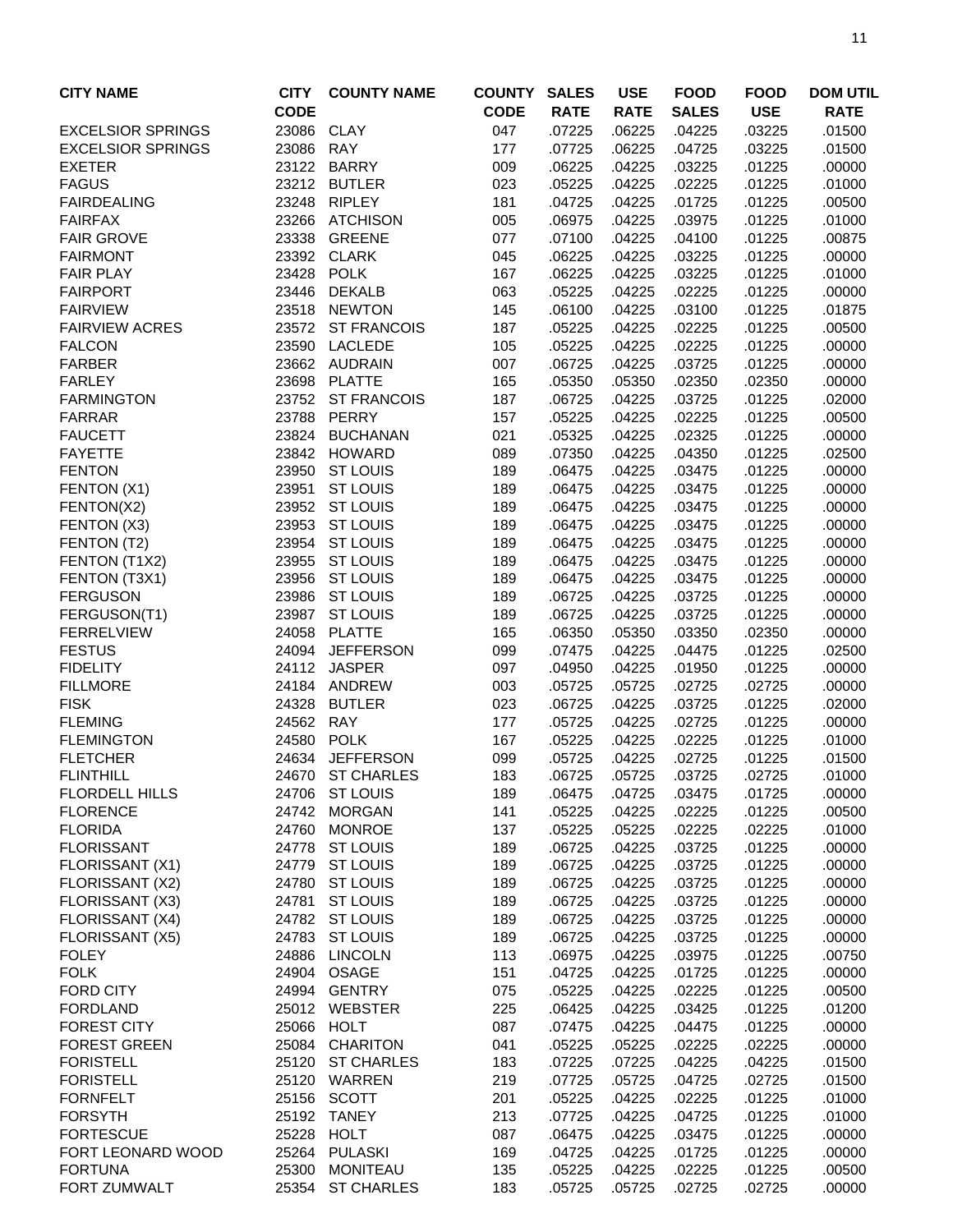| CITY NAME | CITY CODE | COUNTY NAME | COUNTY CODE | SALES RATE | USE RATE | FOOD SALES | FOOD USE | DOM UTIL RATE |
|---|---|---|---|---|---|---|---|---|
| EXCELSIOR SPRINGS | 23086 | CLAY | 047 | .07225 | .06225 | .04225 | .03225 | .01500 |
| EXCELSIOR SPRINGS | 23086 | RAY | 177 | .07725 | .06225 | .04725 | .03225 | .01500 |
| EXETER | 23122 | BARRY | 009 | .06225 | .04225 | .03225 | .01225 | .00000 |
| FAGUS | 23212 | BUTLER | 023 | .05225 | .04225 | .02225 | .01225 | .01000 |
| FAIRDEALING | 23248 | RIPLEY | 181 | .04725 | .04225 | .01725 | .01225 | .00500 |
| FAIRFAX | 23266 | ATCHISON | 005 | .06975 | .04225 | .03975 | .01225 | .01000 |
| FAIR GROVE | 23338 | GREENE | 077 | .07100 | .04225 | .04100 | .01225 | .00875 |
| FAIRMONT | 23392 | CLARK | 045 | .06225 | .04225 | .03225 | .01225 | .00000 |
| FAIR PLAY | 23428 | POLK | 167 | .06225 | .04225 | .03225 | .01225 | .01000 |
| FAIRPORT | 23446 | DEKALB | 063 | .05225 | .04225 | .02225 | .01225 | .00000 |
| FAIRVIEW | 23518 | NEWTON | 145 | .06100 | .04225 | .03100 | .01225 | .01875 |
| FAIRVIEW ACRES | 23572 | ST FRANCOIS | 187 | .05225 | .04225 | .02225 | .01225 | .00500 |
| FALCON | 23590 | LACLEDE | 105 | .05225 | .04225 | .02225 | .01225 | .00000 |
| FARBER | 23662 | AUDRAIN | 007 | .06725 | .04225 | .03725 | .01225 | .00000 |
| FARLEY | 23698 | PLATTE | 165 | .05350 | .05350 | .02350 | .02350 | .00000 |
| FARMINGTON | 23752 | ST FRANCOIS | 187 | .06725 | .04225 | .03725 | .01225 | .02000 |
| FARRAR | 23788 | PERRY | 157 | .05225 | .04225 | .02225 | .01225 | .00500 |
| FAUCETT | 23824 | BUCHANAN | 021 | .05325 | .04225 | .02325 | .01225 | .00000 |
| FAYETTE | 23842 | HOWARD | 089 | .07350 | .04225 | .04350 | .01225 | .02500 |
| FENTON | 23950 | ST LOUIS | 189 | .06475 | .04225 | .03475 | .01225 | .00000 |
| FENTON (X1) | 23951 | ST LOUIS | 189 | .06475 | .04225 | .03475 | .01225 | .00000 |
| FENTON(X2) | 23952 | ST LOUIS | 189 | .06475 | .04225 | .03475 | .01225 | .00000 |
| FENTON (X3) | 23953 | ST LOUIS | 189 | .06475 | .04225 | .03475 | .01225 | .00000 |
| FENTON (T2) | 23954 | ST LOUIS | 189 | .06475 | .04225 | .03475 | .01225 | .00000 |
| FENTON (T1X2) | 23955 | ST LOUIS | 189 | .06475 | .04225 | .03475 | .01225 | .00000 |
| FENTON (T3X1) | 23956 | ST LOUIS | 189 | .06475 | .04225 | .03475 | .01225 | .00000 |
| FERGUSON | 23986 | ST LOUIS | 189 | .06725 | .04225 | .03725 | .01225 | .00000 |
| FERGUSON(T1) | 23987 | ST LOUIS | 189 | .06725 | .04225 | .03725 | .01225 | .00000 |
| FERRELVIEW | 24058 | PLATTE | 165 | .06350 | .05350 | .03350 | .02350 | .00000 |
| FESTUS | 24094 | JEFFERSON | 099 | .07475 | .04225 | .04475 | .01225 | .02500 |
| FIDELITY | 24112 | JASPER | 097 | .04950 | .04225 | .01950 | .01225 | .00000 |
| FILLMORE | 24184 | ANDREW | 003 | .05725 | .05725 | .02725 | .02725 | .00000 |
| FISK | 24328 | BUTLER | 023 | .06725 | .04225 | .03725 | .01225 | .02000 |
| FLEMING | 24562 | RAY | 177 | .05725 | .04225 | .02725 | .01225 | .00000 |
| FLEMINGTON | 24580 | POLK | 167 | .05225 | .04225 | .02225 | .01225 | .01000 |
| FLETCHER | 24634 | JEFFERSON | 099 | .05725 | .04225 | .02725 | .01225 | .01500 |
| FLINTHILL | 24670 | ST CHARLES | 183 | .06725 | .05725 | .03725 | .02725 | .01000 |
| FLORDELL HILLS | 24706 | ST LOUIS | 189 | .06475 | .04725 | .03475 | .01725 | .00000 |
| FLORENCE | 24742 | MORGAN | 141 | .05225 | .04225 | .02225 | .01225 | .00500 |
| FLORIDA | 24760 | MONROE | 137 | .05225 | .05225 | .02225 | .02225 | .01000 |
| FLORISSANT | 24778 | ST LOUIS | 189 | .06725 | .04225 | .03725 | .01225 | .00000 |
| FLORISSANT (X1) | 24779 | ST LOUIS | 189 | .06725 | .04225 | .03725 | .01225 | .00000 |
| FLORISSANT (X2) | 24780 | ST LOUIS | 189 | .06725 | .04225 | .03725 | .01225 | .00000 |
| FLORISSANT (X3) | 24781 | ST LOUIS | 189 | .06725 | .04225 | .03725 | .01225 | .00000 |
| FLORISSANT (X4) | 24782 | ST LOUIS | 189 | .06725 | .04225 | .03725 | .01225 | .00000 |
| FLORISSANT (X5) | 24783 | ST LOUIS | 189 | .06725 | .04225 | .03725 | .01225 | .00000 |
| FOLEY | 24886 | LINCOLN | 113 | .06975 | .04225 | .03975 | .01225 | .00750 |
| FOLK | 24904 | OSAGE | 151 | .04725 | .04225 | .01725 | .01225 | .00000 |
| FORD CITY | 24994 | GENTRY | 075 | .05225 | .04225 | .02225 | .01225 | .00500 |
| FORDLAND | 25012 | WEBSTER | 225 | .06425 | .04225 | .03425 | .01225 | .01200 |
| FOREST CITY | 25066 | HOLT | 087 | .07475 | .04225 | .04475 | .01225 | .00000 |
| FOREST GREEN | 25084 | CHARITON | 041 | .05225 | .05225 | .02225 | .02225 | .00000 |
| FORISTELL | 25120 | ST CHARLES | 183 | .07225 | .07225 | .04225 | .04225 | .01500 |
| FORISTELL | 25120 | WARREN | 219 | .07725 | .05725 | .04725 | .02725 | .01500 |
| FORNFELT | 25156 | SCOTT | 201 | .05225 | .04225 | .02225 | .01225 | .01000 |
| FORSYTH | 25192 | TANEY | 213 | .07725 | .04225 | .04725 | .01225 | .01000 |
| FORTESCUE | 25228 | HOLT | 087 | .06475 | .04225 | .03475 | .01225 | .00000 |
| FORT LEONARD WOOD | 25264 | PULASKI | 169 | .04725 | .04225 | .01725 | .01225 | .00000 |
| FORTUNA | 25300 | MONITEAU | 135 | .05225 | .04225 | .02225 | .01225 | .00500 |
| FORT ZUMWALT | 25354 | ST CHARLES | 183 | .05725 | .05725 | .02725 | .02725 | .00000 |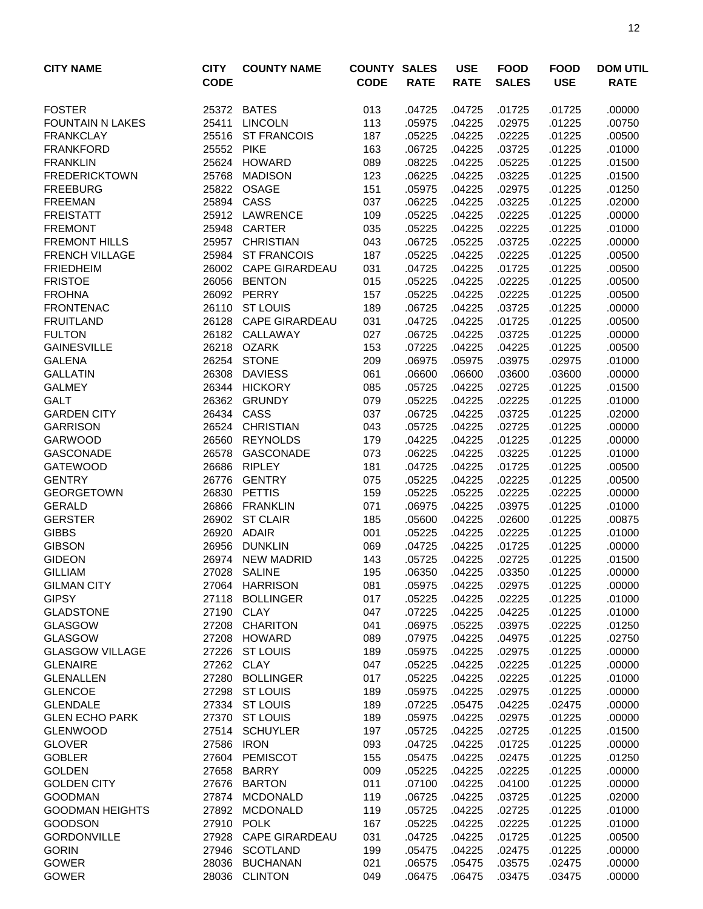| CITY NAME | CITY CODE | COUNTY NAME | COUNTY CODE | SALES RATE | USE RATE | FOOD SALES | FOOD USE | DOM UTIL RATE |
|---|---|---|---|---|---|---|---|---|
| FOSTER | 25372 | BATES | 013 | .04725 | .04725 | .01725 | .01725 | .00000 |
| FOUNTAIN N LAKES | 25411 | LINCOLN | 113 | .05975 | .04225 | .02975 | .01225 | .00750 |
| FRANKCLAY | 25516 | ST FRANCOIS | 187 | .05225 | .04225 | .02225 | .01225 | .00500 |
| FRANKFORD | 25552 | PIKE | 163 | .06725 | .04225 | .03725 | .01225 | .01000 |
| FRANKLIN | 25624 | HOWARD | 089 | .08225 | .04225 | .05225 | .01225 | .01500 |
| FREDERICKTOWN | 25768 | MADISON | 123 | .06225 | .04225 | .03225 | .01225 | .01500 |
| FREEBURG | 25822 | OSAGE | 151 | .05975 | .04225 | .02975 | .01225 | .01250 |
| FREEMAN | 25894 | CASS | 037 | .06225 | .04225 | .03225 | .01225 | .02000 |
| FREISTATT | 25912 | LAWRENCE | 109 | .05225 | .04225 | .02225 | .01225 | .00000 |
| FREMONT | 25948 | CARTER | 035 | .05225 | .04225 | .02225 | .01225 | .01000 |
| FREMONT HILLS | 25957 | CHRISTIAN | 043 | .06725 | .05225 | .03725 | .02225 | .00000 |
| FRENCH VILLAGE | 25984 | ST FRANCOIS | 187 | .05225 | .04225 | .02225 | .01225 | .00500 |
| FRIEDHEIM | 26002 | CAPE GIRARDEAU | 031 | .04725 | .04225 | .01725 | .01225 | .00500 |
| FRISTOE | 26056 | BENTON | 015 | .05225 | .04225 | .02225 | .01225 | .00500 |
| FROHNA | 26092 | PERRY | 157 | .05225 | .04225 | .02225 | .01225 | .00500 |
| FRONTENAC | 26110 | ST LOUIS | 189 | .06725 | .04225 | .03725 | .01225 | .00000 |
| FRUITLAND | 26128 | CAPE GIRARDEAU | 031 | .04725 | .04225 | .01725 | .01225 | .00500 |
| FULTON | 26182 | CALLAWAY | 027 | .06725 | .04225 | .03725 | .01225 | .00000 |
| GAINESVILLE | 26218 | OZARK | 153 | .07225 | .04225 | .04225 | .01225 | .00500 |
| GALENA | 26254 | STONE | 209 | .06975 | .05975 | .03975 | .02975 | .01000 |
| GALLATIN | 26308 | DAVIESS | 061 | .06600 | .06600 | .03600 | .03600 | .00000 |
| GALMEY | 26344 | HICKORY | 085 | .05725 | .04225 | .02725 | .01225 | .01500 |
| GALT | 26362 | GRUNDY | 079 | .05225 | .04225 | .02225 | .01225 | .01000 |
| GARDEN CITY | 26434 | CASS | 037 | .06725 | .04225 | .03725 | .01225 | .02000 |
| GARRISON | 26524 | CHRISTIAN | 043 | .05725 | .04225 | .02725 | .01225 | .00000 |
| GARWOOD | 26560 | REYNOLDS | 179 | .04225 | .04225 | .01225 | .01225 | .00000 |
| GASCONADE | 26578 | GASCONADE | 073 | .06225 | .04225 | .03225 | .01225 | .01000 |
| GATEWOOD | 26686 | RIPLEY | 181 | .04725 | .04225 | .01725 | .01225 | .00500 |
| GENTRY | 26776 | GENTRY | 075 | .05225 | .04225 | .02225 | .01225 | .00500 |
| GEORGETOWN | 26830 | PETTIS | 159 | .05225 | .05225 | .02225 | .02225 | .00000 |
| GERALD | 26866 | FRANKLIN | 071 | .06975 | .04225 | .03975 | .01225 | .01000 |
| GERSTER | 26902 | ST CLAIR | 185 | .05600 | .04225 | .02600 | .01225 | .00875 |
| GIBBS | 26920 | ADAIR | 001 | .05225 | .04225 | .02225 | .01225 | .01000 |
| GIBSON | 26956 | DUNKLIN | 069 | .04725 | .04225 | .01725 | .01225 | .00000 |
| GIDEON | 26974 | NEW MADRID | 143 | .05725 | .04225 | .02725 | .01225 | .01500 |
| GILLIAM | 27028 | SALINE | 195 | .06350 | .04225 | .03350 | .01225 | .00000 |
| GILMAN CITY | 27064 | HARRISON | 081 | .05975 | .04225 | .02975 | .01225 | .00000 |
| GIPSY | 27118 | BOLLINGER | 017 | .05225 | .04225 | .02225 | .01225 | .01000 |
| GLADSTONE | 27190 | CLAY | 047 | .07225 | .04225 | .04225 | .01225 | .01000 |
| GLASGOW | 27208 | CHARITON | 041 | .06975 | .05225 | .03975 | .02225 | .01250 |
| GLASGOW | 27208 | HOWARD | 089 | .07975 | .04225 | .04975 | .01225 | .02750 |
| GLASGOW VILLAGE | 27226 | ST LOUIS | 189 | .05975 | .04225 | .02975 | .01225 | .00000 |
| GLENAIRE | 27262 | CLAY | 047 | .05225 | .04225 | .02225 | .01225 | .00000 |
| GLENALLEN | 27280 | BOLLINGER | 017 | .05225 | .04225 | .02225 | .01225 | .01000 |
| GLENCOE | 27298 | ST LOUIS | 189 | .05975 | .04225 | .02975 | .01225 | .00000 |
| GLENDALE | 27334 | ST LOUIS | 189 | .07225 | .05475 | .04225 | .02475 | .00000 |
| GLEN ECHO PARK | 27370 | ST LOUIS | 189 | .05975 | .04225 | .02975 | .01225 | .00000 |
| GLENWOOD | 27514 | SCHUYLER | 197 | .05725 | .04225 | .02725 | .01225 | .01500 |
| GLOVER | 27586 | IRON | 093 | .04725 | .04225 | .01725 | .01225 | .00000 |
| GOBLER | 27604 | PEMISCOT | 155 | .05475 | .04225 | .02475 | .01225 | .01250 |
| GOLDEN | 27658 | BARRY | 009 | .05225 | .04225 | .02225 | .01225 | .00000 |
| GOLDEN CITY | 27676 | BARTON | 011 | .07100 | .04225 | .04100 | .01225 | .00000 |
| GOODMAN | 27874 | MCDONALD | 119 | .06725 | .04225 | .03725 | .01225 | .02000 |
| GOODMAN HEIGHTS | 27892 | MCDONALD | 119 | .05725 | .04225 | .02725 | .01225 | .01000 |
| GOODSON | 27910 | POLK | 167 | .05225 | .04225 | .02225 | .01225 | .01000 |
| GORDONVILLE | 27928 | CAPE GIRARDEAU | 031 | .04725 | .04225 | .01725 | .01225 | .00500 |
| GORIN | 27946 | SCOTLAND | 199 | .05475 | .04225 | .02475 | .01225 | .00000 |
| GOWER | 28036 | BUCHANAN | 021 | .06575 | .05475 | .03575 | .02475 | .00000 |
| GOWER | 28036 | CLINTON | 049 | .06475 | .06475 | .03475 | .03475 | .00000 |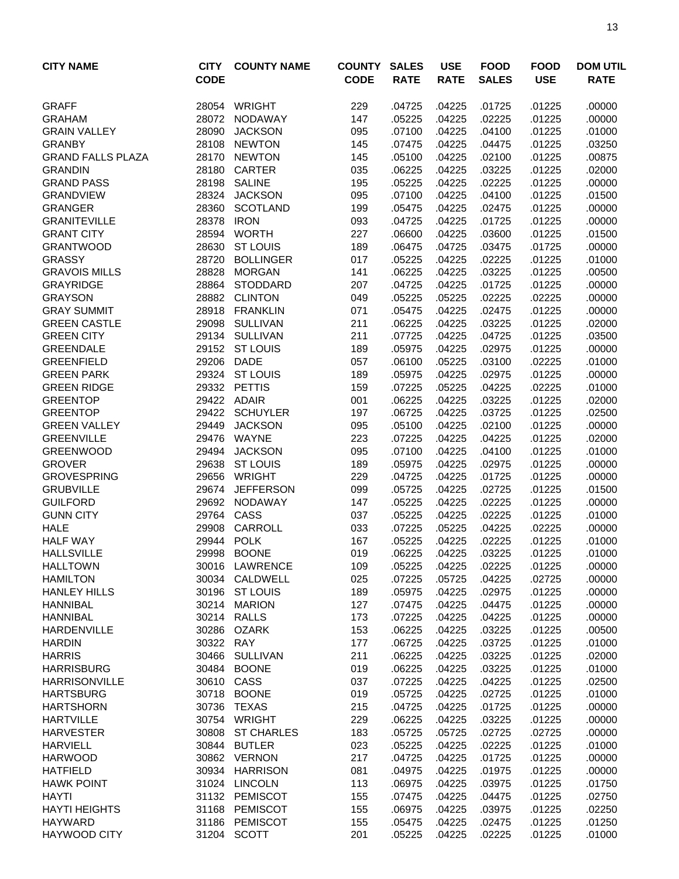| CITY NAME | CITY CODE | COUNTY NAME | COUNTY CODE | SALES RATE | USE RATE | FOOD SALES | FOOD USE | DOM UTIL RATE |
|---|---|---|---|---|---|---|---|---|
| GRAFF | 28054 | WRIGHT | 229 | .04725 | .04225 | .01725 | .01225 | .00000 |
| GRAHAM | 28072 | NODAWAY | 147 | .05225 | .04225 | .02225 | .01225 | .00000 |
| GRAIN VALLEY | 28090 | JACKSON | 095 | .07100 | .04225 | .04100 | .01225 | .01000 |
| GRANBY | 28108 | NEWTON | 145 | .07475 | .04225 | .04475 | .01225 | .03250 |
| GRAND FALLS PLAZA | 28170 | NEWTON | 145 | .05100 | .04225 | .02100 | .01225 | .00875 |
| GRANDIN | 28180 | CARTER | 035 | .06225 | .04225 | .03225 | .01225 | .02000 |
| GRAND PASS | 28198 | SALINE | 195 | .05225 | .04225 | .02225 | .01225 | .00000 |
| GRANDVIEW | 28324 | JACKSON | 095 | .07100 | .04225 | .04100 | .01225 | .01500 |
| GRANGER | 28360 | SCOTLAND | 199 | .05475 | .04225 | .02475 | .01225 | .00000 |
| GRANITEVILLE | 28378 | IRON | 093 | .04725 | .04225 | .01725 | .01225 | .00000 |
| GRANT CITY | 28594 | WORTH | 227 | .06600 | .04225 | .03600 | .01225 | .01500 |
| GRANTWOOD | 28630 | ST LOUIS | 189 | .06475 | .04725 | .03475 | .01725 | .00000 |
| GRASSY | 28720 | BOLLINGER | 017 | .05225 | .04225 | .02225 | .01225 | .01000 |
| GRAVOIS MILLS | 28828 | MORGAN | 141 | .06225 | .04225 | .03225 | .01225 | .00500 |
| GRAYRIDGE | 28864 | STODDARD | 207 | .04725 | .04225 | .01725 | .01225 | .00000 |
| GRAYSON | 28882 | CLINTON | 049 | .05225 | .05225 | .02225 | .02225 | .00000 |
| GRAY SUMMIT | 28918 | FRANKLIN | 071 | .05475 | .04225 | .02475 | .01225 | .00000 |
| GREEN CASTLE | 29098 | SULLIVAN | 211 | .06225 | .04225 | .03225 | .01225 | .02000 |
| GREEN CITY | 29134 | SULLIVAN | 211 | .07725 | .04225 | .04725 | .01225 | .03500 |
| GREENDALE | 29152 | ST LOUIS | 189 | .05975 | .04225 | .02975 | .01225 | .00000 |
| GREENFIELD | 29206 | DADE | 057 | .06100 | .05225 | .03100 | .02225 | .01000 |
| GREEN PARK | 29324 | ST LOUIS | 189 | .05975 | .04225 | .02975 | .01225 | .00000 |
| GREEN RIDGE | 29332 | PETTIS | 159 | .07225 | .05225 | .04225 | .02225 | .01000 |
| GREENTOP | 29422 | ADAIR | 001 | .06225 | .04225 | .03225 | .01225 | .02000 |
| GREENTOP | 29422 | SCHUYLER | 197 | .06725 | .04225 | .03725 | .01225 | .02500 |
| GREEN VALLEY | 29449 | JACKSON | 095 | .05100 | .04225 | .02100 | .01225 | .00000 |
| GREENVILLE | 29476 | WAYNE | 223 | .07225 | .04225 | .04225 | .01225 | .02000 |
| GREENWOOD | 29494 | JACKSON | 095 | .07100 | .04225 | .04100 | .01225 | .01000 |
| GROVER | 29638 | ST LOUIS | 189 | .05975 | .04225 | .02975 | .01225 | .00000 |
| GROVESPRING | 29656 | WRIGHT | 229 | .04725 | .04225 | .01725 | .01225 | .00000 |
| GRUBVILLE | 29674 | JEFFERSON | 099 | .05725 | .04225 | .02725 | .01225 | .01500 |
| GUILFORD | 29692 | NODAWAY | 147 | .05225 | .04225 | .02225 | .01225 | .00000 |
| GUNN CITY | 29764 | CASS | 037 | .05225 | .04225 | .02225 | .01225 | .01000 |
| HALE | 29908 | CARROLL | 033 | .07225 | .05225 | .04225 | .02225 | .00000 |
| HALF WAY | 29944 | POLK | 167 | .05225 | .04225 | .02225 | .01225 | .01000 |
| HALLSVILLE | 29998 | BOONE | 019 | .06225 | .04225 | .03225 | .01225 | .01000 |
| HALLTOWN | 30016 | LAWRENCE | 109 | .05225 | .04225 | .02225 | .01225 | .00000 |
| HAMILTON | 30034 | CALDWELL | 025 | .07225 | .05725 | .04225 | .02725 | .00000 |
| HANLEY HILLS | 30196 | ST LOUIS | 189 | .05975 | .04225 | .02975 | .01225 | .00000 |
| HANNIBAL | 30214 | MARION | 127 | .07475 | .04225 | .04475 | .01225 | .00000 |
| HANNIBAL | 30214 | RALLS | 173 | .07225 | .04225 | .04225 | .01225 | .00000 |
| HARDENVILLE | 30286 | OZARK | 153 | .06225 | .04225 | .03225 | .01225 | .00500 |
| HARDIN | 30322 | RAY | 177 | .06725 | .04225 | .03725 | .01225 | .01000 |
| HARRIS | 30466 | SULLIVAN | 211 | .06225 | .04225 | .03225 | .01225 | .02000 |
| HARRISBURG | 30484 | BOONE | 019 | .06225 | .04225 | .03225 | .01225 | .01000 |
| HARRISONVILLE | 30610 | CASS | 037 | .07225 | .04225 | .04225 | .01225 | .02500 |
| HARTSBURG | 30718 | BOONE | 019 | .05725 | .04225 | .02725 | .01225 | .01000 |
| HARTSHORN | 30736 | TEXAS | 215 | .04725 | .04225 | .01725 | .01225 | .00000 |
| HARTVILLE | 30754 | WRIGHT | 229 | .06225 | .04225 | .03225 | .01225 | .00000 |
| HARVESTER | 30808 | ST CHARLES | 183 | .05725 | .05725 | .02725 | .02725 | .00000 |
| HARVIELL | 30844 | BUTLER | 023 | .05225 | .04225 | .02225 | .01225 | .01000 |
| HARWOOD | 30862 | VERNON | 217 | .04725 | .04225 | .01725 | .01225 | .00000 |
| HATFIELD | 30934 | HARRISON | 081 | .04975 | .04225 | .01975 | .01225 | .00000 |
| HAWK POINT | 31024 | LINCOLN | 113 | .06975 | .04225 | .03975 | .01225 | .01750 |
| HAYTI | 31132 | PEMISCOT | 155 | .07475 | .04225 | .04475 | .01225 | .02750 |
| HAYTI HEIGHTS | 31168 | PEMISCOT | 155 | .06975 | .04225 | .03975 | .01225 | .02250 |
| HAYWARD | 31186 | PEMISCOT | 155 | .05475 | .04225 | .02475 | .01225 | .01250 |
| HAYWOOD CITY | 31204 | SCOTT | 201 | .05225 | .04225 | .02225 | .01225 | .01000 |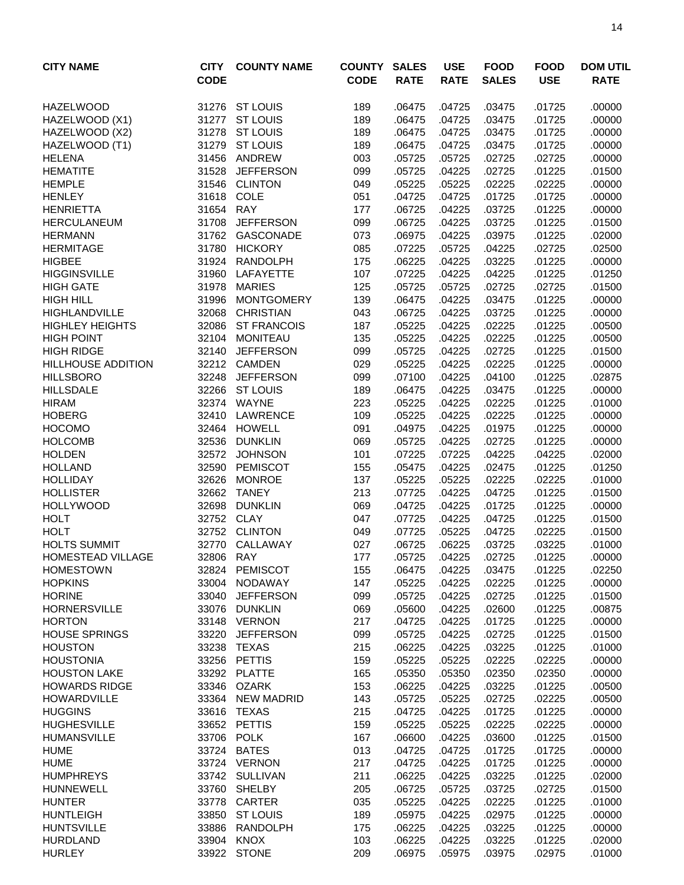| CITY NAME | CITY CODE | COUNTY NAME | COUNTY CODE | SALES RATE | USE RATE | FOOD SALES | FOOD USE | DOM UTIL RATE |
|---|---|---|---|---|---|---|---|---|
| HAZELWOOD | 31276 | ST LOUIS | 189 | .06475 | .04725 | .03475 | .01725 | .00000 |
| HAZELWOOD (X1) | 31277 | ST LOUIS | 189 | .06475 | .04725 | .03475 | .01725 | .00000 |
| HAZELWOOD (X2) | 31278 | ST LOUIS | 189 | .06475 | .04725 | .03475 | .01725 | .00000 |
| HAZELWOOD (T1) | 31279 | ST LOUIS | 189 | .06475 | .04725 | .03475 | .01725 | .00000 |
| HELENA | 31456 | ANDREW | 003 | .05725 | .05725 | .02725 | .02725 | .00000 |
| HEMATITE | 31528 | JEFFERSON | 099 | .05725 | .04225 | .02725 | .01225 | .01500 |
| HEMPLE | 31546 | CLINTON | 049 | .05225 | .05225 | .02225 | .02225 | .00000 |
| HENLEY | 31618 | COLE | 051 | .04725 | .04725 | .01725 | .01725 | .00000 |
| HENRIETTA | 31654 | RAY | 177 | .06725 | .04225 | .03725 | .01225 | .00000 |
| HERCULANEUM | 31708 | JEFFERSON | 099 | .06725 | .04225 | .03725 | .01225 | .01500 |
| HERMANN | 31762 | GASCONADE | 073 | .06975 | .04225 | .03975 | .01225 | .02000 |
| HERMITAGE | 31780 | HICKORY | 085 | .07225 | .05725 | .04225 | .02725 | .02500 |
| HIGBEE | 31924 | RANDOLPH | 175 | .06225 | .04225 | .03225 | .01225 | .00000 |
| HIGGINSVILLE | 31960 | LAFAYETTE | 107 | .07225 | .04225 | .04225 | .01225 | .01250 |
| HIGH GATE | 31978 | MARIES | 125 | .05725 | .05725 | .02725 | .02725 | .01500 |
| HIGH HILL | 31996 | MONTGOMERY | 139 | .06475 | .04225 | .03475 | .01225 | .00000 |
| HIGHLANDVILLE | 32068 | CHRISTIAN | 043 | .06725 | .04225 | .03725 | .01225 | .00000 |
| HIGHLEY HEIGHTS | 32086 | ST FRANCOIS | 187 | .05225 | .04225 | .02225 | .01225 | .00500 |
| HIGH POINT | 32104 | MONITEAU | 135 | .05225 | .04225 | .02225 | .01225 | .00500 |
| HIGH RIDGE | 32140 | JEFFERSON | 099 | .05725 | .04225 | .02725 | .01225 | .01500 |
| HILLHOUSE ADDITION | 32212 | CAMDEN | 029 | .05225 | .04225 | .02225 | .01225 | .00000 |
| HILLSBORO | 32248 | JEFFERSON | 099 | .07100 | .04225 | .04100 | .01225 | .02875 |
| HILLSDALE | 32266 | ST LOUIS | 189 | .06475 | .04225 | .03475 | .01225 | .00000 |
| HIRAM | 32374 | WAYNE | 223 | .05225 | .04225 | .02225 | .01225 | .01000 |
| HOBERG | 32410 | LAWRENCE | 109 | .05225 | .04225 | .02225 | .01225 | .00000 |
| HOCOMO | 32464 | HOWELL | 091 | .04975 | .04225 | .01975 | .01225 | .00000 |
| HOLCOMB | 32536 | DUNKLIN | 069 | .05725 | .04225 | .02725 | .01225 | .00000 |
| HOLDEN | 32572 | JOHNSON | 101 | .07225 | .07225 | .04225 | .04225 | .02000 |
| HOLLAND | 32590 | PEMISCOT | 155 | .05475 | .04225 | .02475 | .01225 | .01250 |
| HOLLIDAY | 32626 | MONROE | 137 | .05225 | .05225 | .02225 | .02225 | .01000 |
| HOLLISTER | 32662 | TANEY | 213 | .07725 | .04225 | .04725 | .01225 | .01500 |
| HOLLYWOOD | 32698 | DUNKLIN | 069 | .04725 | .04225 | .01725 | .01225 | .00000 |
| HOLT | 32752 | CLAY | 047 | .07725 | .04225 | .04725 | .01225 | .01500 |
| HOLT | 32752 | CLINTON | 049 | .07725 | .05225 | .04725 | .02225 | .01500 |
| HOLTS SUMMIT | 32770 | CALLAWAY | 027 | .06725 | .06225 | .03725 | .03225 | .01000 |
| HOMESTEAD VILLAGE | 32806 | RAY | 177 | .05725 | .04225 | .02725 | .01225 | .00000 |
| HOMESTOWN | 32824 | PEMISCOT | 155 | .06475 | .04225 | .03475 | .01225 | .02250 |
| HOPKINS | 33004 | NODAWAY | 147 | .05225 | .04225 | .02225 | .01225 | .00000 |
| HORINE | 33040 | JEFFERSON | 099 | .05725 | .04225 | .02725 | .01225 | .01500 |
| HORNERSVILLE | 33076 | DUNKLIN | 069 | .05600 | .04225 | .02600 | .01225 | .00875 |
| HORTON | 33148 | VERNON | 217 | .04725 | .04225 | .01725 | .01225 | .00000 |
| HOUSE SPRINGS | 33220 | JEFFERSON | 099 | .05725 | .04225 | .02725 | .01225 | .01500 |
| HOUSTON | 33238 | TEXAS | 215 | .06225 | .04225 | .03225 | .01225 | .01000 |
| HOUSTONIA | 33256 | PETTIS | 159 | .05225 | .05225 | .02225 | .02225 | .00000 |
| HOUSTON LAKE | 33292 | PLATTE | 165 | .05350 | .05350 | .02350 | .02350 | .00000 |
| HOWARDS RIDGE | 33346 | OZARK | 153 | .06225 | .04225 | .03225 | .01225 | .00500 |
| HOWARDVILLE | 33364 | NEW MADRID | 143 | .05725 | .05225 | .02725 | .02225 | .00500 |
| HUGGINS | 33616 | TEXAS | 215 | .04725 | .04225 | .01725 | .01225 | .00000 |
| HUGHESVILLE | 33652 | PETTIS | 159 | .05225 | .05225 | .02225 | .02225 | .00000 |
| HUMANSVILLE | 33706 | POLK | 167 | .06600 | .04225 | .03600 | .01225 | .01500 |
| HUME | 33724 | BATES | 013 | .04725 | .04725 | .01725 | .01725 | .00000 |
| HUME | 33724 | VERNON | 217 | .04725 | .04225 | .01725 | .01225 | .00000 |
| HUMPHREYS | 33742 | SULLIVAN | 211 | .06225 | .04225 | .03225 | .01225 | .02000 |
| HUNNEWELL | 33760 | SHELBY | 205 | .06725 | .05725 | .03725 | .02725 | .01500 |
| HUNTER | 33778 | CARTER | 035 | .05225 | .04225 | .02225 | .01225 | .01000 |
| HUNTLEIGH | 33850 | ST LOUIS | 189 | .05975 | .04225 | .02975 | .01225 | .00000 |
| HUNTSVILLE | 33886 | RANDOLPH | 175 | .06225 | .04225 | .03225 | .01225 | .00000 |
| HURDLAND | 33904 | KNOX | 103 | .06225 | .04225 | .03225 | .01225 | .02000 |
| HURLEY | 33922 | STONE | 209 | .06975 | .05975 | .03975 | .02975 | .01000 |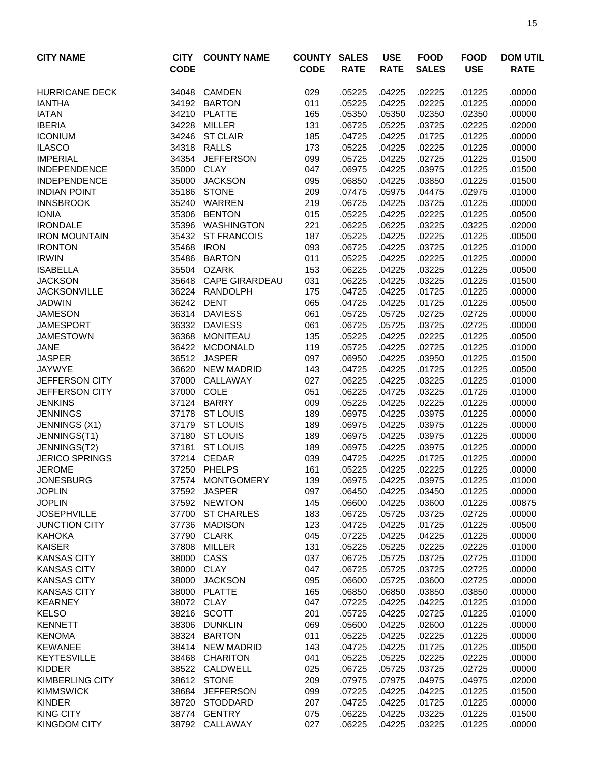| CITY NAME | CITY CODE | COUNTY NAME | COUNTY CODE | SALES RATE | USE RATE | FOOD SALES | FOOD USE | DOM UTIL RATE |
|---|---|---|---|---|---|---|---|---|
| HURRICANE DECK | 34048 | CAMDEN | 029 | .05225 | .04225 | .02225 | .01225 | .00000 |
| IANTHA | 34192 | BARTON | 011 | .05225 | .04225 | .02225 | .01225 | .00000 |
| IATAN | 34210 | PLATTE | 165 | .05350 | .05350 | .02350 | .02350 | .00000 |
| IBERIA | 34228 | MILLER | 131 | .06725 | .05225 | .03725 | .02225 | .02000 |
| ICONIUM | 34246 | ST CLAIR | 185 | .04725 | .04225 | .01725 | .01225 | .00000 |
| ILASCO | 34318 | RALLS | 173 | .05225 | .04225 | .02225 | .01225 | .00000 |
| IMPERIAL | 34354 | JEFFERSON | 099 | .05725 | .04225 | .02725 | .01225 | .01500 |
| INDEPENDENCE | 35000 | CLAY | 047 | .06975 | .04225 | .03975 | .01225 | .01500 |
| INDEPENDENCE | 35000 | JACKSON | 095 | .06850 | .04225 | .03850 | .01225 | .01500 |
| INDIAN POINT | 35186 | STONE | 209 | .07475 | .05975 | .04475 | .02975 | .01000 |
| INNSBROOK | 35240 | WARREN | 219 | .06725 | .04225 | .03725 | .01225 | .00000 |
| IONIA | 35306 | BENTON | 015 | .05225 | .04225 | .02225 | .01225 | .00500 |
| IRONDALE | 35396 | WASHINGTON | 221 | .06225 | .06225 | .03225 | .03225 | .02000 |
| IRON MOUNTAIN | 35432 | ST FRANCOIS | 187 | .05225 | .04225 | .02225 | .01225 | .00500 |
| IRONTON | 35468 | IRON | 093 | .06725 | .04225 | .03725 | .01225 | .01000 |
| IRWIN | 35486 | BARTON | 011 | .05225 | .04225 | .02225 | .01225 | .00000 |
| ISABELLA | 35504 | OZARK | 153 | .06225 | .04225 | .03225 | .01225 | .00500 |
| JACKSON | 35648 | CAPE GIRARDEAU | 031 | .06225 | .04225 | .03225 | .01225 | .01500 |
| JACKSONVILLE | 36224 | RANDOLPH | 175 | .04725 | .04225 | .01725 | .01225 | .00000 |
| JADWIN | 36242 | DENT | 065 | .04725 | .04225 | .01725 | .01225 | .00500 |
| JAMESON | 36314 | DAVIESS | 061 | .05725 | .05725 | .02725 | .02725 | .00000 |
| JAMESPORT | 36332 | DAVIESS | 061 | .06725 | .05725 | .03725 | .02725 | .00000 |
| JAMESTOWN | 36368 | MONITEAU | 135 | .05225 | .04225 | .02225 | .01225 | .00500 |
| JANE | 36422 | MCDONALD | 119 | .05725 | .04225 | .02725 | .01225 | .01000 |
| JASPER | 36512 | JASPER | 097 | .06950 | .04225 | .03950 | .01225 | .01500 |
| JAYWYE | 36620 | NEW MADRID | 143 | .04725 | .04225 | .01725 | .01225 | .00500 |
| JEFFERSON CITY | 37000 | CALLAWAY | 027 | .06225 | .04225 | .03225 | .01225 | .01000 |
| JEFFERSON CITY | 37000 | COLE | 051 | .06225 | .04725 | .03225 | .01725 | .01000 |
| JENKINS | 37124 | BARRY | 009 | .05225 | .04225 | .02225 | .01225 | .00000 |
| JENNINGS | 37178 | ST LOUIS | 189 | .06975 | .04225 | .03975 | .01225 | .00000 |
| JENNINGS (X1) | 37179 | ST LOUIS | 189 | .06975 | .04225 | .03975 | .01225 | .00000 |
| JENNINGS(T1) | 37180 | ST LOUIS | 189 | .06975 | .04225 | .03975 | .01225 | .00000 |
| JENNINGS(T2) | 37181 | ST LOUIS | 189 | .06975 | .04225 | .03975 | .01225 | .00000 |
| JERICO SPRINGS | 37214 | CEDAR | 039 | .04725 | .04225 | .01725 | .01225 | .00000 |
| JEROME | 37250 | PHELPS | 161 | .05225 | .04225 | .02225 | .01225 | .00000 |
| JONESBURG | 37574 | MONTGOMERY | 139 | .06975 | .04225 | .03975 | .01225 | .01000 |
| JOPLIN | 37592 | JASPER | 097 | .06450 | .04225 | .03450 | .01225 | .00000 |
| JOPLIN | 37592 | NEWTON | 145 | .06600 | .04225 | .03600 | .01225 | .00875 |
| JOSEPHVILLE | 37700 | ST CHARLES | 183 | .06725 | .05725 | .03725 | .02725 | .00000 |
| JUNCTION CITY | 37736 | MADISON | 123 | .04725 | .04225 | .01725 | .01225 | .00500 |
| KAHOKA | 37790 | CLARK | 045 | .07225 | .04225 | .04225 | .01225 | .00000 |
| KAISER | 37808 | MILLER | 131 | .05225 | .05225 | .02225 | .02225 | .01000 |
| KANSAS CITY | 38000 | CASS | 037 | .06725 | .05725 | .03725 | .02725 | .01000 |
| KANSAS CITY | 38000 | CLAY | 047 | .06725 | .05725 | .03725 | .02725 | .00000 |
| KANSAS CITY | 38000 | JACKSON | 095 | .06600 | .05725 | .03600 | .02725 | .00000 |
| KANSAS CITY | 38000 | PLATTE | 165 | .06850 | .06850 | .03850 | .03850 | .00000 |
| KEARNEY | 38072 | CLAY | 047 | .07225 | .04225 | .04225 | .01225 | .01000 |
| KELSO | 38216 | SCOTT | 201 | .05725 | .04225 | .02725 | .01225 | .01000 |
| KENNETT | 38306 | DUNKLIN | 069 | .05600 | .04225 | .02600 | .01225 | .00000 |
| KENOMA | 38324 | BARTON | 011 | .05225 | .04225 | .02225 | .01225 | .00000 |
| KEWANEE | 38414 | NEW MADRID | 143 | .04725 | .04225 | .01725 | .01225 | .00500 |
| KEYTESVILLE | 38468 | CHARITON | 041 | .05225 | .05225 | .02225 | .02225 | .00000 |
| KIDDER | 38522 | CALDWELL | 025 | .06725 | .05725 | .03725 | .02725 | .00000 |
| KIMBERLING CITY | 38612 | STONE | 209 | .07975 | .07975 | .04975 | .04975 | .02000 |
| KIMMSWICK | 38684 | JEFFERSON | 099 | .07225 | .04225 | .04225 | .01225 | .01500 |
| KINDER | 38720 | STODDARD | 207 | .04725 | .04225 | .01725 | .01225 | .00000 |
| KING CITY | 38774 | GENTRY | 075 | .06225 | .04225 | .03225 | .01225 | .01500 |
| KINGDOM CITY | 38792 | CALLAWAY | 027 | .06225 | .04225 | .03225 | .01225 | .00000 |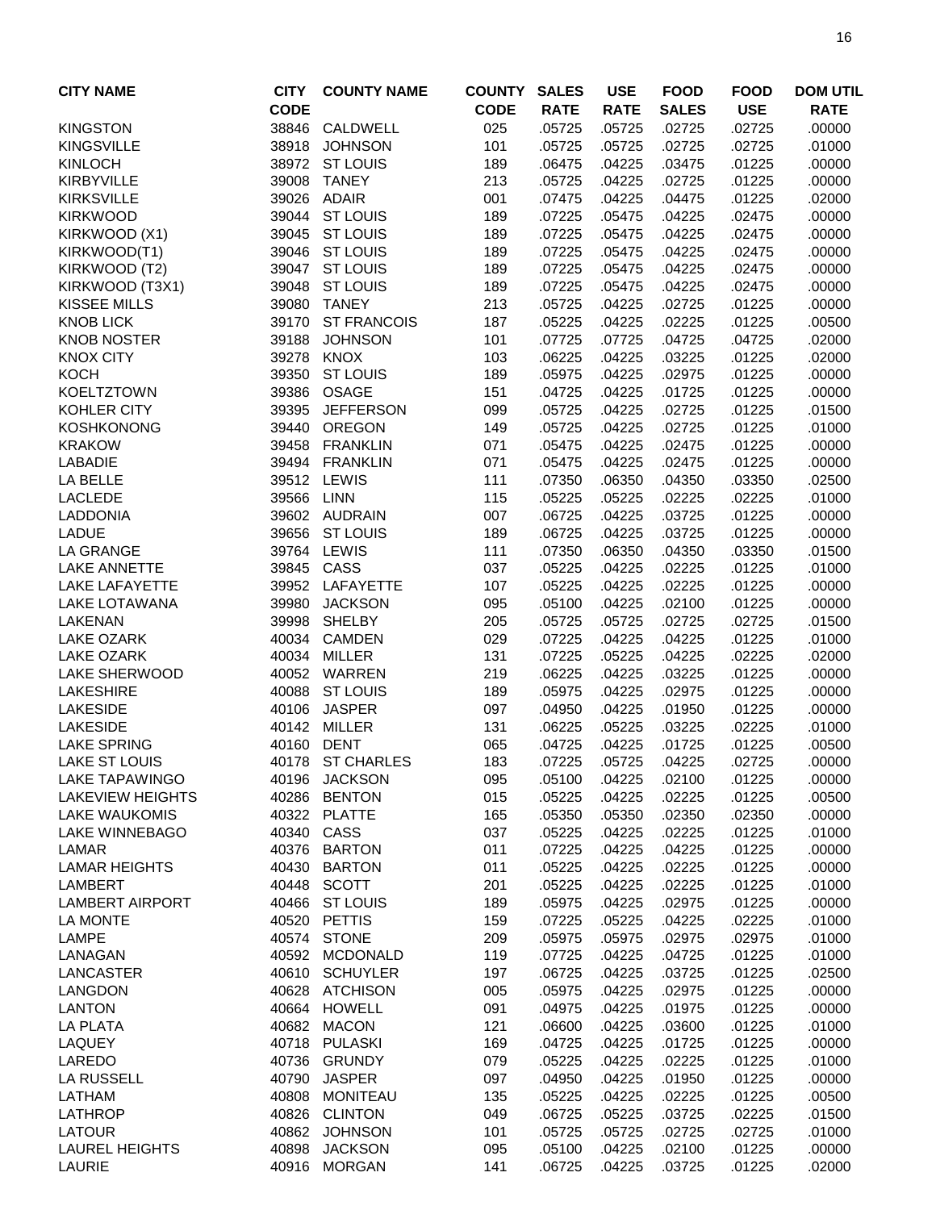| CITY NAME | CITY CODE | COUNTY NAME | COUNTY CODE | SALES RATE | USE RATE | FOOD SALES | FOOD USE | DOM UTIL RATE |
|---|---|---|---|---|---|---|---|---|
| KINGSTON | 38846 | CALDWELL | 025 | .05725 | .05725 | .02725 | .02725 | .00000 |
| KINGSVILLE | 38918 | JOHNSON | 101 | .05725 | .05725 | .02725 | .02725 | .01000 |
| KINLOCH | 38972 | ST LOUIS | 189 | .06475 | .04225 | .03475 | .01225 | .00000 |
| KIRBYVILLE | 39008 | TANEY | 213 | .05725 | .04225 | .02725 | .01225 | .00000 |
| KIRKSVILLE | 39026 | ADAIR | 001 | .07475 | .04225 | .04475 | .01225 | .02000 |
| KIRKWOOD | 39044 | ST LOUIS | 189 | .07225 | .05475 | .04225 | .02475 | .00000 |
| KIRKWOOD (X1) | 39045 | ST LOUIS | 189 | .07225 | .05475 | .04225 | .02475 | .00000 |
| KIRKWOOD(T1) | 39046 | ST LOUIS | 189 | .07225 | .05475 | .04225 | .02475 | .00000 |
| KIRKWOOD (T2) | 39047 | ST LOUIS | 189 | .07225 | .05475 | .04225 | .02475 | .00000 |
| KIRKWOOD (T3X1) | 39048 | ST LOUIS | 189 | .07225 | .05475 | .04225 | .02475 | .00000 |
| KISSEE MILLS | 39080 | TANEY | 213 | .05725 | .04225 | .02725 | .01225 | .00000 |
| KNOB LICK | 39170 | ST FRANCOIS | 187 | .05225 | .04225 | .02225 | .01225 | .00500 |
| KNOB NOSTER | 39188 | JOHNSON | 101 | .07725 | .07725 | .04725 | .04725 | .02000 |
| KNOX CITY | 39278 | KNOX | 103 | .06225 | .04225 | .03225 | .01225 | .02000 |
| KOCH | 39350 | ST LOUIS | 189 | .05975 | .04225 | .02975 | .01225 | .00000 |
| KOELTZTOWN | 39386 | OSAGE | 151 | .04725 | .04225 | .01725 | .01225 | .00000 |
| KOHLER CITY | 39395 | JEFFERSON | 099 | .05725 | .04225 | .02725 | .01225 | .01500 |
| KOSHKONONG | 39440 | OREGON | 149 | .05725 | .04225 | .02725 | .01225 | .01000 |
| KRAKOW | 39458 | FRANKLIN | 071 | .05475 | .04225 | .02475 | .01225 | .00000 |
| LABADIE | 39494 | FRANKLIN | 071 | .05475 | .04225 | .02475 | .01225 | .00000 |
| LA BELLE | 39512 | LEWIS | 111 | .07350 | .06350 | .04350 | .03350 | .02500 |
| LACLEDE | 39566 | LINN | 115 | .05225 | .05225 | .02225 | .02225 | .01000 |
| LADDONIA | 39602 | AUDRAIN | 007 | .06725 | .04225 | .03725 | .01225 | .00000 |
| LADUE | 39656 | ST LOUIS | 189 | .06725 | .04225 | .03725 | .01225 | .00000 |
| LA GRANGE | 39764 | LEWIS | 111 | .07350 | .06350 | .04350 | .03350 | .01500 |
| LAKE ANNETTE | 39845 | CASS | 037 | .05225 | .04225 | .02225 | .01225 | .01000 |
| LAKE LAFAYETTE | 39952 | LAFAYETTE | 107 | .05225 | .04225 | .02225 | .01225 | .00000 |
| LAKE LOTAWANA | 39980 | JACKSON | 095 | .05100 | .04225 | .02100 | .01225 | .00000 |
| LAKENAN | 39998 | SHELBY | 205 | .05725 | .05725 | .02725 | .02725 | .01500 |
| LAKE OZARK | 40034 | CAMDEN | 029 | .07225 | .04225 | .04225 | .01225 | .01000 |
| LAKE OZARK | 40034 | MILLER | 131 | .07225 | .05225 | .04225 | .02225 | .02000 |
| LAKE SHERWOOD | 40052 | WARREN | 219 | .06225 | .04225 | .03225 | .01225 | .00000 |
| LAKESHIRE | 40088 | ST LOUIS | 189 | .05975 | .04225 | .02975 | .01225 | .00000 |
| LAKESIDE | 40106 | JASPER | 097 | .04950 | .04225 | .01950 | .01225 | .00000 |
| LAKESIDE | 40142 | MILLER | 131 | .06225 | .05225 | .03225 | .02225 | .01000 |
| LAKE SPRING | 40160 | DENT | 065 | .04725 | .04225 | .01725 | .01225 | .00500 |
| LAKE ST LOUIS | 40178 | ST CHARLES | 183 | .07225 | .05725 | .04225 | .02725 | .00000 |
| LAKE TAPAWINGO | 40196 | JACKSON | 095 | .05100 | .04225 | .02100 | .01225 | .00000 |
| LAKEVIEW HEIGHTS | 40286 | BENTON | 015 | .05225 | .04225 | .02225 | .01225 | .00500 |
| LAKE WAUKOMIS | 40322 | PLATTE | 165 | .05350 | .05350 | .02350 | .02350 | .00000 |
| LAKE WINNEBAGO | 40340 | CASS | 037 | .05225 | .04225 | .02225 | .01225 | .01000 |
| LAMAR | 40376 | BARTON | 011 | .07225 | .04225 | .04225 | .01225 | .00000 |
| LAMAR HEIGHTS | 40430 | BARTON | 011 | .05225 | .04225 | .02225 | .01225 | .00000 |
| LAMBERT | 40448 | SCOTT | 201 | .05225 | .04225 | .02225 | .01225 | .01000 |
| LAMBERT AIRPORT | 40466 | ST LOUIS | 189 | .05975 | .04225 | .02975 | .01225 | .00000 |
| LA MONTE | 40520 | PETTIS | 159 | .07225 | .05225 | .04225 | .02225 | .01000 |
| LAMPE | 40574 | STONE | 209 | .05975 | .05975 | .02975 | .02975 | .01000 |
| LANAGAN | 40592 | MCDONALD | 119 | .07725 | .04225 | .04725 | .01225 | .01000 |
| LANCASTER | 40610 | SCHUYLER | 197 | .06725 | .04225 | .03725 | .01225 | .02500 |
| LANGDON | 40628 | ATCHISON | 005 | .05975 | .04225 | .02975 | .01225 | .00000 |
| LANTON | 40664 | HOWELL | 091 | .04975 | .04225 | .01975 | .01225 | .00000 |
| LA PLATA | 40682 | MACON | 121 | .06600 | .04225 | .03600 | .01225 | .01000 |
| LAQUEY | 40718 | PULASKI | 169 | .04725 | .04225 | .01725 | .01225 | .00000 |
| LAREDO | 40736 | GRUNDY | 079 | .05225 | .04225 | .02225 | .01225 | .01000 |
| LA RUSSELL | 40790 | JASPER | 097 | .04950 | .04225 | .01950 | .01225 | .00000 |
| LATHAM | 40808 | MONITEAU | 135 | .05225 | .04225 | .02225 | .01225 | .00500 |
| LATHROP | 40826 | CLINTON | 049 | .06725 | .05225 | .03725 | .02225 | .01500 |
| LATOUR | 40862 | JOHNSON | 101 | .05725 | .05725 | .02725 | .02725 | .01000 |
| LAUREL HEIGHTS | 40898 | JACKSON | 095 | .05100 | .04225 | .02100 | .01225 | .00000 |
| LAURIE | 40916 | MORGAN | 141 | .06725 | .04225 | .03725 | .01225 | .02000 |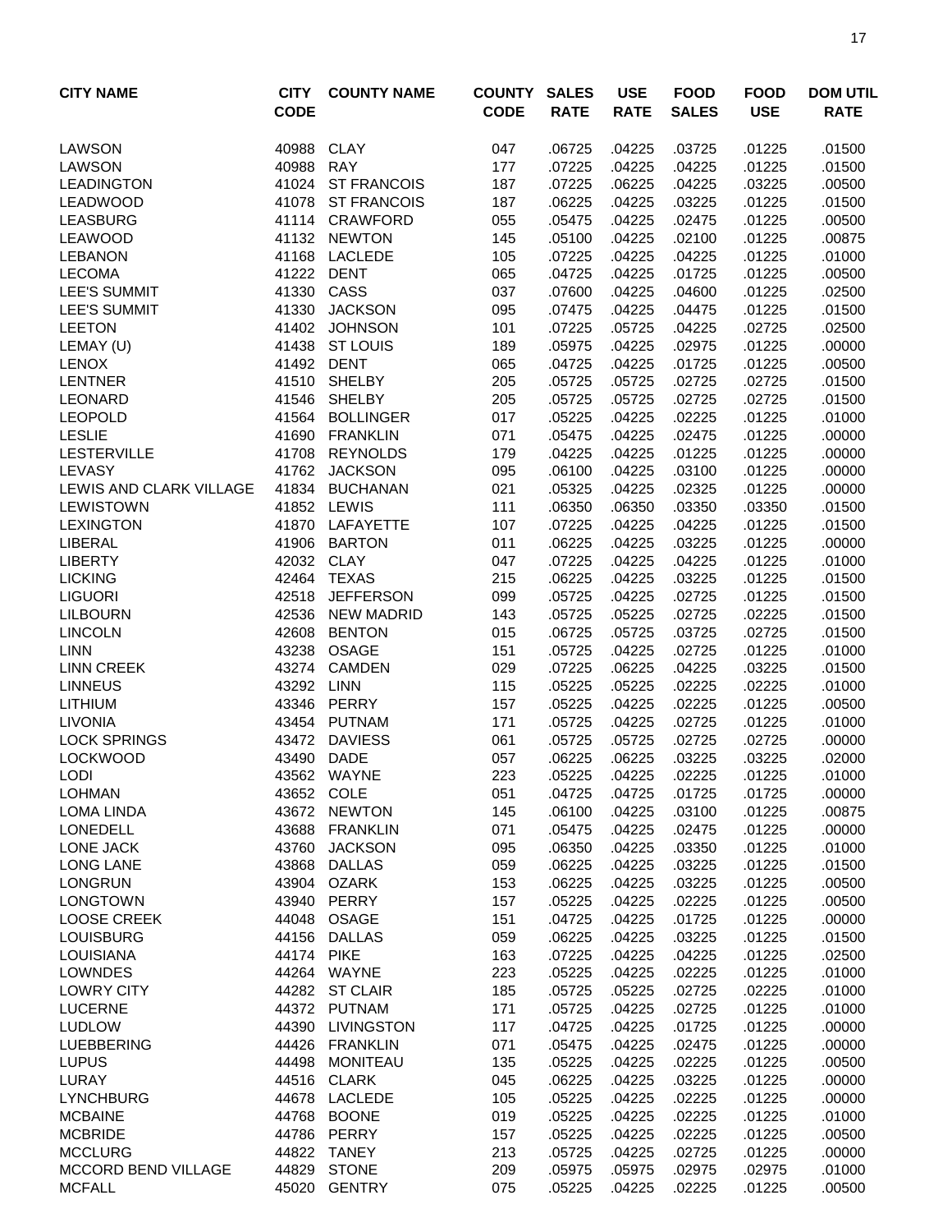| CITY NAME | CITY CODE | COUNTY NAME | COUNTY CODE | SALES RATE | USE RATE | FOOD SALES | FOOD USE | DOM UTIL RATE |
|---|---|---|---|---|---|---|---|---|
| LAWSON | 40988 | CLAY | 047 | .06725 | .04225 | .03725 | .01225 | .01500 |
| LAWSON | 40988 | RAY | 177 | .07225 | .04225 | .04225 | .01225 | .01500 |
| LEADINGTON | 41024 | ST FRANCOIS | 187 | .07225 | .06225 | .04225 | .03225 | .00500 |
| LEADWOOD | 41078 | ST FRANCOIS | 187 | .06225 | .04225 | .03225 | .01225 | .01500 |
| LEASBURG | 41114 | CRAWFORD | 055 | .05475 | .04225 | .02475 | .01225 | .00500 |
| LEAWOOD | 41132 | NEWTON | 145 | .05100 | .04225 | .02100 | .01225 | .00875 |
| LEBANON | 41168 | LACLEDE | 105 | .07225 | .04225 | .04225 | .01225 | .01000 |
| LECOMA | 41222 | DENT | 065 | .04725 | .04225 | .01725 | .01225 | .00500 |
| LEE'S SUMMIT | 41330 | CASS | 037 | .07600 | .04225 | .04600 | .01225 | .02500 |
| LEE'S SUMMIT | 41330 | JACKSON | 095 | .07475 | .04225 | .04475 | .01225 | .01500 |
| LEETON | 41402 | JOHNSON | 101 | .07225 | .05725 | .04225 | .02725 | .02500 |
| LEMAY (U) | 41438 | ST LOUIS | 189 | .05975 | .04225 | .02975 | .01225 | .00000 |
| LENOX | 41492 | DENT | 065 | .04725 | .04225 | .01725 | .01225 | .00500 |
| LENTNER | 41510 | SHELBY | 205 | .05725 | .05725 | .02725 | .02725 | .01500 |
| LEONARD | 41546 | SHELBY | 205 | .05725 | .05725 | .02725 | .02725 | .01500 |
| LEOPOLD | 41564 | BOLLINGER | 017 | .05225 | .04225 | .02225 | .01225 | .01000 |
| LESLIE | 41690 | FRANKLIN | 071 | .05475 | .04225 | .02475 | .01225 | .00000 |
| LESTERVILLE | 41708 | REYNOLDS | 179 | .04225 | .04225 | .01225 | .01225 | .00000 |
| LEVASY | 41762 | JACKSON | 095 | .06100 | .04225 | .03100 | .01225 | .00000 |
| LEWIS AND CLARK VILLAGE | 41834 | BUCHANAN | 021 | .05325 | .04225 | .02325 | .01225 | .00000 |
| LEWISTOWN | 41852 | LEWIS | 111 | .06350 | .06350 | .03350 | .03350 | .01500 |
| LEXINGTON | 41870 | LAFAYETTE | 107 | .07225 | .04225 | .04225 | .01225 | .01500 |
| LIBERAL | 41906 | BARTON | 011 | .06225 | .04225 | .03225 | .01225 | .00000 |
| LIBERTY | 42032 | CLAY | 047 | .07225 | .04225 | .04225 | .01225 | .01000 |
| LICKING | 42464 | TEXAS | 215 | .06225 | .04225 | .03225 | .01225 | .01500 |
| LIGUORI | 42518 | JEFFERSON | 099 | .05725 | .04225 | .02725 | .01225 | .01500 |
| LILBOURN | 42536 | NEW MADRID | 143 | .05725 | .05225 | .02725 | .02225 | .01500 |
| LINCOLN | 42608 | BENTON | 015 | .06725 | .05725 | .03725 | .02725 | .01500 |
| LINN | 43238 | OSAGE | 151 | .05725 | .04225 | .02725 | .01225 | .01000 |
| LINN CREEK | 43274 | CAMDEN | 029 | .07225 | .06225 | .04225 | .03225 | .01500 |
| LINNEUS | 43292 | LINN | 115 | .05225 | .05225 | .02225 | .02225 | .01000 |
| LITHIUM | 43346 | PERRY | 157 | .05225 | .04225 | .02225 | .01225 | .00500 |
| LIVONIA | 43454 | PUTNAM | 171 | .05725 | .04225 | .02725 | .01225 | .01000 |
| LOCK SPRINGS | 43472 | DAVIESS | 061 | .05725 | .05725 | .02725 | .02725 | .00000 |
| LOCKWOOD | 43490 | DADE | 057 | .06225 | .06225 | .03225 | .03225 | .02000 |
| LODI | 43562 | WAYNE | 223 | .05225 | .04225 | .02225 | .01225 | .01000 |
| LOHMAN | 43652 | COLE | 051 | .04725 | .04725 | .01725 | .01725 | .00000 |
| LOMA LINDA | 43672 | NEWTON | 145 | .06100 | .04225 | .03100 | .01225 | .00875 |
| LONEDELL | 43688 | FRANKLIN | 071 | .05475 | .04225 | .02475 | .01225 | .00000 |
| LONE JACK | 43760 | JACKSON | 095 | .06350 | .04225 | .03350 | .01225 | .01000 |
| LONG LANE | 43868 | DALLAS | 059 | .06225 | .04225 | .03225 | .01225 | .01500 |
| LONGRUN | 43904 | OZARK | 153 | .06225 | .04225 | .03225 | .01225 | .00500 |
| LONGTOWN | 43940 | PERRY | 157 | .05225 | .04225 | .02225 | .01225 | .00500 |
| LOOSE CREEK | 44048 | OSAGE | 151 | .04725 | .04225 | .01725 | .01225 | .00000 |
| LOUISBURG | 44156 | DALLAS | 059 | .06225 | .04225 | .03225 | .01225 | .01500 |
| LOUISIANA | 44174 | PIKE | 163 | .07225 | .04225 | .04225 | .01225 | .02500 |
| LOWNDES | 44264 | WAYNE | 223 | .05225 | .04225 | .02225 | .01225 | .01000 |
| LOWRY CITY | 44282 | ST CLAIR | 185 | .05725 | .05225 | .02725 | .02225 | .01000 |
| LUCERNE | 44372 | PUTNAM | 171 | .05725 | .04225 | .02725 | .01225 | .01000 |
| LUDLOW | 44390 | LIVINGSTON | 117 | .04725 | .04225 | .01725 | .01225 | .00000 |
| LUEBBERING | 44426 | FRANKLIN | 071 | .05475 | .04225 | .02475 | .01225 | .00000 |
| LUPUS | 44498 | MONITEAU | 135 | .05225 | .04225 | .02225 | .01225 | .00500 |
| LURAY | 44516 | CLARK | 045 | .06225 | .04225 | .03225 | .01225 | .00000 |
| LYNCHBURG | 44678 | LACLEDE | 105 | .05225 | .04225 | .02225 | .01225 | .00000 |
| MCBAINE | 44768 | BOONE | 019 | .05225 | .04225 | .02225 | .01225 | .01000 |
| MCBRIDE | 44786 | PERRY | 157 | .05225 | .04225 | .02225 | .01225 | .00500 |
| MCCLURG | 44822 | TANEY | 213 | .05725 | .04225 | .02725 | .01225 | .00000 |
| MCCORD BEND VILLAGE | 44829 | STONE | 209 | .05975 | .05975 | .02975 | .02975 | .01000 |
| MCFALL | 45020 | GENTRY | 075 | .05225 | .04225 | .02225 | .01225 | .00500 |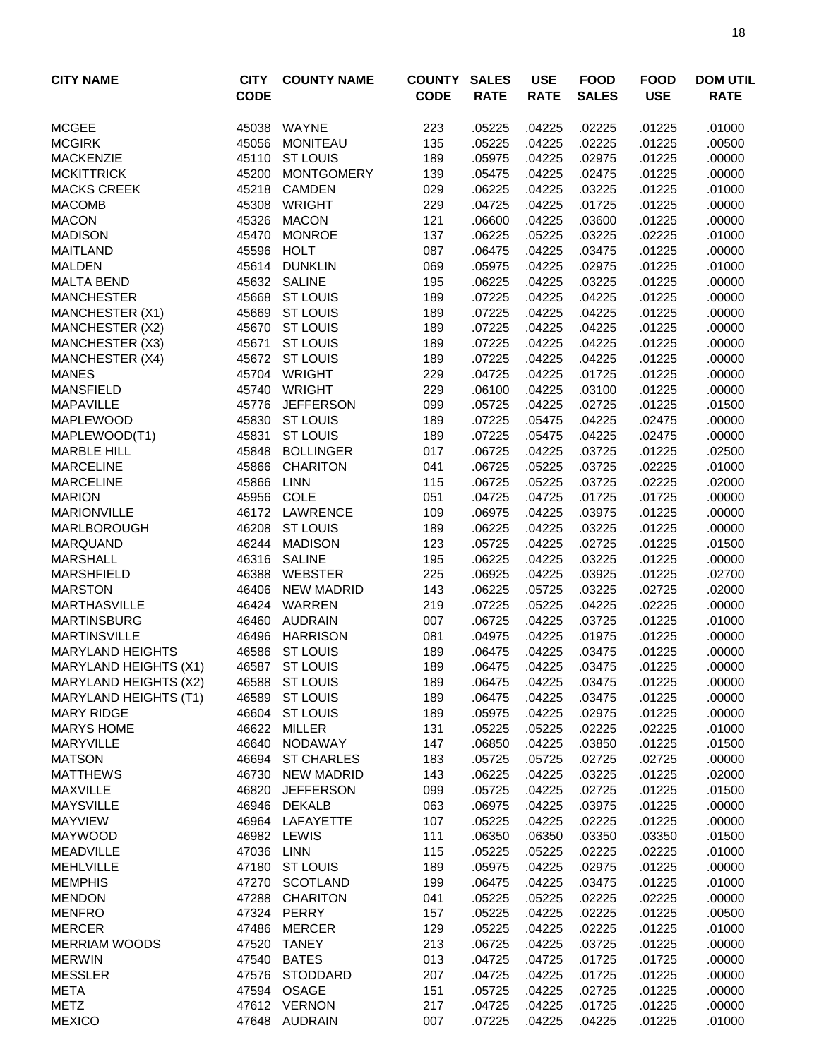| CITY NAME | CITY CODE | COUNTY NAME | COUNTY CODE | SALES RATE | USE RATE | FOOD SALES | FOOD USE | DOM UTIL RATE |
|---|---|---|---|---|---|---|---|---|
| MCGEE | 45038 | WAYNE | 223 | .05225 | .04225 | .02225 | .01225 | .01000 |
| MCGIRK | 45056 | MONITEAU | 135 | .05225 | .04225 | .02225 | .01225 | .00500 |
| MACKENZIE | 45110 | ST LOUIS | 189 | .05975 | .04225 | .02975 | .01225 | .00000 |
| MCKITTRICK | 45200 | MONTGOMERY | 139 | .05475 | .04225 | .02475 | .01225 | .00000 |
| MACKS CREEK | 45218 | CAMDEN | 029 | .06225 | .04225 | .03225 | .01225 | .01000 |
| MACOMB | 45308 | WRIGHT | 229 | .04725 | .04225 | .01725 | .01225 | .00000 |
| MACON | 45326 | MACON | 121 | .06600 | .04225 | .03600 | .01225 | .00000 |
| MADISON | 45470 | MONROE | 137 | .06225 | .05225 | .03225 | .02225 | .01000 |
| MAITLAND | 45596 | HOLT | 087 | .06475 | .04225 | .03475 | .01225 | .00000 |
| MALDEN | 45614 | DUNKLIN | 069 | .05975 | .04225 | .02975 | .01225 | .01000 |
| MALTA BEND | 45632 | SALINE | 195 | .06225 | .04225 | .03225 | .01225 | .00000 |
| MANCHESTER | 45668 | ST LOUIS | 189 | .07225 | .04225 | .04225 | .01225 | .00000 |
| MANCHESTER (X1) | 45669 | ST LOUIS | 189 | .07225 | .04225 | .04225 | .01225 | .00000 |
| MANCHESTER (X2) | 45670 | ST LOUIS | 189 | .07225 | .04225 | .04225 | .01225 | .00000 |
| MANCHESTER (X3) | 45671 | ST LOUIS | 189 | .07225 | .04225 | .04225 | .01225 | .00000 |
| MANCHESTER (X4) | 45672 | ST LOUIS | 189 | .07225 | .04225 | .04225 | .01225 | .00000 |
| MANES | 45704 | WRIGHT | 229 | .04725 | .04225 | .01725 | .01225 | .00000 |
| MANSFIELD | 45740 | WRIGHT | 229 | .06100 | .04225 | .03100 | .01225 | .00000 |
| MAPAVILLE | 45776 | JEFFERSON | 099 | .05725 | .04225 | .02725 | .01225 | .01500 |
| MAPLEWOOD | 45830 | ST LOUIS | 189 | .07225 | .05475 | .04225 | .02475 | .00000 |
| MAPLEWOOD(T1) | 45831 | ST LOUIS | 189 | .07225 | .05475 | .04225 | .02475 | .00000 |
| MARBLE HILL | 45848 | BOLLINGER | 017 | .06725 | .04225 | .03725 | .01225 | .02500 |
| MARCELINE | 45866 | CHARITON | 041 | .06725 | .05225 | .03725 | .02225 | .01000 |
| MARCELINE | 45866 | LINN | 115 | .06725 | .05225 | .03725 | .02225 | .02000 |
| MARION | 45956 | COLE | 051 | .04725 | .04725 | .01725 | .01725 | .00000 |
| MARIONVILLE | 46172 | LAWRENCE | 109 | .06975 | .04225 | .03975 | .01225 | .00000 |
| MARLBOROUGH | 46208 | ST LOUIS | 189 | .06225 | .04225 | .03225 | .01225 | .00000 |
| MARQUAND | 46244 | MADISON | 123 | .05725 | .04225 | .02725 | .01225 | .01500 |
| MARSHALL | 46316 | SALINE | 195 | .06225 | .04225 | .03225 | .01225 | .00000 |
| MARSHFIELD | 46388 | WEBSTER | 225 | .06925 | .04225 | .03925 | .01225 | .02700 |
| MARSTON | 46406 | NEW MADRID | 143 | .06225 | .05725 | .03225 | .02725 | .02000 |
| MARTHASVILLE | 46424 | WARREN | 219 | .07225 | .05225 | .04225 | .02225 | .00000 |
| MARTINSBURG | 46460 | AUDRAIN | 007 | .06725 | .04225 | .03725 | .01225 | .01000 |
| MARTINSVILLE | 46496 | HARRISON | 081 | .04975 | .04225 | .01975 | .01225 | .00000 |
| MARYLAND HEIGHTS | 46586 | ST LOUIS | 189 | .06475 | .04225 | .03475 | .01225 | .00000 |
| MARYLAND HEIGHTS (X1) | 46587 | ST LOUIS | 189 | .06475 | .04225 | .03475 | .01225 | .00000 |
| MARYLAND HEIGHTS (X2) | 46588 | ST LOUIS | 189 | .06475 | .04225 | .03475 | .01225 | .00000 |
| MARYLAND HEIGHTS (T1) | 46589 | ST LOUIS | 189 | .06475 | .04225 | .03475 | .01225 | .00000 |
| MARY RIDGE | 46604 | ST LOUIS | 189 | .05975 | .04225 | .02975 | .01225 | .00000 |
| MARYS HOME | 46622 | MILLER | 131 | .05225 | .05225 | .02225 | .02225 | .01000 |
| MARYVILLE | 46640 | NODAWAY | 147 | .06850 | .04225 | .03850 | .01225 | .01500 |
| MATSON | 46694 | ST CHARLES | 183 | .05725 | .05725 | .02725 | .02725 | .00000 |
| MATTHEWS | 46730 | NEW MADRID | 143 | .06225 | .04225 | .03225 | .01225 | .02000 |
| MAXVILLE | 46820 | JEFFERSON | 099 | .05725 | .04225 | .02725 | .01225 | .01500 |
| MAYSVILLE | 46946 | DEKALB | 063 | .06975 | .04225 | .03975 | .01225 | .00000 |
| MAYVIEW | 46964 | LAFAYETTE | 107 | .05225 | .04225 | .02225 | .01225 | .00000 |
| MAYWOOD | 46982 | LEWIS | 111 | .06350 | .06350 | .03350 | .03350 | .01500 |
| MEADVILLE | 47036 | LINN | 115 | .05225 | .05225 | .02225 | .02225 | .01000 |
| MEHLVILLE | 47180 | ST LOUIS | 189 | .05975 | .04225 | .02975 | .01225 | .00000 |
| MEMPHIS | 47270 | SCOTLAND | 199 | .06475 | .04225 | .03475 | .01225 | .01000 |
| MENDON | 47288 | CHARITON | 041 | .05225 | .05225 | .02225 | .02225 | .00000 |
| MENFRO | 47324 | PERRY | 157 | .05225 | .04225 | .02225 | .01225 | .00500 |
| MERCER | 47486 | MERCER | 129 | .05225 | .04225 | .02225 | .01225 | .01000 |
| MERRIAM WOODS | 47520 | TANEY | 213 | .06725 | .04225 | .03725 | .01225 | .00000 |
| MERWIN | 47540 | BATES | 013 | .04725 | .04725 | .01725 | .01725 | .00000 |
| MESSLER | 47576 | STODDARD | 207 | .04725 | .04225 | .01725 | .01225 | .00000 |
| META | 47594 | OSAGE | 151 | .05725 | .04225 | .02725 | .01225 | .00000 |
| METZ | 47612 | VERNON | 217 | .04725 | .04225 | .01725 | .01225 | .00000 |
| MEXICO | 47648 | AUDRAIN | 007 | .07225 | .04225 | .04225 | .01225 | .01000 |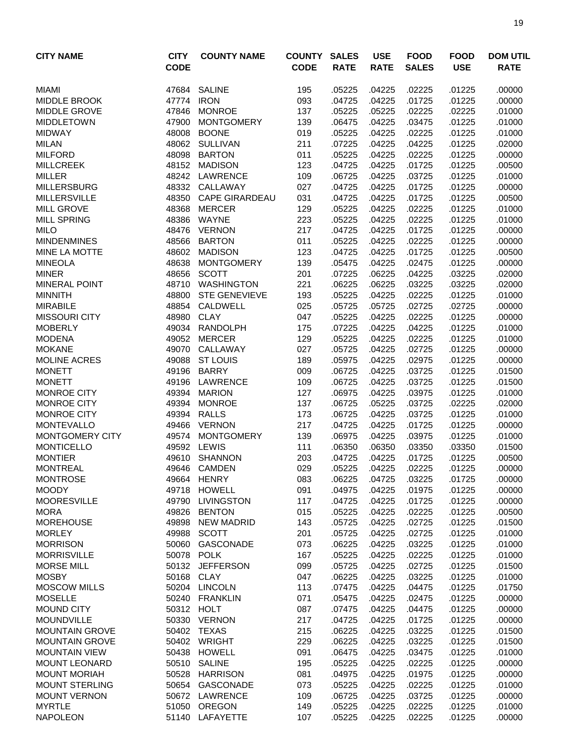| CITY NAME | CITY CODE | COUNTY NAME | COUNTY CODE | SALES RATE | USE RATE | FOOD SALES | FOOD USE | DOM UTIL RATE |
|---|---|---|---|---|---|---|---|---|
| MIAMI | 47684 | SALINE | 195 | .05225 | .04225 | .02225 | .01225 | .00000 |
| MIDDLE BROOK | 47774 | IRON | 093 | .04725 | .04225 | .01725 | .01225 | .00000 |
| MIDDLE GROVE | 47846 | MONROE | 137 | .05225 | .05225 | .02225 | .02225 | .01000 |
| MIDDLETOWN | 47900 | MONTGOMERY | 139 | .06475 | .04225 | .03475 | .01225 | .01000 |
| MIDWAY | 48008 | BOONE | 019 | .05225 | .04225 | .02225 | .01225 | .01000 |
| MILAN | 48062 | SULLIVAN | 211 | .07225 | .04225 | .04225 | .01225 | .02000 |
| MILFORD | 48098 | BARTON | 011 | .05225 | .04225 | .02225 | .01225 | .00000 |
| MILLCREEK | 48152 | MADISON | 123 | .04725 | .04225 | .01725 | .01225 | .00500 |
| MILLER | 48242 | LAWRENCE | 109 | .06725 | .04225 | .03725 | .01225 | .01000 |
| MILLERSBURG | 48332 | CALLAWAY | 027 | .04725 | .04225 | .01725 | .01225 | .00000 |
| MILLERSVILLE | 48350 | CAPE GIRARDEAU | 031 | .04725 | .04225 | .01725 | .01225 | .00500 |
| MILL GROVE | 48368 | MERCER | 129 | .05225 | .04225 | .02225 | .01225 | .01000 |
| MILL SPRING | 48386 | WAYNE | 223 | .05225 | .04225 | .02225 | .01225 | .01000 |
| MILO | 48476 | VERNON | 217 | .04725 | .04225 | .01725 | .01225 | .00000 |
| MINDENMINES | 48566 | BARTON | 011 | .05225 | .04225 | .02225 | .01225 | .00000 |
| MINE LA MOTTE | 48602 | MADISON | 123 | .04725 | .04225 | .01725 | .01225 | .00500 |
| MINEOLA | 48638 | MONTGOMERY | 139 | .05475 | .04225 | .02475 | .01225 | .00000 |
| MINER | 48656 | SCOTT | 201 | .07225 | .06225 | .04225 | .03225 | .02000 |
| MINERAL POINT | 48710 | WASHINGTON | 221 | .06225 | .06225 | .03225 | .03225 | .02000 |
| MINNITH | 48800 | STE GENEVIEVE | 193 | .05225 | .04225 | .02225 | .01225 | .01000 |
| MIRABILE | 48854 | CALDWELL | 025 | .05725 | .05725 | .02725 | .02725 | .00000 |
| MISSOURI CITY | 48980 | CLAY | 047 | .05225 | .04225 | .02225 | .01225 | .00000 |
| MOBERLY | 49034 | RANDOLPH | 175 | .07225 | .04225 | .04225 | .01225 | .01000 |
| MODENA | 49052 | MERCER | 129 | .05225 | .04225 | .02225 | .01225 | .01000 |
| MOKANE | 49070 | CALLAWAY | 027 | .05725 | .04225 | .02725 | .01225 | .00000 |
| MOLINE ACRES | 49088 | ST LOUIS | 189 | .05975 | .04225 | .02975 | .01225 | .00000 |
| MONETT | 49196 | BARRY | 009 | .06725 | .04225 | .03725 | .01225 | .01500 |
| MONETT | 49196 | LAWRENCE | 109 | .06725 | .04225 | .03725 | .01225 | .01500 |
| MONROE CITY | 49394 | MARION | 127 | .06975 | .04225 | .03975 | .01225 | .01000 |
| MONROE CITY | 49394 | MONROE | 137 | .06725 | .05225 | .03725 | .02225 | .02000 |
| MONROE CITY | 49394 | RALLS | 173 | .06725 | .04225 | .03725 | .01225 | .01000 |
| MONTEVALLO | 49466 | VERNON | 217 | .04725 | .04225 | .01725 | .01225 | .00000 |
| MONTGOMERY CITY | 49574 | MONTGOMERY | 139 | .06975 | .04225 | .03975 | .01225 | .01000 |
| MONTICELLO | 49592 | LEWIS | 111 | .06350 | .06350 | .03350 | .03350 | .01500 |
| MONTIER | 49610 | SHANNON | 203 | .04725 | .04225 | .01725 | .01225 | .00500 |
| MONTREAL | 49646 | CAMDEN | 029 | .05225 | .04225 | .02225 | .01225 | .00000 |
| MONTROSE | 49664 | HENRY | 083 | .06225 | .04725 | .03225 | .01725 | .00000 |
| MOODY | 49718 | HOWELL | 091 | .04975 | .04225 | .01975 | .01225 | .00000 |
| MOORESVILLE | 49790 | LIVINGSTON | 117 | .04725 | .04225 | .01725 | .01225 | .00000 |
| MORA | 49826 | BENTON | 015 | .05225 | .04225 | .02225 | .01225 | .00500 |
| MOREHOUSE | 49898 | NEW MADRID | 143 | .05725 | .04225 | .02725 | .01225 | .01500 |
| MORLEY | 49988 | SCOTT | 201 | .05725 | .04225 | .02725 | .01225 | .01000 |
| MORRISON | 50060 | GASCONADE | 073 | .06225 | .04225 | .03225 | .01225 | .01000 |
| MORRISVILLE | 50078 | POLK | 167 | .05225 | .04225 | .02225 | .01225 | .01000 |
| MORSE MILL | 50132 | JEFFERSON | 099 | .05725 | .04225 | .02725 | .01225 | .01500 |
| MOSBY | 50168 | CLAY | 047 | .06225 | .04225 | .03225 | .01225 | .01000 |
| MOSCOW MILLS | 50204 | LINCOLN | 113 | .07475 | .04225 | .04475 | .01225 | .01750 |
| MOSELLE | 50240 | FRANKLIN | 071 | .05475 | .04225 | .02475 | .01225 | .00000 |
| MOUND CITY | 50312 | HOLT | 087 | .07475 | .04225 | .04475 | .01225 | .00000 |
| MOUNDVILLE | 50330 | VERNON | 217 | .04725 | .04225 | .01725 | .01225 | .00000 |
| MOUNTAIN GROVE | 50402 | TEXAS | 215 | .06225 | .04225 | .03225 | .01225 | .01500 |
| MOUNTAIN GROVE | 50402 | WRIGHT | 229 | .06225 | .04225 | .03225 | .01225 | .01500 |
| MOUNTAIN VIEW | 50438 | HOWELL | 091 | .06475 | .04225 | .03475 | .01225 | .01000 |
| MOUNT LEONARD | 50510 | SALINE | 195 | .05225 | .04225 | .02225 | .01225 | .00000 |
| MOUNT MORIAH | 50528 | HARRISON | 081 | .04975 | .04225 | .01975 | .01225 | .00000 |
| MOUNT STERLING | 50654 | GASCONADE | 073 | .05225 | .04225 | .02225 | .01225 | .01000 |
| MOUNT VERNON | 50672 | LAWRENCE | 109 | .06725 | .04225 | .03725 | .01225 | .00000 |
| MYRTLE | 51050 | OREGON | 149 | .05225 | .04225 | .02225 | .01225 | .01000 |
| NAPOLEON | 51140 | LAFAYETTE | 107 | .05225 | .04225 | .02225 | .01225 | .00000 |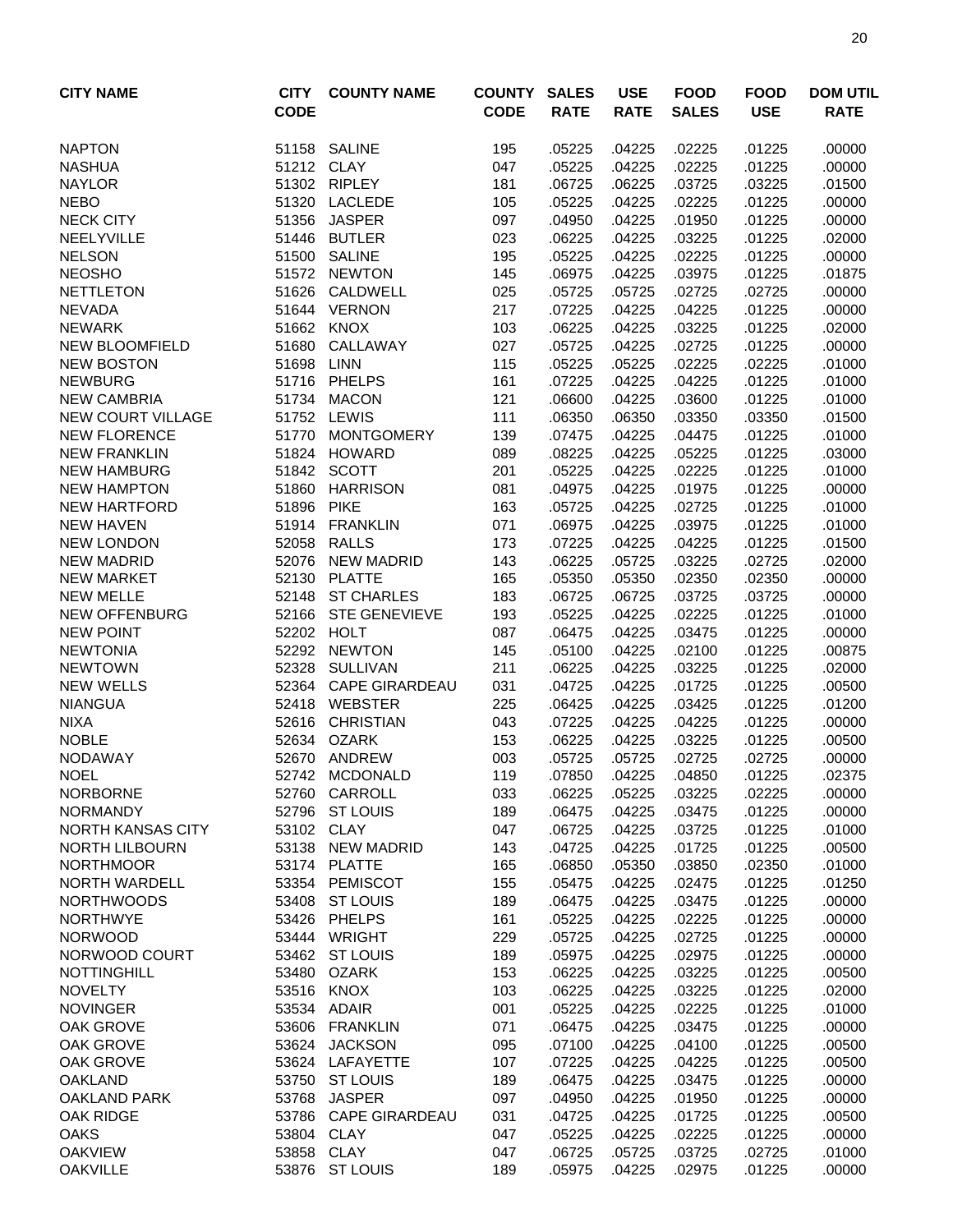| CITY NAME | CITY CODE | COUNTY NAME | COUNTY CODE | SALES RATE | USE RATE | FOOD SALES | FOOD USE | DOM UTIL RATE |
|---|---|---|---|---|---|---|---|---|
| NAPTON | 51158 | SALINE | 195 | .05225 | .04225 | .02225 | .01225 | .00000 |
| NASHUA | 51212 | CLAY | 047 | .05225 | .04225 | .02225 | .01225 | .00000 |
| NAYLOR | 51302 | RIPLEY | 181 | .06725 | .06225 | .03725 | .03225 | .01500 |
| NEBO | 51320 | LACLEDE | 105 | .05225 | .04225 | .02225 | .01225 | .00000 |
| NECK CITY | 51356 | JASPER | 097 | .04950 | .04225 | .01950 | .01225 | .00000 |
| NEELYVILLE | 51446 | BUTLER | 023 | .06225 | .04225 | .03225 | .01225 | .02000 |
| NELSON | 51500 | SALINE | 195 | .05225 | .04225 | .02225 | .01225 | .00000 |
| NEOSHO | 51572 | NEWTON | 145 | .06975 | .04225 | .03975 | .01225 | .01875 |
| NETTLETON | 51626 | CALDWELL | 025 | .05725 | .05725 | .02725 | .02725 | .00000 |
| NEVADA | 51644 | VERNON | 217 | .07225 | .04225 | .04225 | .01225 | .00000 |
| NEWARK | 51662 | KNOX | 103 | .06225 | .04225 | .03225 | .01225 | .02000 |
| NEW BLOOMFIELD | 51680 | CALLAWAY | 027 | .05725 | .04225 | .02725 | .01225 | .00000 |
| NEW BOSTON | 51698 | LINN | 115 | .05225 | .05225 | .02225 | .02225 | .01000 |
| NEWBURG | 51716 | PHELPS | 161 | .07225 | .04225 | .04225 | .01225 | .01000 |
| NEW CAMBRIA | 51734 | MACON | 121 | .06600 | .04225 | .03600 | .01225 | .01000 |
| NEW COURT VILLAGE | 51752 | LEWIS | 111 | .06350 | .06350 | .03350 | .03350 | .01500 |
| NEW FLORENCE | 51770 | MONTGOMERY | 139 | .07475 | .04225 | .04475 | .01225 | .01000 |
| NEW FRANKLIN | 51824 | HOWARD | 089 | .08225 | .04225 | .05225 | .01225 | .03000 |
| NEW HAMBURG | 51842 | SCOTT | 201 | .05225 | .04225 | .02225 | .01225 | .01000 |
| NEW HAMPTON | 51860 | HARRISON | 081 | .04975 | .04225 | .01975 | .01225 | .00000 |
| NEW HARTFORD | 51896 | PIKE | 163 | .05725 | .04225 | .02725 | .01225 | .01000 |
| NEW HAVEN | 51914 | FRANKLIN | 071 | .06975 | .04225 | .03975 | .01225 | .01000 |
| NEW LONDON | 52058 | RALLS | 173 | .07225 | .04225 | .04225 | .01225 | .01500 |
| NEW MADRID | 52076 | NEW MADRID | 143 | .06225 | .05725 | .03225 | .02725 | .02000 |
| NEW MARKET | 52130 | PLATTE | 165 | .05350 | .05350 | .02350 | .02350 | .00000 |
| NEW MELLE | 52148 | ST CHARLES | 183 | .06725 | .06725 | .03725 | .03725 | .00000 |
| NEW OFFENBURG | 52166 | STE GENEVIEVE | 193 | .05225 | .04225 | .02225 | .01225 | .01000 |
| NEW POINT | 52202 | HOLT | 087 | .06475 | .04225 | .03475 | .01225 | .00000 |
| NEWTONIA | 52292 | NEWTON | 145 | .05100 | .04225 | .02100 | .01225 | .00875 |
| NEWTOWN | 52328 | SULLIVAN | 211 | .06225 | .04225 | .03225 | .01225 | .02000 |
| NEW WELLS | 52364 | CAPE GIRARDEAU | 031 | .04725 | .04225 | .01725 | .01225 | .00500 |
| NIANGUA | 52418 | WEBSTER | 225 | .06425 | .04225 | .03425 | .01225 | .01200 |
| NIXA | 52616 | CHRISTIAN | 043 | .07225 | .04225 | .04225 | .01225 | .00000 |
| NOBLE | 52634 | OZARK | 153 | .06225 | .04225 | .03225 | .01225 | .00500 |
| NODAWAY | 52670 | ANDREW | 003 | .05725 | .05725 | .02725 | .02725 | .00000 |
| NOEL | 52742 | MCDONALD | 119 | .07850 | .04225 | .04850 | .01225 | .02375 |
| NORBORNE | 52760 | CARROLL | 033 | .06225 | .05225 | .03225 | .02225 | .00000 |
| NORMANDY | 52796 | ST LOUIS | 189 | .06475 | .04225 | .03475 | .01225 | .00000 |
| NORTH KANSAS CITY | 53102 | CLAY | 047 | .06725 | .04225 | .03725 | .01225 | .01000 |
| NORTH LILBOURN | 53138 | NEW MADRID | 143 | .04725 | .04225 | .01725 | .01225 | .00500 |
| NORTHMOOR | 53174 | PLATTE | 165 | .06850 | .05350 | .03850 | .02350 | .01000 |
| NORTH WARDELL | 53354 | PEMISCOT | 155 | .05475 | .04225 | .02475 | .01225 | .01250 |
| NORTHWOODS | 53408 | ST LOUIS | 189 | .06475 | .04225 | .03475 | .01225 | .00000 |
| NORTHWYE | 53426 | PHELPS | 161 | .05225 | .04225 | .02225 | .01225 | .00000 |
| NORWOOD | 53444 | WRIGHT | 229 | .05725 | .04225 | .02725 | .01225 | .00000 |
| NORWOOD COURT | 53462 | ST LOUIS | 189 | .05975 | .04225 | .02975 | .01225 | .00000 |
| NOTTINGHILL | 53480 | OZARK | 153 | .06225 | .04225 | .03225 | .01225 | .00500 |
| NOVELTY | 53516 | KNOX | 103 | .06225 | .04225 | .03225 | .01225 | .02000 |
| NOVINGER | 53534 | ADAIR | 001 | .05225 | .04225 | .02225 | .01225 | .01000 |
| OAK GROVE | 53606 | FRANKLIN | 071 | .06475 | .04225 | .03475 | .01225 | .00000 |
| OAK GROVE | 53624 | JACKSON | 095 | .07100 | .04225 | .04100 | .01225 | .00500 |
| OAK GROVE | 53624 | LAFAYETTE | 107 | .07225 | .04225 | .04225 | .01225 | .00500 |
| OAKLAND | 53750 | ST LOUIS | 189 | .06475 | .04225 | .03475 | .01225 | .00000 |
| OAKLAND PARK | 53768 | JASPER | 097 | .04950 | .04225 | .01950 | .01225 | .00000 |
| OAK RIDGE | 53786 | CAPE GIRARDEAU | 031 | .04725 | .04225 | .01725 | .01225 | .00500 |
| OAKS | 53804 | CLAY | 047 | .05225 | .04225 | .02225 | .01225 | .00000 |
| OAKVIEW | 53858 | CLAY | 047 | .06725 | .05725 | .03725 | .02725 | .01000 |
| OAKVILLE | 53876 | ST LOUIS | 189 | .05975 | .04225 | .02975 | .01225 | .00000 |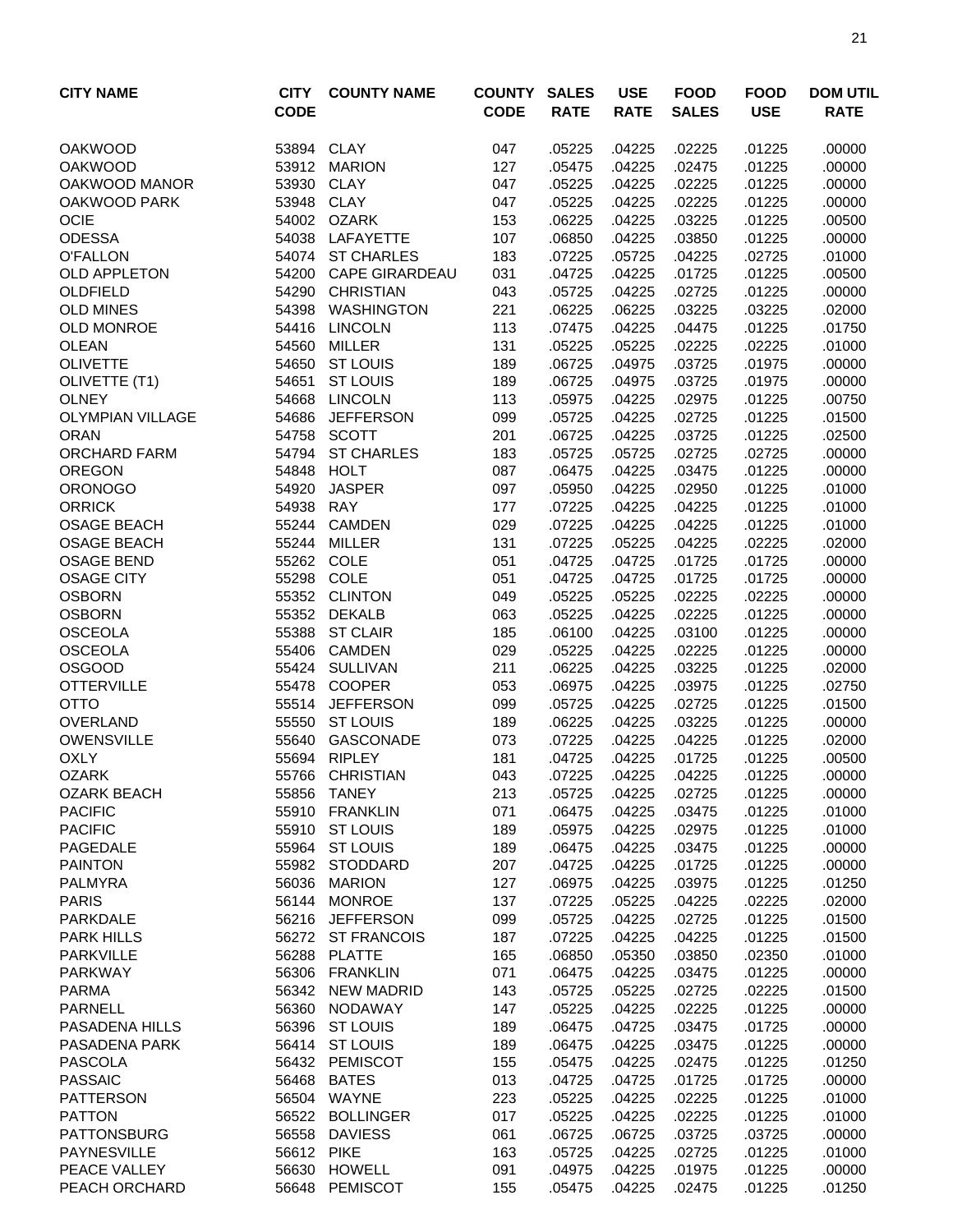| CITY NAME | CITY CODE | COUNTY NAME | COUNTY CODE | SALES RATE | USE RATE | FOOD SALES | FOOD USE | DOM UTIL RATE |
|---|---|---|---|---|---|---|---|---|
| OAKWOOD | 53894 | CLAY | 047 | .05225 | .04225 | .02225 | .01225 | .00000 |
| OAKWOOD | 53912 | MARION | 127 | .05475 | .04225 | .02475 | .01225 | .00000 |
| OAKWOOD MANOR | 53930 | CLAY | 047 | .05225 | .04225 | .02225 | .01225 | .00000 |
| OAKWOOD PARK | 53948 | CLAY | 047 | .05225 | .04225 | .02225 | .01225 | .00000 |
| OCIE | 54002 | OZARK | 153 | .06225 | .04225 | .03225 | .01225 | .00500 |
| ODESSA | 54038 | LAFAYETTE | 107 | .06850 | .04225 | .03850 | .01225 | .00000 |
| O'FALLON | 54074 | ST CHARLES | 183 | .07225 | .05725 | .04225 | .02725 | .01000 |
| OLD APPLETON | 54200 | CAPE GIRARDEAU | 031 | .04725 | .04225 | .01725 | .01225 | .00500 |
| OLDFIELD | 54290 | CHRISTIAN | 043 | .05725 | .04225 | .02725 | .01225 | .00000 |
| OLD MINES | 54398 | WASHINGTON | 221 | .06225 | .06225 | .03225 | .03225 | .02000 |
| OLD MONROE | 54416 | LINCOLN | 113 | .07475 | .04225 | .04475 | .01225 | .01750 |
| OLEAN | 54560 | MILLER | 131 | .05225 | .05225 | .02225 | .02225 | .01000 |
| OLIVETTE | 54650 | ST LOUIS | 189 | .06725 | .04975 | .03725 | .01975 | .00000 |
| OLIVETTE (T1) | 54651 | ST LOUIS | 189 | .06725 | .04975 | .03725 | .01975 | .00000 |
| OLNEY | 54668 | LINCOLN | 113 | .05975 | .04225 | .02975 | .01225 | .00750 |
| OLYMPIAN VILLAGE | 54686 | JEFFERSON | 099 | .05725 | .04225 | .02725 | .01225 | .01500 |
| ORAN | 54758 | SCOTT | 201 | .06725 | .04225 | .03725 | .01225 | .02500 |
| ORCHARD FARM | 54794 | ST CHARLES | 183 | .05725 | .05725 | .02725 | .02725 | .00000 |
| OREGON | 54848 | HOLT | 087 | .06475 | .04225 | .03475 | .01225 | .00000 |
| ORONOGO | 54920 | JASPER | 097 | .05950 | .04225 | .02950 | .01225 | .01000 |
| ORRICK | 54938 | RAY | 177 | .07225 | .04225 | .04225 | .01225 | .01000 |
| OSAGE BEACH | 55244 | CAMDEN | 029 | .07225 | .04225 | .04225 | .01225 | .01000 |
| OSAGE BEACH | 55244 | MILLER | 131 | .07225 | .05225 | .04225 | .02225 | .02000 |
| OSAGE BEND | 55262 | COLE | 051 | .04725 | .04725 | .01725 | .01725 | .00000 |
| OSAGE CITY | 55298 | COLE | 051 | .04725 | .04725 | .01725 | .01725 | .00000 |
| OSBORN | 55352 | CLINTON | 049 | .05225 | .05225 | .02225 | .02225 | .00000 |
| OSBORN | 55352 | DEKALB | 063 | .05225 | .04225 | .02225 | .01225 | .00000 |
| OSCEOLA | 55388 | ST CLAIR | 185 | .06100 | .04225 | .03100 | .01225 | .00000 |
| OSCEOLA | 55406 | CAMDEN | 029 | .05225 | .04225 | .02225 | .01225 | .00000 |
| OSGOOD | 55424 | SULLIVAN | 211 | .06225 | .04225 | .03225 | .01225 | .02000 |
| OTTERVILLE | 55478 | COOPER | 053 | .06975 | .04225 | .03975 | .01225 | .02750 |
| OTTO | 55514 | JEFFERSON | 099 | .05725 | .04225 | .02725 | .01225 | .01500 |
| OVERLAND | 55550 | ST LOUIS | 189 | .06225 | .04225 | .03225 | .01225 | .00000 |
| OWENSVILLE | 55640 | GASCONADE | 073 | .07225 | .04225 | .04225 | .01225 | .02000 |
| OXLY | 55694 | RIPLEY | 181 | .04725 | .04225 | .01725 | .01225 | .00500 |
| OZARK | 55766 | CHRISTIAN | 043 | .07225 | .04225 | .04225 | .01225 | .00000 |
| OZARK BEACH | 55856 | TANEY | 213 | .05725 | .04225 | .02725 | .01225 | .00000 |
| PACIFIC | 55910 | FRANKLIN | 071 | .06475 | .04225 | .03475 | .01225 | .01000 |
| PACIFIC | 55910 | ST LOUIS | 189 | .05975 | .04225 | .02975 | .01225 | .01000 |
| PAGEDALE | 55964 | ST LOUIS | 189 | .06475 | .04225 | .03475 | .01225 | .00000 |
| PAINTON | 55982 | STODDARD | 207 | .04725 | .04225 | .01725 | .01225 | .00000 |
| PALMYRA | 56036 | MARION | 127 | .06975 | .04225 | .03975 | .01225 | .01250 |
| PARIS | 56144 | MONROE | 137 | .07225 | .05225 | .04225 | .02225 | .02000 |
| PARKDALE | 56216 | JEFFERSON | 099 | .05725 | .04225 | .02725 | .01225 | .01500 |
| PARK HILLS | 56272 | ST FRANCOIS | 187 | .07225 | .04225 | .04225 | .01225 | .01500 |
| PARKVILLE | 56288 | PLATTE | 165 | .06850 | .05350 | .03850 | .02350 | .01000 |
| PARKWAY | 56306 | FRANKLIN | 071 | .06475 | .04225 | .03475 | .01225 | .00000 |
| PARMA | 56342 | NEW MADRID | 143 | .05725 | .05225 | .02725 | .02225 | .01500 |
| PARNELL | 56360 | NODAWAY | 147 | .05225 | .04225 | .02225 | .01225 | .00000 |
| PASADENA HILLS | 56396 | ST LOUIS | 189 | .06475 | .04725 | .03475 | .01725 | .00000 |
| PASADENA PARK | 56414 | ST LOUIS | 189 | .06475 | .04225 | .03475 | .01225 | .00000 |
| PASCOLA | 56432 | PEMISCOT | 155 | .05475 | .04225 | .02475 | .01225 | .01250 |
| PASSAIC | 56468 | BATES | 013 | .04725 | .04725 | .01725 | .01725 | .00000 |
| PATTERSON | 56504 | WAYNE | 223 | .05225 | .04225 | .02225 | .01225 | .01000 |
| PATTON | 56522 | BOLLINGER | 017 | .05225 | .04225 | .02225 | .01225 | .01000 |
| PATTONSBURG | 56558 | DAVIESS | 061 | .06725 | .06725 | .03725 | .03725 | .00000 |
| PAYNESVILLE | 56612 | PIKE | 163 | .05725 | .04225 | .02725 | .01225 | .01000 |
| PEACE VALLEY | 56630 | HOWELL | 091 | .04975 | .04225 | .01975 | .01225 | .00000 |
| PEACH ORCHARD | 56648 | PEMISCOT | 155 | .05475 | .04225 | .02475 | .01225 | .01250 |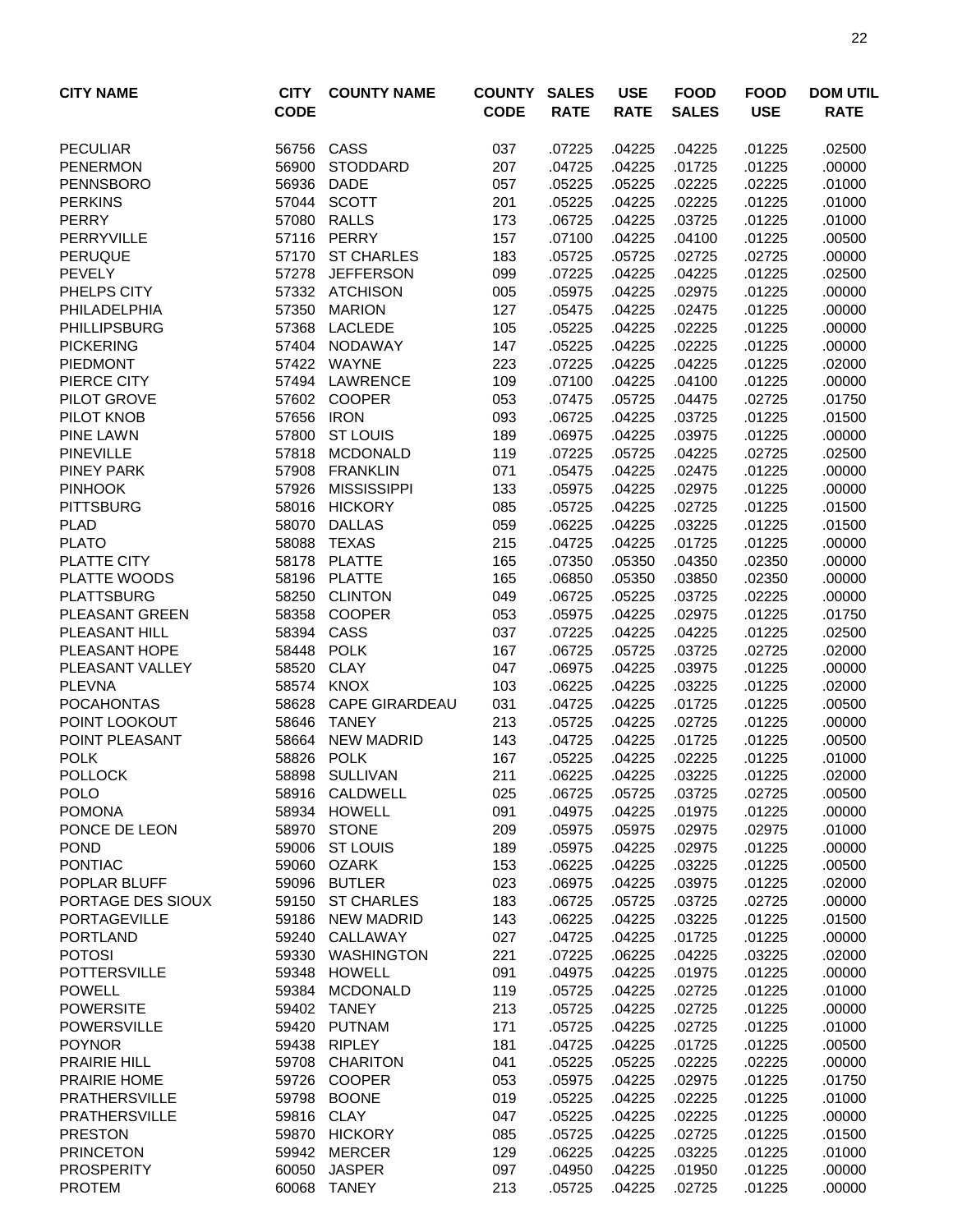| CITY NAME | CITY CODE | COUNTY NAME | COUNTY CODE | SALES RATE | USE RATE | FOOD SALES | FOOD USE | DOM UTIL RATE |
|---|---|---|---|---|---|---|---|---|
| PECULIAR | 56756 | CASS | 037 | .07225 | .04225 | .04225 | .01225 | .02500 |
| PENERMON | 56900 | STODDARD | 207 | .04725 | .04225 | .01725 | .01225 | .00000 |
| PENNSBORO | 56936 | DADE | 057 | .05225 | .05225 | .02225 | .02225 | .01000 |
| PERKINS | 57044 | SCOTT | 201 | .05225 | .04225 | .02225 | .01225 | .01000 |
| PERRY | 57080 | RALLS | 173 | .06725 | .04225 | .03725 | .01225 | .01000 |
| PERRYVILLE | 57116 | PERRY | 157 | .07100 | .04225 | .04100 | .01225 | .00500 |
| PERUQUE | 57170 | ST CHARLES | 183 | .05725 | .05725 | .02725 | .02725 | .00000 |
| PEVELY | 57278 | JEFFERSON | 099 | .07225 | .04225 | .04225 | .01225 | .02500 |
| PHELPS CITY | 57332 | ATCHISON | 005 | .05975 | .04225 | .02975 | .01225 | .00000 |
| PHILADELPHIA | 57350 | MARION | 127 | .05475 | .04225 | .02475 | .01225 | .00000 |
| PHILLIPSBURG | 57368 | LACLEDE | 105 | .05225 | .04225 | .02225 | .01225 | .00000 |
| PICKERING | 57404 | NODAWAY | 147 | .05225 | .04225 | .02225 | .01225 | .00000 |
| PIEDMONT | 57422 | WAYNE | 223 | .07225 | .04225 | .04225 | .01225 | .02000 |
| PIERCE CITY | 57494 | LAWRENCE | 109 | .07100 | .04225 | .04100 | .01225 | .00000 |
| PILOT GROVE | 57602 | COOPER | 053 | .07475 | .05725 | .04475 | .02725 | .01750 |
| PILOT KNOB | 57656 | IRON | 093 | .06725 | .04225 | .03725 | .01225 | .01500 |
| PINE LAWN | 57800 | ST LOUIS | 189 | .06975 | .04225 | .03975 | .01225 | .00000 |
| PINEVILLE | 57818 | MCDONALD | 119 | .07225 | .05725 | .04225 | .02725 | .02500 |
| PINEY PARK | 57908 | FRANKLIN | 071 | .05475 | .04225 | .02475 | .01225 | .00000 |
| PINHOOK | 57926 | MISSISSIPPI | 133 | .05975 | .04225 | .02975 | .01225 | .00000 |
| PITTSBURG | 58016 | HICKORY | 085 | .05725 | .04225 | .02725 | .01225 | .01500 |
| PLAD | 58070 | DALLAS | 059 | .06225 | .04225 | .03225 | .01225 | .01500 |
| PLATO | 58088 | TEXAS | 215 | .04725 | .04225 | .01725 | .01225 | .00000 |
| PLATTE CITY | 58178 | PLATTE | 165 | .07350 | .05350 | .04350 | .02350 | .00000 |
| PLATTE WOODS | 58196 | PLATTE | 165 | .06850 | .05350 | .03850 | .02350 | .00000 |
| PLATTSBURG | 58250 | CLINTON | 049 | .06725 | .05225 | .03725 | .02225 | .00000 |
| PLEASANT GREEN | 58358 | COOPER | 053 | .05975 | .04225 | .02975 | .01225 | .01750 |
| PLEASANT HILL | 58394 | CASS | 037 | .07225 | .04225 | .04225 | .01225 | .02500 |
| PLEASANT HOPE | 58448 | POLK | 167 | .06725 | .05725 | .03725 | .02725 | .02000 |
| PLEASANT VALLEY | 58520 | CLAY | 047 | .06975 | .04225 | .03975 | .01225 | .00000 |
| PLEVNA | 58574 | KNOX | 103 | .06225 | .04225 | .03225 | .01225 | .02000 |
| POCAHONTAS | 58628 | CAPE GIRARDEAU | 031 | .04725 | .04225 | .01725 | .01225 | .00500 |
| POINT LOOKOUT | 58646 | TANEY | 213 | .05725 | .04225 | .02725 | .01225 | .00000 |
| POINT PLEASANT | 58664 | NEW MADRID | 143 | .04725 | .04225 | .01725 | .01225 | .00500 |
| POLK | 58826 | POLK | 167 | .05225 | .04225 | .02225 | .01225 | .01000 |
| POLLOCK | 58898 | SULLIVAN | 211 | .06225 | .04225 | .03225 | .01225 | .02000 |
| POLO | 58916 | CALDWELL | 025 | .06725 | .05725 | .03725 | .02725 | .00500 |
| POMONA | 58934 | HOWELL | 091 | .04975 | .04225 | .01975 | .01225 | .00000 |
| PONCE DE LEON | 58970 | STONE | 209 | .05975 | .05975 | .02975 | .02975 | .01000 |
| POND | 59006 | ST LOUIS | 189 | .05975 | .04225 | .02975 | .01225 | .00000 |
| PONTIAC | 59060 | OZARK | 153 | .06225 | .04225 | .03225 | .01225 | .00500 |
| POPLAR BLUFF | 59096 | BUTLER | 023 | .06975 | .04225 | .03975 | .01225 | .02000 |
| PORTAGE DES SIOUX | 59150 | ST CHARLES | 183 | .06725 | .05725 | .03725 | .02725 | .00000 |
| PORTAGEVILLE | 59186 | NEW MADRID | 143 | .06225 | .04225 | .03225 | .01225 | .01500 |
| PORTLAND | 59240 | CALLAWAY | 027 | .04725 | .04225 | .01725 | .01225 | .00000 |
| POTOSI | 59330 | WASHINGTON | 221 | .07225 | .06225 | .04225 | .03225 | .02000 |
| POTTERSVILLE | 59348 | HOWELL | 091 | .04975 | .04225 | .01975 | .01225 | .00000 |
| POWELL | 59384 | MCDONALD | 119 | .05725 | .04225 | .02725 | .01225 | .01000 |
| POWERSITE | 59402 | TANEY | 213 | .05725 | .04225 | .02725 | .01225 | .00000 |
| POWERSVILLE | 59420 | PUTNAM | 171 | .05725 | .04225 | .02725 | .01225 | .01000 |
| POYNOR | 59438 | RIPLEY | 181 | .04725 | .04225 | .01725 | .01225 | .00500 |
| PRAIRIE HILL | 59708 | CHARITON | 041 | .05225 | .05225 | .02225 | .02225 | .00000 |
| PRAIRIE HOME | 59726 | COOPER | 053 | .05975 | .04225 | .02975 | .01225 | .01750 |
| PRATHERSVILLE | 59798 | BOONE | 019 | .05225 | .04225 | .02225 | .01225 | .01000 |
| PRATHERSVILLE | 59816 | CLAY | 047 | .05225 | .04225 | .02225 | .01225 | .00000 |
| PRESTON | 59870 | HICKORY | 085 | .05725 | .04225 | .02725 | .01225 | .01500 |
| PRINCETON | 59942 | MERCER | 129 | .06225 | .04225 | .03225 | .01225 | .01000 |
| PROSPERITY | 60050 | JASPER | 097 | .04950 | .04225 | .01950 | .01225 | .00000 |
| PROTEM | 60068 | TANEY | 213 | .05725 | .04225 | .02725 | .01225 | .00000 |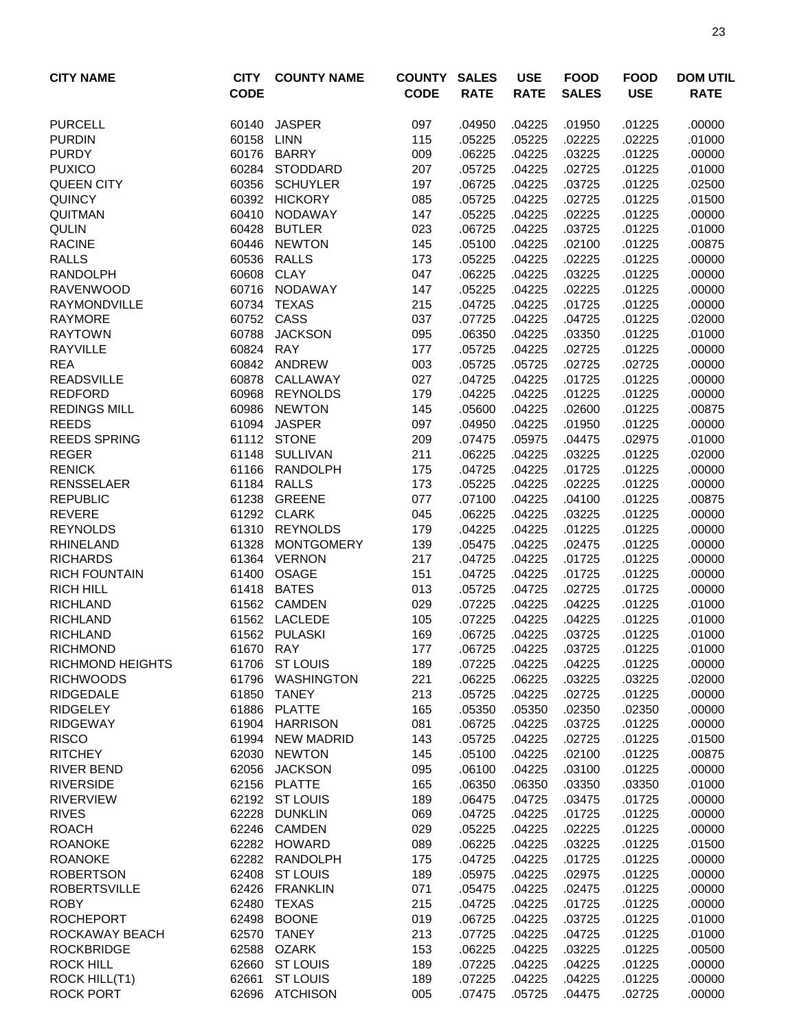| CITY NAME | CITY CODE | COUNTY NAME | COUNTY CODE | SALES RATE | USE RATE | FOOD SALES | FOOD USE | DOM UTIL RATE |
|---|---|---|---|---|---|---|---|---|
| PURCELL | 60140 | JASPER | 097 | .04950 | .04225 | .01950 | .01225 | .00000 |
| PURDIN | 60158 | LINN | 115 | .05225 | .05225 | .02225 | .02225 | .01000 |
| PURDY | 60176 | BARRY | 009 | .06225 | .04225 | .03225 | .01225 | .00000 |
| PUXICO | 60284 | STODDARD | 207 | .05725 | .04225 | .02725 | .01225 | .01000 |
| QUEEN CITY | 60356 | SCHUYLER | 197 | .06725 | .04225 | .03725 | .01225 | .02500 |
| QUINCY | 60392 | HICKORY | 085 | .05725 | .04225 | .02725 | .01225 | .01500 |
| QUITMAN | 60410 | NODAWAY | 147 | .05225 | .04225 | .02225 | .01225 | .00000 |
| QULIN | 60428 | BUTLER | 023 | .06725 | .04225 | .03725 | .01225 | .01000 |
| RACINE | 60446 | NEWTON | 145 | .05100 | .04225 | .02100 | .01225 | .00875 |
| RALLS | 60536 | RALLS | 173 | .05225 | .04225 | .02225 | .01225 | .00000 |
| RANDOLPH | 60608 | CLAY | 047 | .06225 | .04225 | .03225 | .01225 | .00000 |
| RAVENWOOD | 60716 | NODAWAY | 147 | .05225 | .04225 | .02225 | .01225 | .00000 |
| RAYMONDVILLE | 60734 | TEXAS | 215 | .04725 | .04225 | .01725 | .01225 | .00000 |
| RAYMORE | 60752 | CASS | 037 | .07725 | .04225 | .04725 | .01225 | .02000 |
| RAYTOWN | 60788 | JACKSON | 095 | .06350 | .04225 | .03350 | .01225 | .01000 |
| RAYVILLE | 60824 | RAY | 177 | .05725 | .04225 | .02725 | .01225 | .00000 |
| REA | 60842 | ANDREW | 003 | .05725 | .05725 | .02725 | .02725 | .00000 |
| READSVILLE | 60878 | CALLAWAY | 027 | .04725 | .04225 | .01725 | .01225 | .00000 |
| REDFORD | 60968 | REYNOLDS | 179 | .04225 | .04225 | .01225 | .01225 | .00000 |
| REDINGS MILL | 60986 | NEWTON | 145 | .05600 | .04225 | .02600 | .01225 | .00875 |
| REEDS | 61094 | JASPER | 097 | .04950 | .04225 | .01950 | .01225 | .00000 |
| REEDS SPRING | 61112 | STONE | 209 | .07475 | .05975 | .04475 | .02975 | .01000 |
| REGER | 61148 | SULLIVAN | 211 | .06225 | .04225 | .03225 | .01225 | .02000 |
| RENICK | 61166 | RANDOLPH | 175 | .04725 | .04225 | .01725 | .01225 | .00000 |
| RENSSELAER | 61184 | RALLS | 173 | .05225 | .04225 | .02225 | .01225 | .00000 |
| REPUBLIC | 61238 | GREENE | 077 | .07100 | .04225 | .04100 | .01225 | .00875 |
| REVERE | 61292 | CLARK | 045 | .06225 | .04225 | .03225 | .01225 | .00000 |
| REYNOLDS | 61310 | REYNOLDS | 179 | .04225 | .04225 | .01225 | .01225 | .00000 |
| RHINELAND | 61328 | MONTGOMERY | 139 | .05475 | .04225 | .02475 | .01225 | .00000 |
| RICHARDS | 61364 | VERNON | 217 | .04725 | .04225 | .01725 | .01225 | .00000 |
| RICH FOUNTAIN | 61400 | OSAGE | 151 | .04725 | .04225 | .01725 | .01225 | .00000 |
| RICH HILL | 61418 | BATES | 013 | .05725 | .04725 | .02725 | .01725 | .00000 |
| RICHLAND | 61562 | CAMDEN | 029 | .07225 | .04225 | .04225 | .01225 | .01000 |
| RICHLAND | 61562 | LACLEDE | 105 | .07225 | .04225 | .04225 | .01225 | .01000 |
| RICHLAND | 61562 | PULASKI | 169 | .06725 | .04225 | .03725 | .01225 | .01000 |
| RICHMOND | 61670 | RAY | 177 | .06725 | .04225 | .03725 | .01225 | .01000 |
| RICHMOND HEIGHTS | 61706 | ST LOUIS | 189 | .07225 | .04225 | .04225 | .01225 | .00000 |
| RICHWOODS | 61796 | WASHINGTON | 221 | .06225 | .06225 | .03225 | .03225 | .02000 |
| RIDGEDALE | 61850 | TANEY | 213 | .05725 | .04225 | .02725 | .01225 | .00000 |
| RIDGELEY | 61886 | PLATTE | 165 | .05350 | .05350 | .02350 | .02350 | .00000 |
| RIDGEWAY | 61904 | HARRISON | 081 | .06725 | .04225 | .03725 | .01225 | .00000 |
| RISCO | 61994 | NEW MADRID | 143 | .05725 | .04225 | .02725 | .01225 | .01500 |
| RITCHEY | 62030 | NEWTON | 145 | .05100 | .04225 | .02100 | .01225 | .00875 |
| RIVER BEND | 62056 | JACKSON | 095 | .06100 | .04225 | .03100 | .01225 | .00000 |
| RIVERSIDE | 62156 | PLATTE | 165 | .06350 | .06350 | .03350 | .03350 | .01000 |
| RIVERVIEW | 62192 | ST LOUIS | 189 | .06475 | .04725 | .03475 | .01725 | .00000 |
| RIVES | 62228 | DUNKLIN | 069 | .04725 | .04225 | .01725 | .01225 | .00000 |
| ROACH | 62246 | CAMDEN | 029 | .05225 | .04225 | .02225 | .01225 | .00000 |
| ROANOKE | 62282 | HOWARD | 089 | .06225 | .04225 | .03225 | .01225 | .01500 |
| ROANOKE | 62282 | RANDOLPH | 175 | .04725 | .04225 | .01725 | .01225 | .00000 |
| ROBERTSON | 62408 | ST LOUIS | 189 | .05975 | .04225 | .02975 | .01225 | .00000 |
| ROBERTSVILLE | 62426 | FRANKLIN | 071 | .05475 | .04225 | .02475 | .01225 | .00000 |
| ROBY | 62480 | TEXAS | 215 | .04725 | .04225 | .01725 | .01225 | .00000 |
| ROCHEPORT | 62498 | BOONE | 019 | .06725 | .04225 | .03725 | .01225 | .01000 |
| ROCKAWAY BEACH | 62570 | TANEY | 213 | .07725 | .04225 | .04725 | .01225 | .01000 |
| ROCKBRIDGE | 62588 | OZARK | 153 | .06225 | .04225 | .03225 | .01225 | .00500 |
| ROCK HILL | 62660 | ST LOUIS | 189 | .07225 | .04225 | .04225 | .01225 | .00000 |
| ROCK HILL(T1) | 62661 | ST LOUIS | 189 | .07225 | .04225 | .04225 | .01225 | .00000 |
| ROCK PORT | 62696 | ATCHISON | 005 | .07475 | .05725 | .04475 | .02725 | .00000 |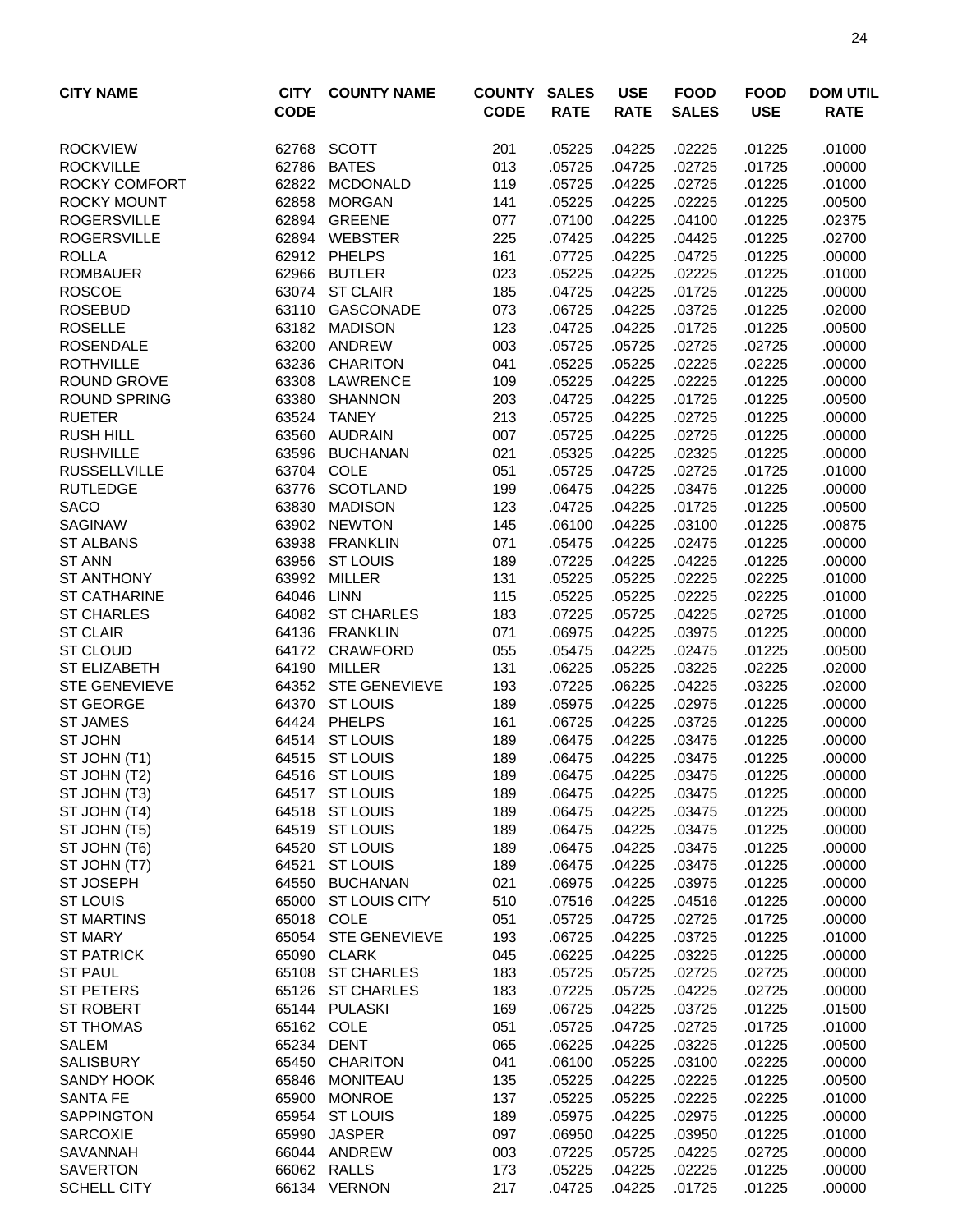| CITY NAME | CITY CODE | COUNTY NAME | COUNTY CODE | SALES RATE | USE RATE | FOOD SALES | FOOD USE | DOM UTIL RATE |
|---|---|---|---|---|---|---|---|---|
| ROCKVIEW | 62768 | SCOTT | 201 | .05225 | .04225 | .02225 | .01225 | .01000 |
| ROCKVILLE | 62786 | BATES | 013 | .05725 | .04725 | .02725 | .01725 | .00000 |
| ROCKY COMFORT | 62822 | MCDONALD | 119 | .05725 | .04225 | .02725 | .01225 | .01000 |
| ROCKY MOUNT | 62858 | MORGAN | 141 | .05225 | .04225 | .02225 | .01225 | .00500 |
| ROGERSVILLE | 62894 | GREENE | 077 | .07100 | .04225 | .04100 | .01225 | .02375 |
| ROGERSVILLE | 62894 | WEBSTER | 225 | .07425 | .04225 | .04425 | .01225 | .02700 |
| ROLLA | 62912 | PHELPS | 161 | .07725 | .04225 | .04725 | .01225 | .00000 |
| ROMBAUER | 62966 | BUTLER | 023 | .05225 | .04225 | .02225 | .01225 | .01000 |
| ROSCOE | 63074 | ST CLAIR | 185 | .04725 | .04225 | .01725 | .01225 | .00000 |
| ROSEBUD | 63110 | GASCONADE | 073 | .06725 | .04225 | .03725 | .01225 | .02000 |
| ROSELLE | 63182 | MADISON | 123 | .04725 | .04225 | .01725 | .01225 | .00500 |
| ROSENDALE | 63200 | ANDREW | 003 | .05725 | .05725 | .02725 | .02725 | .00000 |
| ROTHVILLE | 63236 | CHARITON | 041 | .05225 | .05225 | .02225 | .02225 | .00000 |
| ROUND GROVE | 63308 | LAWRENCE | 109 | .05225 | .04225 | .02225 | .01225 | .00000 |
| ROUND SPRING | 63380 | SHANNON | 203 | .04725 | .04225 | .01725 | .01225 | .00500 |
| RUETER | 63524 | TANEY | 213 | .05725 | .04225 | .02725 | .01225 | .00000 |
| RUSH HILL | 63560 | AUDRAIN | 007 | .05725 | .04225 | .02725 | .01225 | .00000 |
| RUSHVILLE | 63596 | BUCHANAN | 021 | .05325 | .04225 | .02325 | .01225 | .00000 |
| RUSSELLVILLE | 63704 | COLE | 051 | .05725 | .04725 | .02725 | .01725 | .01000 |
| RUTLEDGE | 63776 | SCOTLAND | 199 | .06475 | .04225 | .03475 | .01225 | .00000 |
| SACO | 63830 | MADISON | 123 | .04725 | .04225 | .01725 | .01225 | .00500 |
| SAGINAW | 63902 | NEWTON | 145 | .06100 | .04225 | .03100 | .01225 | .00875 |
| ST ALBANS | 63938 | FRANKLIN | 071 | .05475 | .04225 | .02475 | .01225 | .00000 |
| ST ANN | 63956 | ST LOUIS | 189 | .07225 | .04225 | .04225 | .01225 | .00000 |
| ST ANTHONY | 63992 | MILLER | 131 | .05225 | .05225 | .02225 | .02225 | .01000 |
| ST CATHARINE | 64046 | LINN | 115 | .05225 | .05225 | .02225 | .02225 | .01000 |
| ST CHARLES | 64082 | ST CHARLES | 183 | .07225 | .05725 | .04225 | .02725 | .01000 |
| ST CLAIR | 64136 | FRANKLIN | 071 | .06975 | .04225 | .03975 | .01225 | .00000 |
| ST CLOUD | 64172 | CRAWFORD | 055 | .05475 | .04225 | .02475 | .01225 | .00500 |
| ST ELIZABETH | 64190 | MILLER | 131 | .06225 | .05225 | .03225 | .02225 | .02000 |
| STE GENEVIEVE | 64352 | STE GENEVIEVE | 193 | .07225 | .06225 | .04225 | .03225 | .02000 |
| ST GEORGE | 64370 | ST LOUIS | 189 | .05975 | .04225 | .02975 | .01225 | .00000 |
| ST JAMES | 64424 | PHELPS | 161 | .06725 | .04225 | .03725 | .01225 | .00000 |
| ST JOHN | 64514 | ST LOUIS | 189 | .06475 | .04225 | .03475 | .01225 | .00000 |
| ST JOHN (T1) | 64515 | ST LOUIS | 189 | .06475 | .04225 | .03475 | .01225 | .00000 |
| ST JOHN (T2) | 64516 | ST LOUIS | 189 | .06475 | .04225 | .03475 | .01225 | .00000 |
| ST JOHN (T3) | 64517 | ST LOUIS | 189 | .06475 | .04225 | .03475 | .01225 | .00000 |
| ST JOHN (T4) | 64518 | ST LOUIS | 189 | .06475 | .04225 | .03475 | .01225 | .00000 |
| ST JOHN (T5) | 64519 | ST LOUIS | 189 | .06475 | .04225 | .03475 | .01225 | .00000 |
| ST JOHN (T6) | 64520 | ST LOUIS | 189 | .06475 | .04225 | .03475 | .01225 | .00000 |
| ST JOHN (T7) | 64521 | ST LOUIS | 189 | .06475 | .04225 | .03475 | .01225 | .00000 |
| ST JOSEPH | 64550 | BUCHANAN | 021 | .06975 | .04225 | .03975 | .01225 | .00000 |
| ST LOUIS | 65000 | ST LOUIS CITY | 510 | .07516 | .04225 | .04516 | .01225 | .00000 |
| ST MARTINS | 65018 | COLE | 051 | .05725 | .04725 | .02725 | .01725 | .00000 |
| ST MARY | 65054 | STE GENEVIEVE | 193 | .06725 | .04225 | .03725 | .01225 | .01000 |
| ST PATRICK | 65090 | CLARK | 045 | .06225 | .04225 | .03225 | .01225 | .00000 |
| ST PAUL | 65108 | ST CHARLES | 183 | .05725 | .05725 | .02725 | .02725 | .00000 |
| ST PETERS | 65126 | ST CHARLES | 183 | .07225 | .05725 | .04225 | .02725 | .00000 |
| ST ROBERT | 65144 | PULASKI | 169 | .06725 | .04225 | .03725 | .01225 | .01500 |
| ST THOMAS | 65162 | COLE | 051 | .05725 | .04725 | .02725 | .01725 | .01000 |
| SALEM | 65234 | DENT | 065 | .06225 | .04225 | .03225 | .01225 | .00500 |
| SALISBURY | 65450 | CHARITON | 041 | .06100 | .05225 | .03100 | .02225 | .00000 |
| SANDY HOOK | 65846 | MONITEAU | 135 | .05225 | .04225 | .02225 | .01225 | .00500 |
| SANTA FE | 65900 | MONROE | 137 | .05225 | .05225 | .02225 | .02225 | .01000 |
| SAPPINGTON | 65954 | ST LOUIS | 189 | .05975 | .04225 | .02975 | .01225 | .00000 |
| SARCOXIE | 65990 | JASPER | 097 | .06950 | .04225 | .03950 | .01225 | .01000 |
| SAVANNAH | 66044 | ANDREW | 003 | .07225 | .05725 | .04225 | .02725 | .00000 |
| SAVERTON | 66062 | RALLS | 173 | .05225 | .04225 | .02225 | .01225 | .00000 |
| SCHELL CITY | 66134 | VERNON | 217 | .04725 | .04225 | .01725 | .01225 | .00000 |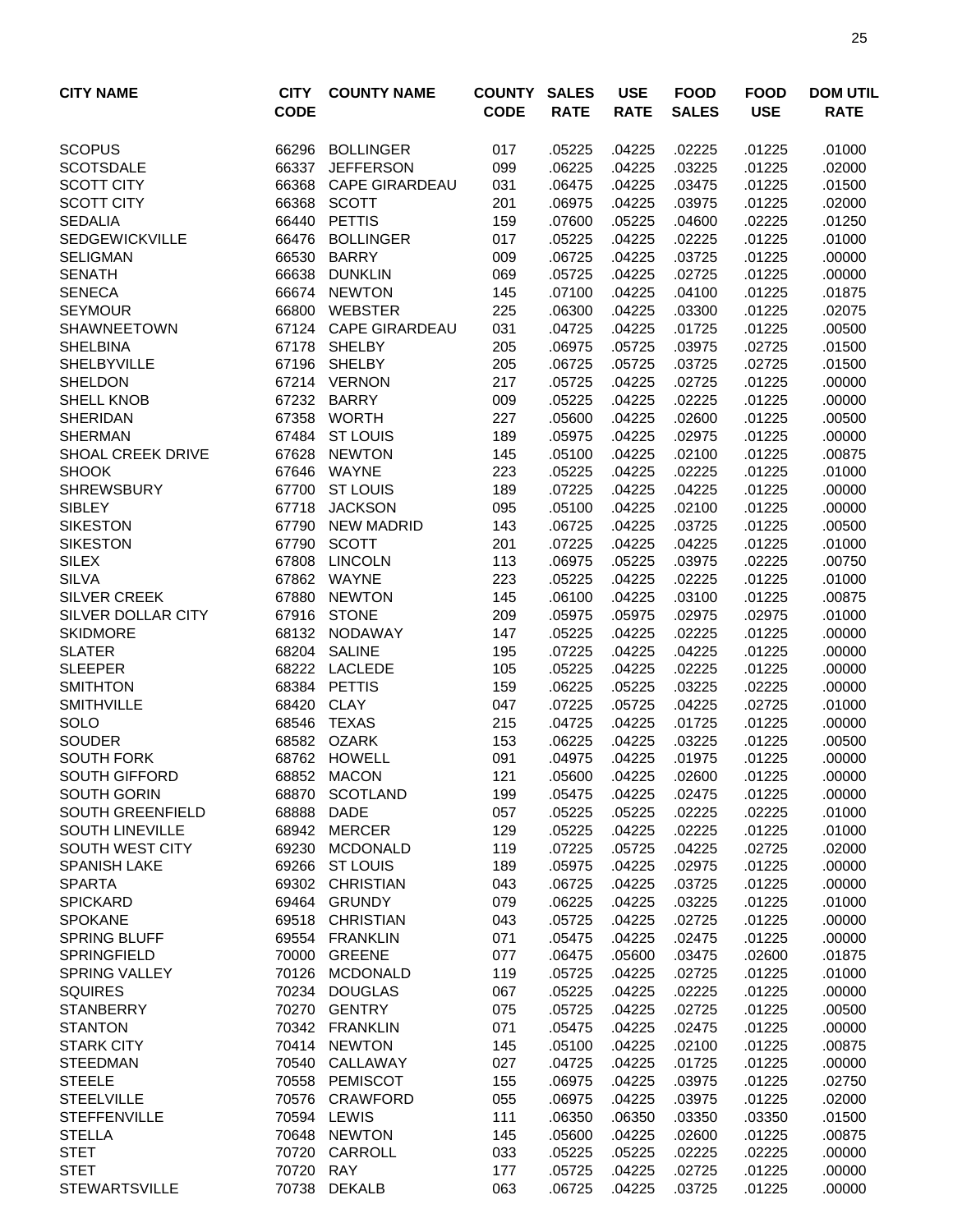| CITY NAME | CITY CODE | COUNTY NAME | COUNTY CODE | SALES RATE | USE RATE | FOOD SALES | FOOD USE | DOM UTIL RATE |
|---|---|---|---|---|---|---|---|---|
| SCOPUS | 66296 | BOLLINGER | 017 | .05225 | .04225 | .02225 | .01225 | .01000 |
| SCOTSDALE | 66337 | JEFFERSON | 099 | .06225 | .04225 | .03225 | .01225 | .02000 |
| SCOTT CITY | 66368 | CAPE GIRARDEAU | 031 | .06475 | .04225 | .03475 | .01225 | .01500 |
| SCOTT CITY | 66368 | SCOTT | 201 | .06975 | .04225 | .03975 | .01225 | .02000 |
| SEDALIA | 66440 | PETTIS | 159 | .07600 | .05225 | .04600 | .02225 | .01250 |
| SEDGEWICKVILLE | 66476 | BOLLINGER | 017 | .05225 | .04225 | .02225 | .01225 | .01000 |
| SELIGMAN | 66530 | BARRY | 009 | .06725 | .04225 | .03725 | .01225 | .00000 |
| SENATH | 66638 | DUNKLIN | 069 | .05725 | .04225 | .02725 | .01225 | .00000 |
| SENECA | 66674 | NEWTON | 145 | .07100 | .04225 | .04100 | .01225 | .01875 |
| SEYMOUR | 66800 | WEBSTER | 225 | .06300 | .04225 | .03300 | .01225 | .02075 |
| SHAWNEETOWN | 67124 | CAPE GIRARDEAU | 031 | .04725 | .04225 | .01725 | .01225 | .00500 |
| SHELBINA | 67178 | SHELBY | 205 | .06975 | .05725 | .03975 | .02725 | .01500 |
| SHELBYVILLE | 67196 | SHELBY | 205 | .06725 | .05725 | .03725 | .02725 | .01500 |
| SHELDON | 67214 | VERNON | 217 | .05725 | .04225 | .02725 | .01225 | .00000 |
| SHELL KNOB | 67232 | BARRY | 009 | .05225 | .04225 | .02225 | .01225 | .00000 |
| SHERIDAN | 67358 | WORTH | 227 | .05600 | .04225 | .02600 | .01225 | .00500 |
| SHERMAN | 67484 | ST LOUIS | 189 | .05975 | .04225 | .02975 | .01225 | .00000 |
| SHOAL CREEK DRIVE | 67628 | NEWTON | 145 | .05100 | .04225 | .02100 | .01225 | .00875 |
| SHOOK | 67646 | WAYNE | 223 | .05225 | .04225 | .02225 | .01225 | .01000 |
| SHREWSBURY | 67700 | ST LOUIS | 189 | .07225 | .04225 | .04225 | .01225 | .00000 |
| SIBLEY | 67718 | JACKSON | 095 | .05100 | .04225 | .02100 | .01225 | .00000 |
| SIKESTON | 67790 | NEW MADRID | 143 | .06725 | .04225 | .03725 | .01225 | .00500 |
| SIKESTON | 67790 | SCOTT | 201 | .07225 | .04225 | .04225 | .01225 | .01000 |
| SILEX | 67808 | LINCOLN | 113 | .06975 | .05225 | .03975 | .02225 | .00750 |
| SILVA | 67862 | WAYNE | 223 | .05225 | .04225 | .02225 | .01225 | .01000 |
| SILVER CREEK | 67880 | NEWTON | 145 | .06100 | .04225 | .03100 | .01225 | .00875 |
| SILVER DOLLAR CITY | 67916 | STONE | 209 | .05975 | .05975 | .02975 | .02975 | .01000 |
| SKIDMORE | 68132 | NODAWAY | 147 | .05225 | .04225 | .02225 | .01225 | .00000 |
| SLATER | 68204 | SALINE | 195 | .07225 | .04225 | .04225 | .01225 | .00000 |
| SLEEPER | 68222 | LACLEDE | 105 | .05225 | .04225 | .02225 | .01225 | .00000 |
| SMITHTON | 68384 | PETTIS | 159 | .06225 | .05225 | .03225 | .02225 | .00000 |
| SMITHVILLE | 68420 | CLAY | 047 | .07225 | .05725 | .04225 | .02725 | .01000 |
| SOLO | 68546 | TEXAS | 215 | .04725 | .04225 | .01725 | .01225 | .00000 |
| SOUDER | 68582 | OZARK | 153 | .06225 | .04225 | .03225 | .01225 | .00500 |
| SOUTH FORK | 68762 | HOWELL | 091 | .04975 | .04225 | .01975 | .01225 | .00000 |
| SOUTH GIFFORD | 68852 | MACON | 121 | .05600 | .04225 | .02600 | .01225 | .00000 |
| SOUTH GORIN | 68870 | SCOTLAND | 199 | .05475 | .04225 | .02475 | .01225 | .00000 |
| SOUTH GREENFIELD | 68888 | DADE | 057 | .05225 | .05225 | .02225 | .02225 | .01000 |
| SOUTH LINEVILLE | 68942 | MERCER | 129 | .05225 | .04225 | .02225 | .01225 | .01000 |
| SOUTH WEST CITY | 69230 | MCDONALD | 119 | .07225 | .05725 | .04225 | .02725 | .02000 |
| SPANISH LAKE | 69266 | ST LOUIS | 189 | .05975 | .04225 | .02975 | .01225 | .00000 |
| SPARTA | 69302 | CHRISTIAN | 043 | .06725 | .04225 | .03725 | .01225 | .00000 |
| SPICKARD | 69464 | GRUNDY | 079 | .06225 | .04225 | .03225 | .01225 | .01000 |
| SPOKANE | 69518 | CHRISTIAN | 043 | .05725 | .04225 | .02725 | .01225 | .00000 |
| SPRING BLUFF | 69554 | FRANKLIN | 071 | .05475 | .04225 | .02475 | .01225 | .00000 |
| SPRINGFIELD | 70000 | GREENE | 077 | .06475 | .05600 | .03475 | .02600 | .01875 |
| SPRING VALLEY | 70126 | MCDONALD | 119 | .05725 | .04225 | .02725 | .01225 | .01000 |
| SQUIRES | 70234 | DOUGLAS | 067 | .05225 | .04225 | .02225 | .01225 | .00000 |
| STANBERRY | 70270 | GENTRY | 075 | .05725 | .04225 | .02725 | .01225 | .00500 |
| STANTON | 70342 | FRANKLIN | 071 | .05475 | .04225 | .02475 | .01225 | .00000 |
| STARK CITY | 70414 | NEWTON | 145 | .05100 | .04225 | .02100 | .01225 | .00875 |
| STEEDMAN | 70540 | CALLAWAY | 027 | .04725 | .04225 | .01725 | .01225 | .00000 |
| STEELE | 70558 | PEMISCOT | 155 | .06975 | .04225 | .03975 | .01225 | .02750 |
| STEELVILLE | 70576 | CRAWFORD | 055 | .06975 | .04225 | .03975 | .01225 | .02000 |
| STEFFENVILLE | 70594 | LEWIS | 111 | .06350 | .06350 | .03350 | .03350 | .01500 |
| STELLA | 70648 | NEWTON | 145 | .05600 | .04225 | .02600 | .01225 | .00875 |
| STET | 70720 | CARROLL | 033 | .05225 | .05225 | .02225 | .02225 | .00000 |
| STET | 70720 | RAY | 177 | .05725 | .04225 | .02725 | .01225 | .00000 |
| STEWARTSVILLE | 70738 | DEKALB | 063 | .06725 | .04225 | .03725 | .01225 | .00000 |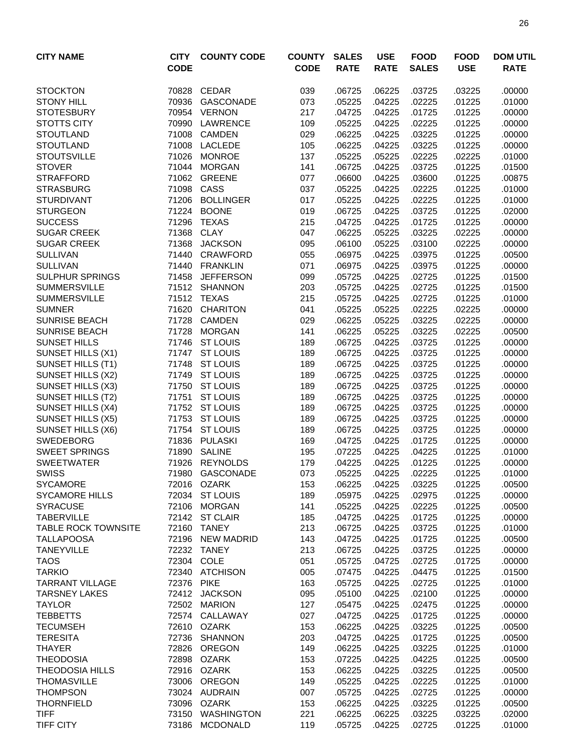| CITY NAME | CITY CODE | COUNTY CODE | COUNTY CODE | SALES RATE | USE RATE | FOOD SALES | FOOD USE | DOM UTIL RATE |
|---|---|---|---|---|---|---|---|---|
| STOCKTON | 70828 | CEDAR | 039 | .06725 | .06225 | .03725 | .03225 | .00000 |
| STONY HILL | 70936 | GASCONADE | 073 | .05225 | .04225 | .02225 | .01225 | .01000 |
| STOTESBURY | 70954 | VERNON | 217 | .04725 | .04225 | .01725 | .01225 | .00000 |
| STOTTS CITY | 70990 | LAWRENCE | 109 | .05225 | .04225 | .02225 | .01225 | .00000 |
| STOUTLAND | 71008 | CAMDEN | 029 | .06225 | .04225 | .03225 | .01225 | .00000 |
| STOUTLAND | 71008 | LACLEDE | 105 | .06225 | .04225 | .03225 | .01225 | .00000 |
| STOUTSVILLE | 71026 | MONROE | 137 | .05225 | .05225 | .02225 | .02225 | .01000 |
| STOVER | 71044 | MORGAN | 141 | .06725 | .04225 | .03725 | .01225 | .01500 |
| STRAFFORD | 71062 | GREENE | 077 | .06600 | .04225 | .03600 | .01225 | .00875 |
| STRASBURG | 71098 | CASS | 037 | .05225 | .04225 | .02225 | .01225 | .01000 |
| STURDIVANT | 71206 | BOLLINGER | 017 | .05225 | .04225 | .02225 | .01225 | .01000 |
| STURGEON | 71224 | BOONE | 019 | .06725 | .04225 | .03725 | .01225 | .02000 |
| SUCCESS | 71296 | TEXAS | 215 | .04725 | .04225 | .01725 | .01225 | .00000 |
| SUGAR CREEK | 71368 | CLAY | 047 | .06225 | .05225 | .03225 | .02225 | .00000 |
| SUGAR CREEK | 71368 | JACKSON | 095 | .06100 | .05225 | .03100 | .02225 | .00000 |
| SULLIVAN | 71440 | CRAWFORD | 055 | .06975 | .04225 | .03975 | .01225 | .00500 |
| SULLIVAN | 71440 | FRANKLIN | 071 | .06975 | .04225 | .03975 | .01225 | .00000 |
| SULPHUR SPRINGS | 71458 | JEFFERSON | 099 | .05725 | .04225 | .02725 | .01225 | .01500 |
| SUMMERSVILLE | 71512 | SHANNON | 203 | .05725 | .04225 | .02725 | .01225 | .01500 |
| SUMMERSVILLE | 71512 | TEXAS | 215 | .05725 | .04225 | .02725 | .01225 | .01000 |
| SUMNER | 71620 | CHARITON | 041 | .05225 | .05225 | .02225 | .02225 | .00000 |
| SUNRISE BEACH | 71728 | CAMDEN | 029 | .06225 | .05225 | .03225 | .02225 | .00000 |
| SUNRISE BEACH | 71728 | MORGAN | 141 | .06225 | .05225 | .03225 | .02225 | .00500 |
| SUNSET HILLS | 71746 | ST LOUIS | 189 | .06725 | .04225 | .03725 | .01225 | .00000 |
| SUNSET HILLS (X1) | 71747 | ST LOUIS | 189 | .06725 | .04225 | .03725 | .01225 | .00000 |
| SUNSET HILLS (T1) | 71748 | ST LOUIS | 189 | .06725 | .04225 | .03725 | .01225 | .00000 |
| SUNSET HILLS (X2) | 71749 | ST LOUIS | 189 | .06725 | .04225 | .03725 | .01225 | .00000 |
| SUNSET HILLS (X3) | 71750 | ST LOUIS | 189 | .06725 | .04225 | .03725 | .01225 | .00000 |
| SUNSET HILLS (T2) | 71751 | ST LOUIS | 189 | .06725 | .04225 | .03725 | .01225 | .00000 |
| SUNSET HILLS (X4) | 71752 | ST LOUIS | 189 | .06725 | .04225 | .03725 | .01225 | .00000 |
| SUNSET HILLS (X5) | 71753 | ST LOUIS | 189 | .06725 | .04225 | .03725 | .01225 | .00000 |
| SUNSET HILLS (X6) | 71754 | ST LOUIS | 189 | .06725 | .04225 | .03725 | .01225 | .00000 |
| SWEDEBORG | 71836 | PULASKI | 169 | .04725 | .04225 | .01725 | .01225 | .00000 |
| SWEET SPRINGS | 71890 | SALINE | 195 | .07225 | .04225 | .04225 | .01225 | .01000 |
| SWEETWATER | 71926 | REYNOLDS | 179 | .04225 | .04225 | .01225 | .01225 | .00000 |
| SWISS | 71980 | GASCONADE | 073 | .05225 | .04225 | .02225 | .01225 | .01000 |
| SYCAMORE | 72016 | OZARK | 153 | .06225 | .04225 | .03225 | .01225 | .00500 |
| SYCAMORE HILLS | 72034 | ST LOUIS | 189 | .05975 | .04225 | .02975 | .01225 | .00000 |
| SYRACUSE | 72106 | MORGAN | 141 | .05225 | .04225 | .02225 | .01225 | .00500 |
| TABERVILLE | 72142 | ST CLAIR | 185 | .04725 | .04225 | .01725 | .01225 | .00000 |
| TABLE ROCK TOWNSITE | 72160 | TANEY | 213 | .06725 | .04225 | .03725 | .01225 | .01000 |
| TALLAPOOSA | 72196 | NEW MADRID | 143 | .04725 | .04225 | .01725 | .01225 | .00500 |
| TANEYVILLE | 72232 | TANEY | 213 | .06725 | .04225 | .03725 | .01225 | .00000 |
| TAOS | 72304 | COLE | 051 | .05725 | .04725 | .02725 | .01725 | .00000 |
| TARKIO | 72340 | ATCHISON | 005 | .07475 | .04225 | .04475 | .01225 | .01500 |
| TARRANT VILLAGE | 72376 | PIKE | 163 | .05725 | .04225 | .02725 | .01225 | .01000 |
| TARSNEY LAKES | 72412 | JACKSON | 095 | .05100 | .04225 | .02100 | .01225 | .00000 |
| TAYLOR | 72502 | MARION | 127 | .05475 | .04225 | .02475 | .01225 | .00000 |
| TEBBETTS | 72574 | CALLAWAY | 027 | .04725 | .04225 | .01725 | .01225 | .00000 |
| TECUMSEH | 72610 | OZARK | 153 | .06225 | .04225 | .03225 | .01225 | .00500 |
| TERESITA | 72736 | SHANNON | 203 | .04725 | .04225 | .01725 | .01225 | .00500 |
| THAYER | 72826 | OREGON | 149 | .06225 | .04225 | .03225 | .01225 | .01000 |
| THEODOSIA | 72898 | OZARK | 153 | .07225 | .04225 | .04225 | .01225 | .00500 |
| THEODOSIA HILLS | 72916 | OZARK | 153 | .06225 | .04225 | .03225 | .01225 | .00500 |
| THOMASVILLE | 73006 | OREGON | 149 | .05225 | .04225 | .02225 | .01225 | .01000 |
| THOMPSON | 73024 | AUDRAIN | 007 | .05725 | .04225 | .02725 | .01225 | .00000 |
| THORNFIELD | 73096 | OZARK | 153 | .06225 | .04225 | .03225 | .01225 | .00500 |
| TIFF | 73150 | WASHINGTON | 221 | .06225 | .06225 | .03225 | .03225 | .02000 |
| TIFF CITY | 73186 | MCDONALD | 119 | .05725 | .04225 | .02725 | .01225 | .01000 |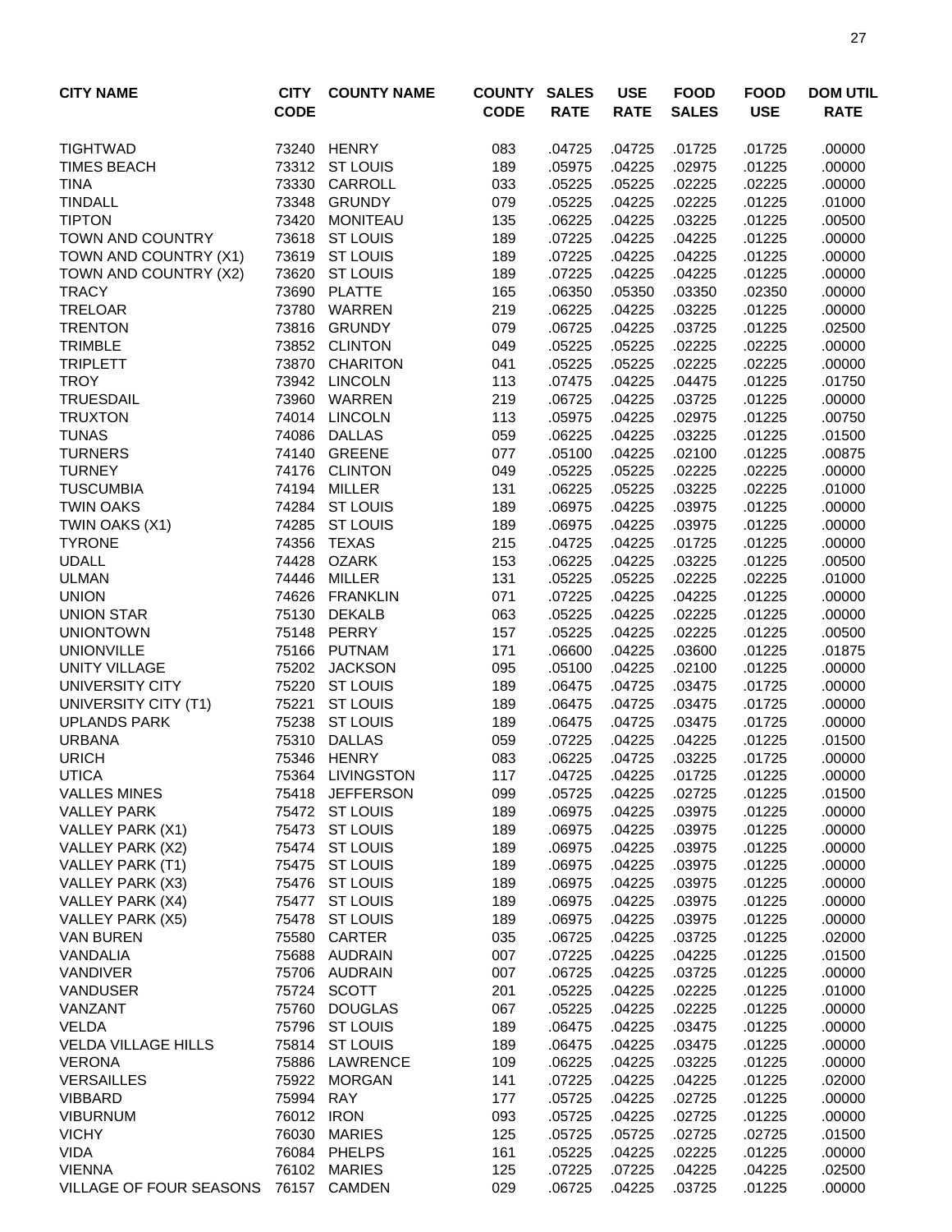| CITY NAME | CITY CODE | COUNTY NAME | COUNTY CODE | SALES RATE | USE RATE | FOOD SALES | FOOD USE | DOM UTIL RATE |
|---|---|---|---|---|---|---|---|---|
| TIGHTWAD | 73240 | HENRY | 083 | .04725 | .04725 | .01725 | .01725 | .00000 |
| TIMES BEACH | 73312 | ST LOUIS | 189 | .05975 | .04225 | .02975 | .01225 | .00000 |
| TINA | 73330 | CARROLL | 033 | .05225 | .05225 | .02225 | .02225 | .00000 |
| TINDALL | 73348 | GRUNDY | 079 | .05225 | .04225 | .02225 | .01225 | .01000 |
| TIPTON | 73420 | MONITEAU | 135 | .06225 | .04225 | .03225 | .01225 | .00500 |
| TOWN AND COUNTRY | 73618 | ST LOUIS | 189 | .07225 | .04225 | .04225 | .01225 | .00000 |
| TOWN AND COUNTRY (X1) | 73619 | ST LOUIS | 189 | .07225 | .04225 | .04225 | .01225 | .00000 |
| TOWN AND COUNTRY (X2) | 73620 | ST LOUIS | 189 | .07225 | .04225 | .04225 | .01225 | .00000 |
| TRACY | 73690 | PLATTE | 165 | .06350 | .05350 | .03350 | .02350 | .00000 |
| TRELOAR | 73780 | WARREN | 219 | .06225 | .04225 | .03225 | .01225 | .00000 |
| TRENTON | 73816 | GRUNDY | 079 | .06725 | .04225 | .03725 | .01225 | .02500 |
| TRIMBLE | 73852 | CLINTON | 049 | .05225 | .05225 | .02225 | .02225 | .00000 |
| TRIPLETT | 73870 | CHARITON | 041 | .05225 | .05225 | .02225 | .02225 | .00000 |
| TROY | 73942 | LINCOLN | 113 | .07475 | .04225 | .04475 | .01225 | .01750 |
| TRUESDAIL | 73960 | WARREN | 219 | .06725 | .04225 | .03725 | .01225 | .00000 |
| TRUXTON | 74014 | LINCOLN | 113 | .05975 | .04225 | .02975 | .01225 | .00750 |
| TUNAS | 74086 | DALLAS | 059 | .06225 | .04225 | .03225 | .01225 | .01500 |
| TURNERS | 74140 | GREENE | 077 | .05100 | .04225 | .02100 | .01225 | .00875 |
| TURNEY | 74176 | CLINTON | 049 | .05225 | .05225 | .02225 | .02225 | .00000 |
| TUSCUMBIA | 74194 | MILLER | 131 | .06225 | .05225 | .03225 | .02225 | .01000 |
| TWIN OAKS | 74284 | ST LOUIS | 189 | .06975 | .04225 | .03975 | .01225 | .00000 |
| TWIN OAKS (X1) | 74285 | ST LOUIS | 189 | .06975 | .04225 | .03975 | .01225 | .00000 |
| TYRONE | 74356 | TEXAS | 215 | .04725 | .04225 | .01725 | .01225 | .00000 |
| UDALL | 74428 | OZARK | 153 | .06225 | .04225 | .03225 | .01225 | .00500 |
| ULMAN | 74446 | MILLER | 131 | .05225 | .05225 | .02225 | .02225 | .01000 |
| UNION | 74626 | FRANKLIN | 071 | .07225 | .04225 | .04225 | .01225 | .00000 |
| UNION STAR | 75130 | DEKALB | 063 | .05225 | .04225 | .02225 | .01225 | .00000 |
| UNIONTOWN | 75148 | PERRY | 157 | .05225 | .04225 | .02225 | .01225 | .00500 |
| UNIONVILLE | 75166 | PUTNAM | 171 | .06600 | .04225 | .03600 | .01225 | .01875 |
| UNITY VILLAGE | 75202 | JACKSON | 095 | .05100 | .04225 | .02100 | .01225 | .00000 |
| UNIVERSITY CITY | 75220 | ST LOUIS | 189 | .06475 | .04725 | .03475 | .01725 | .00000 |
| UNIVERSITY CITY (T1) | 75221 | ST LOUIS | 189 | .06475 | .04725 | .03475 | .01725 | .00000 |
| UPLANDS PARK | 75238 | ST LOUIS | 189 | .06475 | .04725 | .03475 | .01725 | .00000 |
| URBANA | 75310 | DALLAS | 059 | .07225 | .04225 | .04225 | .01225 | .01500 |
| URICH | 75346 | HENRY | 083 | .06225 | .04725 | .03225 | .01725 | .00000 |
| UTICA | 75364 | LIVINGSTON | 117 | .04725 | .04225 | .01725 | .01225 | .00000 |
| VALLES MINES | 75418 | JEFFERSON | 099 | .05725 | .04225 | .02725 | .01225 | .01500 |
| VALLEY PARK | 75472 | ST LOUIS | 189 | .06975 | .04225 | .03975 | .01225 | .00000 |
| VALLEY PARK (X1) | 75473 | ST LOUIS | 189 | .06975 | .04225 | .03975 | .01225 | .00000 |
| VALLEY PARK (X2) | 75474 | ST LOUIS | 189 | .06975 | .04225 | .03975 | .01225 | .00000 |
| VALLEY PARK (T1) | 75475 | ST LOUIS | 189 | .06975 | .04225 | .03975 | .01225 | .00000 |
| VALLEY PARK (X3) | 75476 | ST LOUIS | 189 | .06975 | .04225 | .03975 | .01225 | .00000 |
| VALLEY PARK (X4) | 75477 | ST LOUIS | 189 | .06975 | .04225 | .03975 | .01225 | .00000 |
| VALLEY PARK (X5) | 75478 | ST LOUIS | 189 | .06975 | .04225 | .03975 | .01225 | .00000 |
| VAN BUREN | 75580 | CARTER | 035 | .06725 | .04225 | .03725 | .01225 | .02000 |
| VANDALIA | 75688 | AUDRAIN | 007 | .07225 | .04225 | .04225 | .01225 | .01500 |
| VANDIVER | 75706 | AUDRAIN | 007 | .06725 | .04225 | .03725 | .01225 | .00000 |
| VANDUSER | 75724 | SCOTT | 201 | .05225 | .04225 | .02225 | .01225 | .01000 |
| VANZANT | 75760 | DOUGLAS | 067 | .05225 | .04225 | .02225 | .01225 | .00000 |
| VELDA | 75796 | ST LOUIS | 189 | .06475 | .04225 | .03475 | .01225 | .00000 |
| VELDA VILLAGE HILLS | 75814 | ST LOUIS | 189 | .06475 | .04225 | .03475 | .01225 | .00000 |
| VERONA | 75886 | LAWRENCE | 109 | .06225 | .04225 | .03225 | .01225 | .00000 |
| VERSAILLES | 75922 | MORGAN | 141 | .07225 | .04225 | .04225 | .01225 | .02000 |
| VIBBARD | 75994 | RAY | 177 | .05725 | .04225 | .02725 | .01225 | .00000 |
| VIBURNUM | 76012 | IRON | 093 | .05725 | .04225 | .02725 | .01225 | .00000 |
| VICHY | 76030 | MARIES | 125 | .05725 | .05725 | .02725 | .02725 | .01500 |
| VIDA | 76084 | PHELPS | 161 | .05225 | .04225 | .02225 | .01225 | .00000 |
| VIENNA | 76102 | MARIES | 125 | .07225 | .07225 | .04225 | .04225 | .02500 |
| VILLAGE OF FOUR SEASONS | 76157 | CAMDEN | 029 | .06725 | .04225 | .03725 | .01225 | .00000 |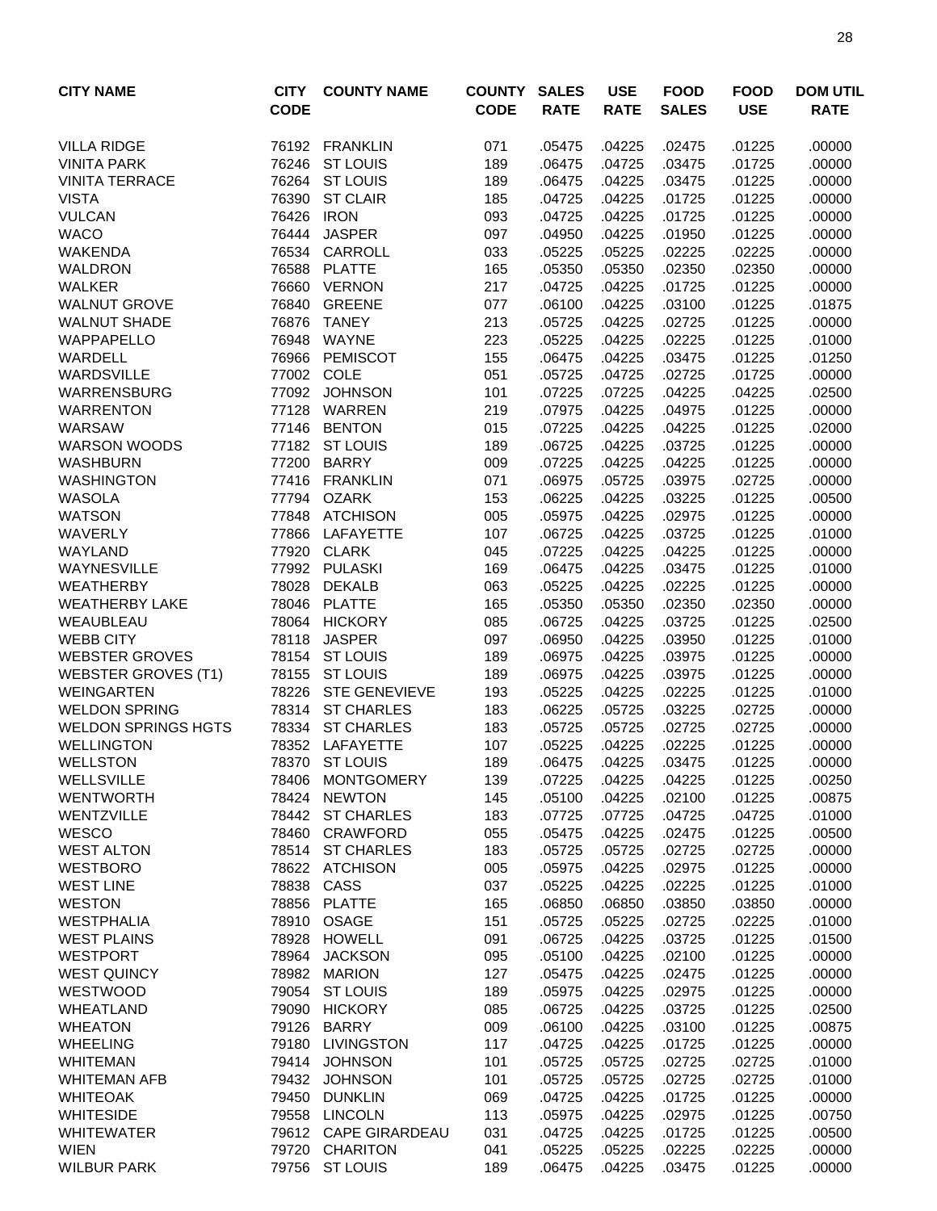| CITY NAME | CITY CODE | COUNTY NAME | COUNTY CODE | SALES RATE | USE RATE | FOOD SALES | FOOD USE | DOM UTIL RATE |
|---|---|---|---|---|---|---|---|---|
| VILLA RIDGE | 76192 | FRANKLIN | 071 | .05475 | .04225 | .02475 | .01225 | .00000 |
| VINITA PARK | 76246 | ST LOUIS | 189 | .06475 | .04725 | .03475 | .01725 | .00000 |
| VINITA TERRACE | 76264 | ST LOUIS | 189 | .06475 | .04225 | .03475 | .01225 | .00000 |
| VISTA | 76390 | ST CLAIR | 185 | .04725 | .04225 | .01725 | .01225 | .00000 |
| VULCAN | 76426 | IRON | 093 | .04725 | .04225 | .01725 | .01225 | .00000 |
| WACO | 76444 | JASPER | 097 | .04950 | .04225 | .01950 | .01225 | .00000 |
| WAKENDA | 76534 | CARROLL | 033 | .05225 | .05225 | .02225 | .02225 | .00000 |
| WALDRON | 76588 | PLATTE | 165 | .05350 | .05350 | .02350 | .02350 | .00000 |
| WALKER | 76660 | VERNON | 217 | .04725 | .04225 | .01725 | .01225 | .00000 |
| WALNUT GROVE | 76840 | GREENE | 077 | .06100 | .04225 | .03100 | .01225 | .01875 |
| WALNUT SHADE | 76876 | TANEY | 213 | .05725 | .04225 | .02725 | .01225 | .00000 |
| WAPPAPELLO | 76948 | WAYNE | 223 | .05225 | .04225 | .02225 | .01225 | .01000 |
| WARDELL | 76966 | PEMISCOT | 155 | .06475 | .04225 | .03475 | .01225 | .01250 |
| WARDSVILLE | 77002 | COLE | 051 | .05725 | .04725 | .02725 | .01725 | .00000 |
| WARRENSBURG | 77092 | JOHNSON | 101 | .07225 | .07225 | .04225 | .04225 | .02500 |
| WARRENTON | 77128 | WARREN | 219 | .07975 | .04225 | .04975 | .01225 | .00000 |
| WARSAW | 77146 | BENTON | 015 | .07225 | .04225 | .04225 | .01225 | .02000 |
| WARSON WOODS | 77182 | ST LOUIS | 189 | .06725 | .04225 | .03725 | .01225 | .00000 |
| WASHBURN | 77200 | BARRY | 009 | .07225 | .04225 | .04225 | .01225 | .00000 |
| WASHINGTON | 77416 | FRANKLIN | 071 | .06975 | .05725 | .03975 | .02725 | .00000 |
| WASOLA | 77794 | OZARK | 153 | .06225 | .04225 | .03225 | .01225 | .00500 |
| WATSON | 77848 | ATCHISON | 005 | .05975 | .04225 | .02975 | .01225 | .00000 |
| WAVERLY | 77866 | LAFAYETTE | 107 | .06725 | .04225 | .03725 | .01225 | .01000 |
| WAYLAND | 77920 | CLARK | 045 | .07225 | .04225 | .04225 | .01225 | .00000 |
| WAYNESVILLE | 77992 | PULASKI | 169 | .06475 | .04225 | .03475 | .01225 | .01000 |
| WEATHERBY | 78028 | DEKALB | 063 | .05225 | .04225 | .02225 | .01225 | .00000 |
| WEATHERBY LAKE | 78046 | PLATTE | 165 | .05350 | .05350 | .02350 | .02350 | .00000 |
| WEAUBLEAU | 78064 | HICKORY | 085 | .06725 | .04225 | .03725 | .01225 | .02500 |
| WEBB CITY | 78118 | JASPER | 097 | .06950 | .04225 | .03950 | .01225 | .01000 |
| WEBSTER GROVES | 78154 | ST LOUIS | 189 | .06975 | .04225 | .03975 | .01225 | .00000 |
| WEBSTER GROVES (T1) | 78155 | ST LOUIS | 189 | .06975 | .04225 | .03975 | .01225 | .00000 |
| WEINGARTEN | 78226 | STE GENEVIEVE | 193 | .05225 | .04225 | .02225 | .01225 | .01000 |
| WELDON SPRING | 78314 | ST CHARLES | 183 | .06225 | .05725 | .03225 | .02725 | .00000 |
| WELDON SPRINGS HGTS | 78334 | ST CHARLES | 183 | .05725 | .05725 | .02725 | .02725 | .00000 |
| WELLINGTON | 78352 | LAFAYETTE | 107 | .05225 | .04225 | .02225 | .01225 | .00000 |
| WELLSTON | 78370 | ST LOUIS | 189 | .06475 | .04225 | .03475 | .01225 | .00000 |
| WELLSVILLE | 78406 | MONTGOMERY | 139 | .07225 | .04225 | .04225 | .01225 | .00250 |
| WENTWORTH | 78424 | NEWTON | 145 | .05100 | .04225 | .02100 | .01225 | .00875 |
| WENTZVILLE | 78442 | ST CHARLES | 183 | .07725 | .07725 | .04725 | .04725 | .01000 |
| WESCO | 78460 | CRAWFORD | 055 | .05475 | .04225 | .02475 | .01225 | .00500 |
| WEST ALTON | 78514 | ST CHARLES | 183 | .05725 | .05725 | .02725 | .02725 | .00000 |
| WESTBORO | 78622 | ATCHISON | 005 | .05975 | .04225 | .02975 | .01225 | .00000 |
| WEST LINE | 78838 | CASS | 037 | .05225 | .04225 | .02225 | .01225 | .01000 |
| WESTON | 78856 | PLATTE | 165 | .06850 | .06850 | .03850 | .03850 | .00000 |
| WESTPHALIA | 78910 | OSAGE | 151 | .05725 | .05225 | .02725 | .02225 | .01000 |
| WEST PLAINS | 78928 | HOWELL | 091 | .06725 | .04225 | .03725 | .01225 | .01500 |
| WESTPORT | 78964 | JACKSON | 095 | .05100 | .04225 | .02100 | .01225 | .00000 |
| WEST QUINCY | 78982 | MARION | 127 | .05475 | .04225 | .02475 | .01225 | .00000 |
| WESTWOOD | 79054 | ST LOUIS | 189 | .05975 | .04225 | .02975 | .01225 | .00000 |
| WHEATLAND | 79090 | HICKORY | 085 | .06725 | .04225 | .03725 | .01225 | .02500 |
| WHEATON | 79126 | BARRY | 009 | .06100 | .04225 | .03100 | .01225 | .00875 |
| WHEELING | 79180 | LIVINGSTON | 117 | .04725 | .04225 | .01725 | .01225 | .00000 |
| WHITEMAN | 79414 | JOHNSON | 101 | .05725 | .05725 | .02725 | .02725 | .01000 |
| WHITEMAN AFB | 79432 | JOHNSON | 101 | .05725 | .05725 | .02725 | .02725 | .01000 |
| WHITEOAK | 79450 | DUNKLIN | 069 | .04725 | .04225 | .01725 | .01225 | .00000 |
| WHITESIDE | 79558 | LINCOLN | 113 | .05975 | .04225 | .02975 | .01225 | .00750 |
| WHITEWATER | 79612 | CAPE GIRARDEAU | 031 | .04725 | .04225 | .01725 | .01225 | .00500 |
| WIEN | 79720 | CHARITON | 041 | .05225 | .05225 | .02225 | .02225 | .00000 |
| WILBUR PARK | 79756 | ST LOUIS | 189 | .06475 | .04225 | .03475 | .01225 | .00000 |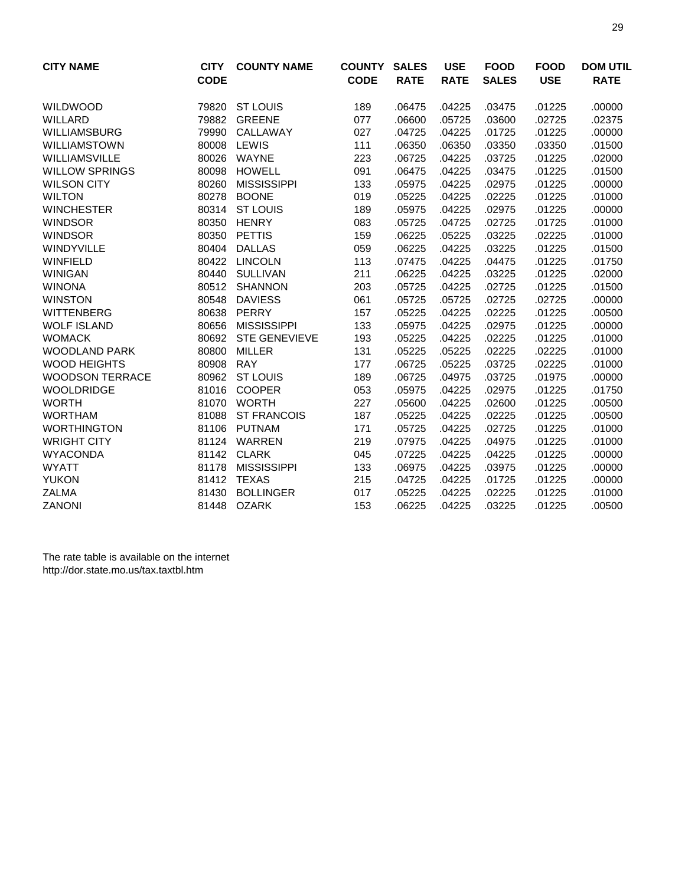| CITY NAME | CITY CODE | COUNTY NAME | COUNTY CODE | SALES RATE | USE RATE | FOOD SALES | FOOD USE | DOM UTIL RATE |
|---|---|---|---|---|---|---|---|---|
| WILDWOOD | 79820 | ST LOUIS | 189 | .06475 | .04225 | .03475 | .01225 | .00000 |
| WILLARD | 79882 | GREENE | 077 | .06600 | .05725 | .03600 | .02725 | .02375 |
| WILLIAMSBURG | 79990 | CALLAWAY | 027 | .04725 | .04225 | .01725 | .01225 | .00000 |
| WILLIAMSTOWN | 80008 | LEWIS | 111 | .06350 | .06350 | .03350 | .03350 | .01500 |
| WILLIAMSVILLE | 80026 | WAYNE | 223 | .06725 | .04225 | .03725 | .01225 | .02000 |
| WILLOW SPRINGS | 80098 | HOWELL | 091 | .06475 | .04225 | .03475 | .01225 | .01500 |
| WILSON CITY | 80260 | MISSISSIPPI | 133 | .05975 | .04225 | .02975 | .01225 | .00000 |
| WILTON | 80278 | BOONE | 019 | .05225 | .04225 | .02225 | .01225 | .01000 |
| WINCHESTER | 80314 | ST LOUIS | 189 | .05975 | .04225 | .02975 | .01225 | .00000 |
| WINDSOR | 80350 | HENRY | 083 | .05725 | .04725 | .02725 | .01725 | .01000 |
| WINDSOR | 80350 | PETTIS | 159 | .06225 | .05225 | .03225 | .02225 | .01000 |
| WINDYVILLE | 80404 | DALLAS | 059 | .06225 | .04225 | .03225 | .01225 | .01500 |
| WINFIELD | 80422 | LINCOLN | 113 | .07475 | .04225 | .04475 | .01225 | .01750 |
| WINIGAN | 80440 | SULLIVAN | 211 | .06225 | .04225 | .03225 | .01225 | .02000 |
| WINONA | 80512 | SHANNON | 203 | .05725 | .04225 | .02725 | .01225 | .01500 |
| WINSTON | 80548 | DAVIESS | 061 | .05725 | .05725 | .02725 | .02725 | .00000 |
| WITTENBERG | 80638 | PERRY | 157 | .05225 | .04225 | .02225 | .01225 | .00500 |
| WOLF ISLAND | 80656 | MISSISSIPPI | 133 | .05975 | .04225 | .02975 | .01225 | .00000 |
| WOMACK | 80692 | STE GENEVIEVE | 193 | .05225 | .04225 | .02225 | .01225 | .01000 |
| WOODLAND PARK | 80800 | MILLER | 131 | .05225 | .05225 | .02225 | .02225 | .01000 |
| WOOD HEIGHTS | 80908 | RAY | 177 | .06725 | .05225 | .03725 | .02225 | .01000 |
| WOODSON TERRACE | 80962 | ST LOUIS | 189 | .06725 | .04975 | .03725 | .01975 | .00000 |
| WOOLDRIDGE | 81016 | COOPER | 053 | .05975 | .04225 | .02975 | .01225 | .01750 |
| WORTH | 81070 | WORTH | 227 | .05600 | .04225 | .02600 | .01225 | .00500 |
| WORTHAM | 81088 | ST FRANCOIS | 187 | .05225 | .04225 | .02225 | .01225 | .00500 |
| WORTHINGTON | 81106 | PUTNAM | 171 | .05725 | .04225 | .02725 | .01225 | .01000 |
| WRIGHT CITY | 81124 | WARREN | 219 | .07975 | .04225 | .04975 | .01225 | .01000 |
| WYACONDA | 81142 | CLARK | 045 | .07225 | .04225 | .04225 | .01225 | .00000 |
| WYATT | 81178 | MISSISSIPPI | 133 | .06975 | .04225 | .03975 | .01225 | .00000 |
| YUKON | 81412 | TEXAS | 215 | .04725 | .04225 | .01725 | .01225 | .00000 |
| ZALMA | 81430 | BOLLINGER | 017 | .05225 | .04225 | .02225 | .01225 | .01000 |
| ZANONI | 81448 | OZARK | 153 | .06225 | .04225 | .03225 | .01225 | .00500 |

The rate table is available on the internet
http://dor.state.mo.us/tax.taxtbl.htm